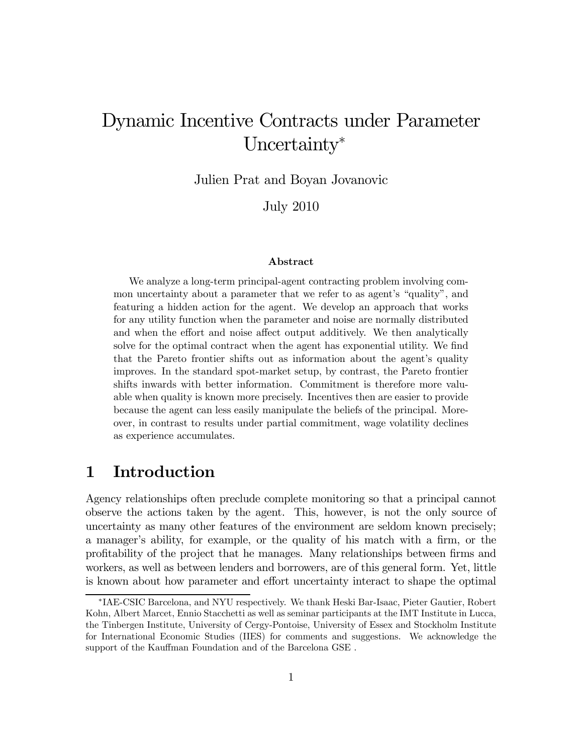# Dynamic Incentive Contracts under Parameter Uncertainty*

Julien Prat and Boyan Jovanovic

July 2010

**Abstract**

We analyze a long-term principal-agent contracting problem involving common uncertainty about a parameter that we refer to as agent's "quality", and featuring a hidden action for the agent. We develop an approach that works for any utility function when the parameter and noise are normally distributed and when the effort and noise affect output additively. We then analytically solve for the optimal contract when the agent has exponential utility. We find that the Pareto frontier shifts out as information about the agent's quality improves. In the standard spot-market setup, by contrast, the Pareto frontier shifts inwards with better information. Commitment is therefore more valuable when quality is known more precisely. Incentives then are easier to provide because the agent can less easily manipulate the beliefs of the principal. Moreover, in contrast to results under partial commitment, wage volatility declines as experience accumulates.

## 1 Introduction

Agency relationships often preclude complete monitoring so that a principal cannot observe the actions taken by the agent. This, however, is not the only source of uncertainty as many other features of the environment are seldom known precisely; a manager's ability, for example, or the quality of his match with a firm, or the profitability of the project that he manages. Many relationships between firms and workers, as well as between lenders and borrowers, are of this general form. Yet, little is known about how parameter and effort uncertainty interact to shape the optimal

---

*IAE-CSIC Barcelona, and NYU respectively. We thank Heski Bar-Isaac, Pieter Gautier, Robert Kohn, Albert Marcet, Ennio Stacchetti as well as seminar participants at the IMT Institute in Lucca, the Tinbergen Institute, University of Cergy-Pontoise, University of Essex and Stockholm Institute for International Economic Studies (IIES) for comments and suggestions. We acknowledge the support of the Kauffman Foundation and of the Barcelona GSE .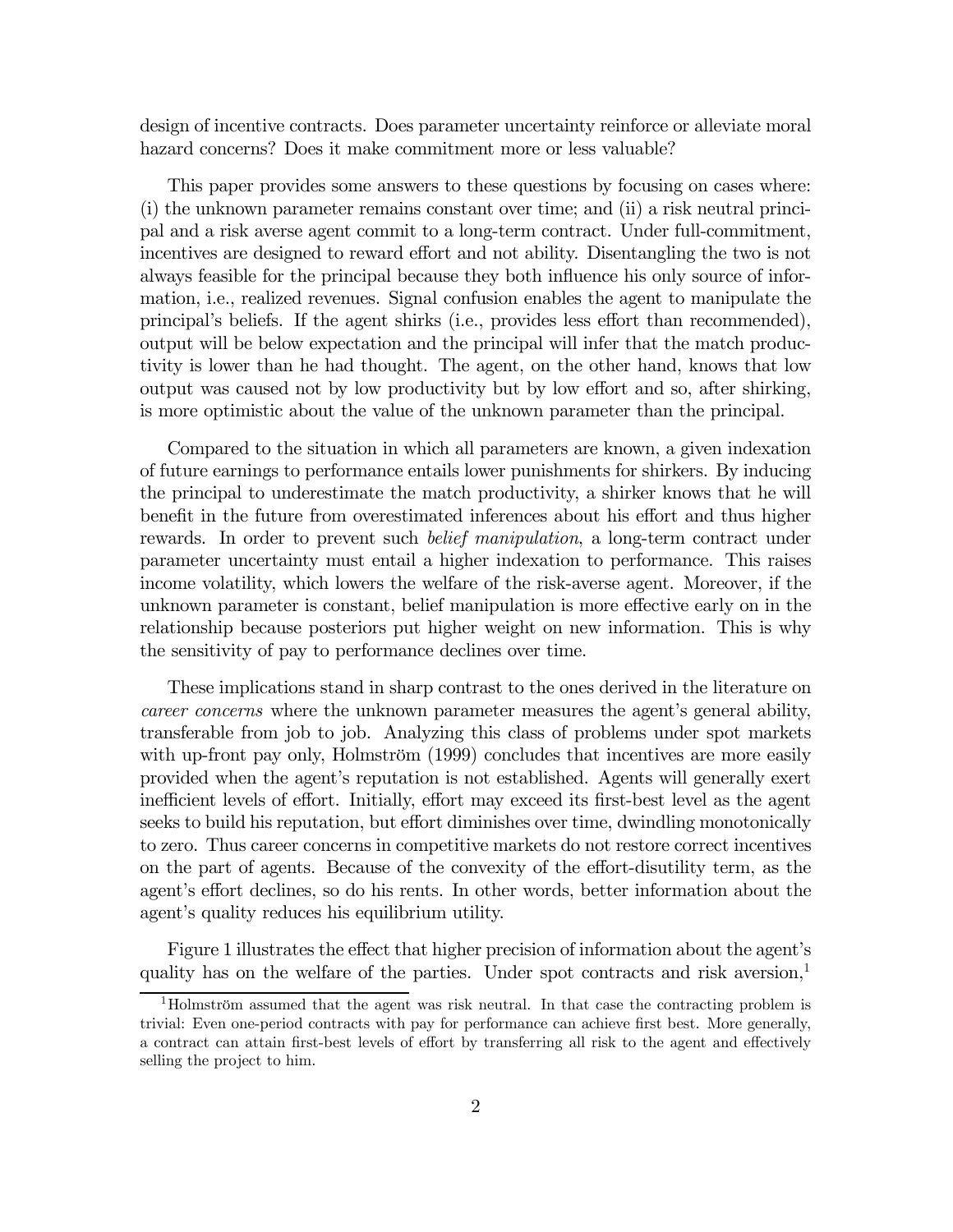design of incentive contracts. Does parameter uncertainty reinforce or alleviate moral hazard concerns? Does it make commitment more or less valuable?

This paper provides some answers to these questions by focusing on cases where: (i) the unknown parameter remains constant over time; and (ii) a risk neutral principal and a risk averse agent commit to a long-term contract. Under full-commitment, incentives are designed to reward effort and not ability. Disentangling the two is not always feasible for the principal because they both influence his only source of information, i.e., realized revenues. Signal confusion enables the agent to manipulate the principal's beliefs. If the agent shirks (i.e., provides less effort than recommended), output will be below expectation and the principal will infer that the match productivity is lower than he had thought. The agent, on the other hand, knows that low output was caused not by low productivity but by low effort and so, after shirking, is more optimistic about the value of the unknown parameter than the principal.

Compared to the situation in which all parameters are known, a given indexation of future earnings to performance entails lower punishments for shirkers. By inducing the principal to underestimate the match productivity, a shirker knows that he will benefit in the future from overestimated inferences about his effort and thus higher rewards. In order to prevent such *belief manipulation*, a long-term contract under parameter uncertainty must entail a higher indexation to performance. This raises income volatility, which lowers the welfare of the risk-averse agent. Moreover, if the unknown parameter is constant, belief manipulation is more effective early on in the relationship because posteriors put higher weight on new information. This is why the sensitivity of pay to performance declines over time.

These implications stand in sharp contrast to the ones derived in the literature on *career concerns* where the unknown parameter measures the agent's general ability, transferable from job to job. Analyzing this class of problems under spot markets with up-front pay only, Holmström (1999) concludes that incentives are more easily provided when the agent's reputation is not established. Agents will generally exert inefficient levels of effort. Initially, effort may exceed its first-best level as the agent seeks to build his reputation, but effort diminishes over time, dwindling monotonically to zero. Thus career concerns in competitive markets do not restore correct incentives on the part of agents. Because of the convexity of the effort-disutility term, as the agent's effort declines, so do his rents. In other words, better information about the agent's quality reduces his equilibrium utility.

Figure 1 illustrates the effect that higher precision of information about the agent's quality has on the welfare of the parties. Under spot contracts and risk aversion,[1]

[1] Holmström assumed that the agent was risk neutral. In that case the contracting problem is trivial: Even one-period contracts with pay for performance can achieve first best. More generally, a contract can attain first-best levels of effort by transferring all risk to the agent and effectively selling the project to him.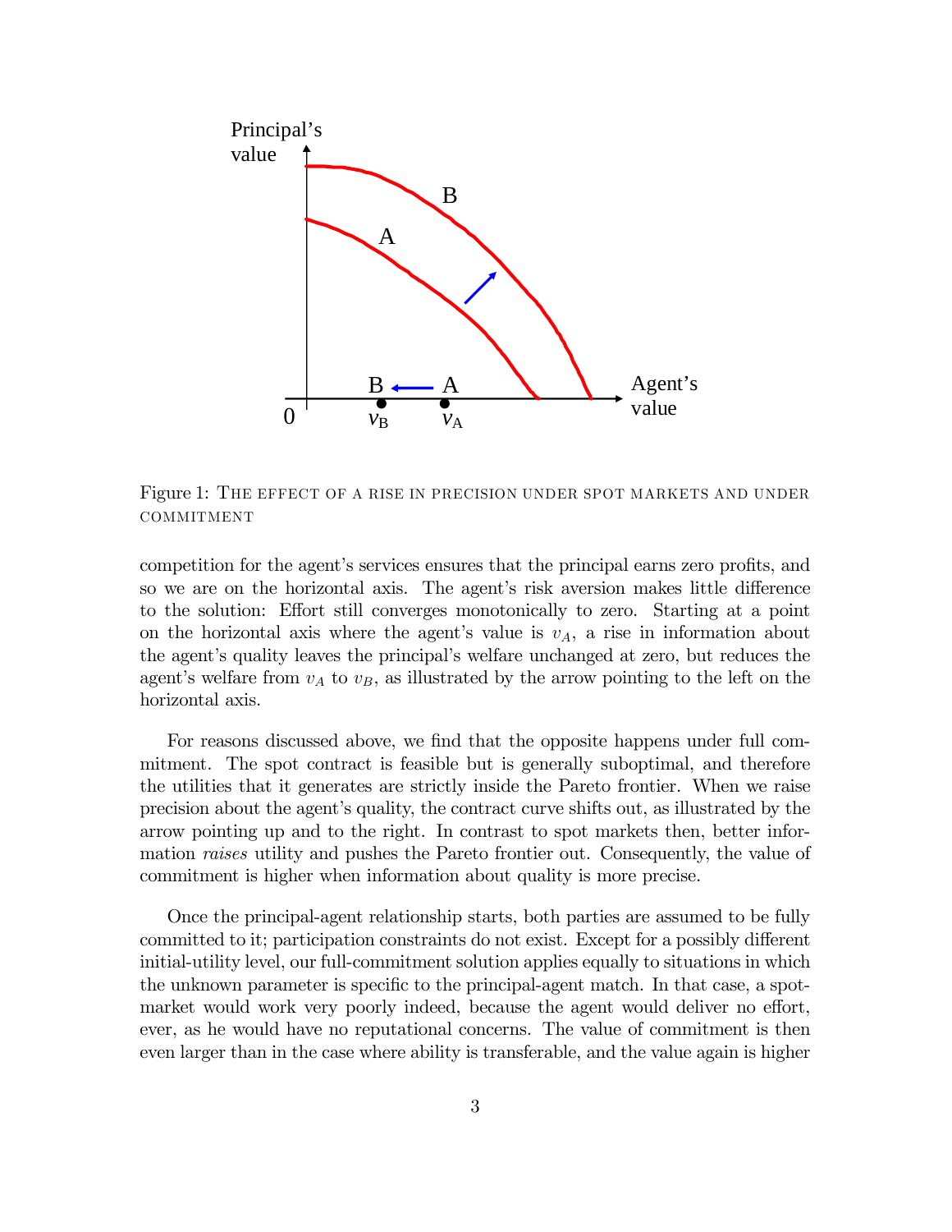Figure 1: The effect of a rise in precision under spot markets and under commitment

competition for the agent's services ensures that the principal earns zero profits, and so we are on the horizontal axis. The agent's risk aversion makes little difference to the solution: Effort still converges monotonically to zero. Starting at a point on the horizontal axis where the agent's value is $v_A$, a rise in information about the agent's quality leaves the principal's welfare unchanged at zero, but reduces the agent's welfare from $v_A$ to $v_B$, as illustrated by the arrow pointing to the left on the horizontal axis.

For reasons discussed above, we find that the opposite happens under full commitment. The spot contract is feasible but is generally suboptimal, and therefore the utilities that it generates are strictly inside the Pareto frontier. When we raise precision about the agent's quality, the contract curve shifts out, as illustrated by the arrow pointing up and to the right. In contrast to spot markets then, better information *raises* utility and pushes the Pareto frontier out. Consequently, the value of commitment is higher when information about quality is more precise.

Once the principal-agent relationship starts, both parties are assumed to be fully committed to it; participation constraints do not exist. Except for a possibly different initial-utility level, our full-commitment solution applies equally to situations in which the unknown parameter is specific to the principal-agent match. In that case, a spot-market would work very poorly indeed, because the agent would deliver no effort, ever, as he would have no reputational concerns. The value of commitment is then even larger than in the case where ability is transferable, and the value again is higher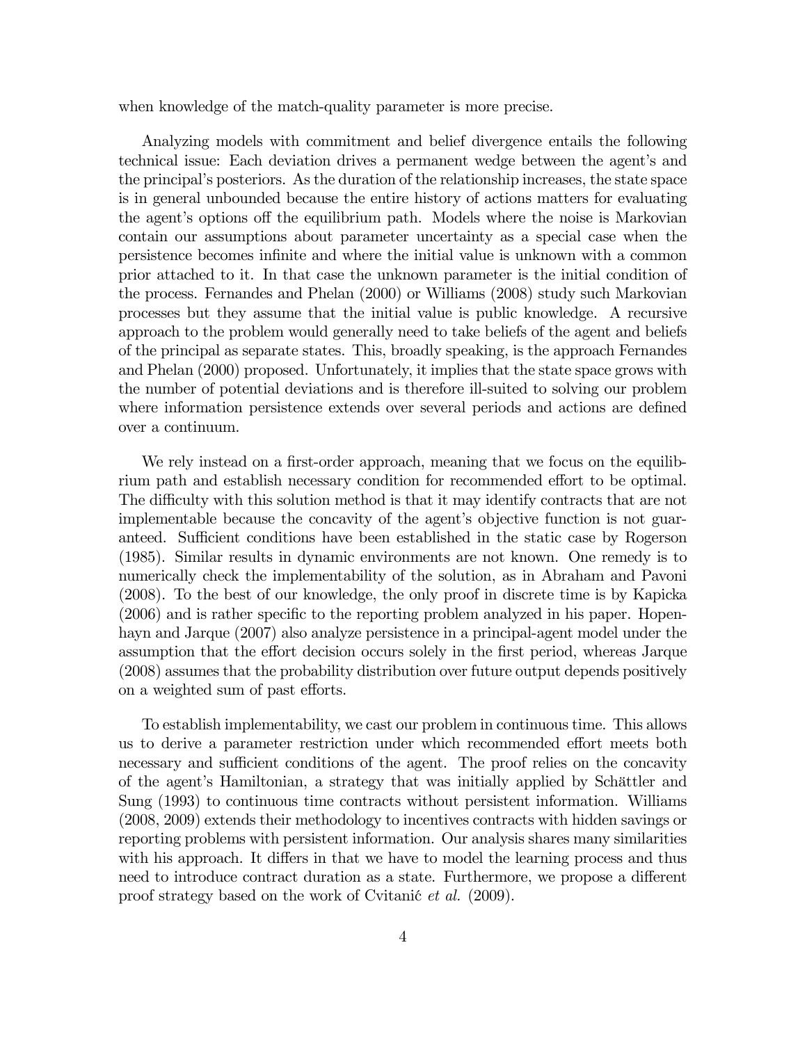when knowledge of the match-quality parameter is more precise.

Analyzing models with commitment and belief divergence entails the following technical issue: Each deviation drives a permanent wedge between the agent's and the principal's posteriors. As the duration of the relationship increases, the state space is in general unbounded because the entire history of actions matters for evaluating the agent's options off the equilibrium path. Models where the noise is Markovian contain our assumptions about parameter uncertainty as a special case when the persistence becomes infinite and where the initial value is unknown with a common prior attached to it. In that case the unknown parameter is the initial condition of the process. Fernandes and Phelan (2000) or Williams (2008) study such Markovian processes but they assume that the initial value is public knowledge. A recursive approach to the problem would generally need to take beliefs of the agent and beliefs of the principal as separate states. This, broadly speaking, is the approach Fernandes and Phelan (2000) proposed. Unfortunately, it implies that the state space grows with the number of potential deviations and is therefore ill-suited to solving our problem where information persistence extends over several periods and actions are defined over a continuum.

We rely instead on a first-order approach, meaning that we focus on the equilibrium path and establish necessary condition for recommended effort to be optimal. The difficulty with this solution method is that it may identify contracts that are not implementable because the concavity of the agent's objective function is not guaranteed. Sufficient conditions have been established in the static case by Rogerson (1985). Similar results in dynamic environments are not known. One remedy is to numerically check the implementability of the solution, as in Abraham and Pavoni (2008). To the best of our knowledge, the only proof in discrete time is by Kapicka (2006) and is rather specific to the reporting problem analyzed in his paper. Hopenhayn and Jarque (2007) also analyze persistence in a principal-agent model under the assumption that the effort decision occurs solely in the first period, whereas Jarque (2008) assumes that the probability distribution over future output depends positively on a weighted sum of past efforts.

To establish implementability, we cast our problem in continuous time. This allows us to derive a parameter restriction under which recommended effort meets both necessary and sufficient conditions of the agent. The proof relies on the concavity of the agent's Hamiltonian, a strategy that was initially applied by Schättler and Sung (1993) to continuous time contracts without persistent information. Williams (2008, 2009) extends their methodology to incentives contracts with hidden savings or reporting problems with persistent information. Our analysis shares many similarities with his approach. It differs in that we have to model the learning process and thus need to introduce contract duration as a state. Furthermore, we propose a different proof strategy based on the work of Cvitanić *et al.* (2009).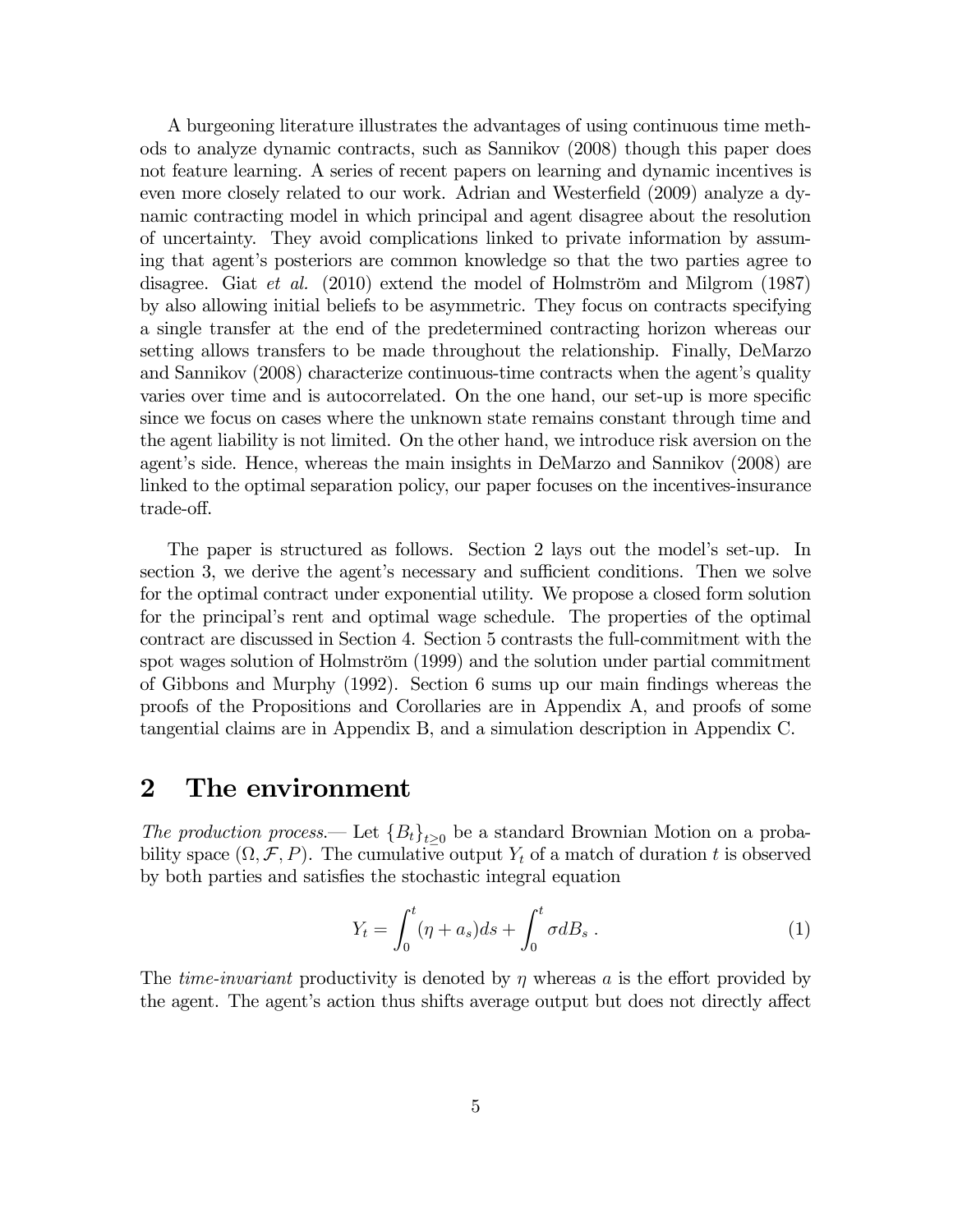A burgeoning literature illustrates the advantages of using continuous time methods to analyze dynamic contracts, such as Sannikov (2008) though this paper does not feature learning. A series of recent papers on learning and dynamic incentives is even more closely related to our work. Adrian and Westerfield (2009) analyze a dynamic contracting model in which principal and agent disagree about the resolution of uncertainty. They avoid complications linked to private information by assuming that agent's posteriors are common knowledge so that the two parties agree to disagree. Giat *et al.* (2010) extend the model of Holmström and Milgrom (1987) by also allowing initial beliefs to be asymmetric. They focus on contracts specifying a single transfer at the end of the predetermined contracting horizon whereas our setting allows transfers to be made throughout the relationship. Finally, DeMarzo and Sannikov (2008) characterize continuous-time contracts when the agent's quality varies over time and is autocorrelated. On the one hand, our set-up is more specific since we focus on cases where the unknown state remains constant through time and the agent liability is not limited. On the other hand, we introduce risk aversion on the agent's side. Hence, whereas the main insights in DeMarzo and Sannikov (2008) are linked to the optimal separation policy, our paper focuses on the incentives-insurance trade-off.

The paper is structured as follows. Section 2 lays out the model's set-up. In section 3, we derive the agent's necessary and sufficient conditions. Then we solve for the optimal contract under exponential utility. We propose a closed form solution for the principal's rent and optimal wage schedule. The properties of the optimal contract are discussed in Section 4. Section 5 contrasts the full-commitment with the spot wages solution of Holmström (1999) and the solution under partial commitment of Gibbons and Murphy (1992). Section 6 sums up our main findings whereas the proofs of the Propositions and Corollaries are in Appendix A, and proofs of some tangential claims are in Appendix B, and a simulation description in Appendix C.

## 2 The environment

*The production process.*— Let $\{B_t\}_{t\geq 0}$ be a standard Brownian Motion on a probability space $(\Omega, \mathcal{F}, P)$. The cumulative output $Y_t$ of a match of duration $t$ is observed by both parties and satisfies the stochastic integral equation

$$Y_t = \int_0^t (\eta + a_s)ds + \int_0^t \sigma dB_s \; . \tag{1}$$

The *time-invariant* productivity is denoted by $\eta$ whereas $a$ is the effort provided by the agent. The agent's action thus shifts average output but does not directly affect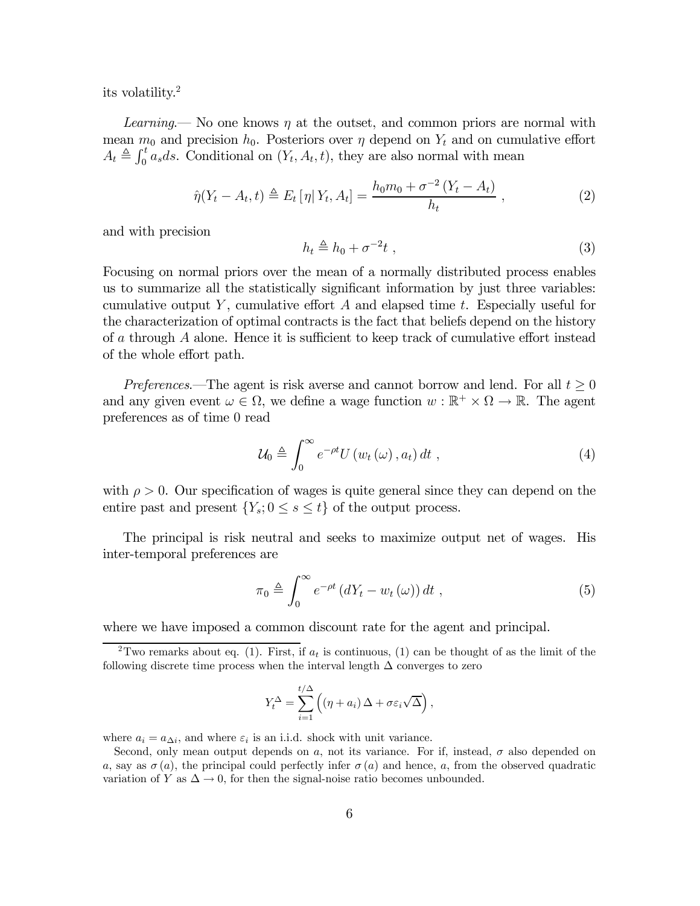its volatility.[2]

*Learning*.— No one knows $\eta$ at the outset, and common priors are normal with mean $m_0$ and precision $h_0$. Posteriors over $\eta$ depend on $Y_t$ and on cumulative effort $A_t \triangleq \int_0^t a_s ds$. Conditional on $(Y_t, A_t, t)$, they are also normal with mean

$$\hat{\eta}(Y_t - A_t, t) \triangleq E_t[\eta | Y_t, A_t] = \frac{h_0 m_0 + \sigma^{-2}(Y_t - A_t)}{h_t}, \tag{2}$$

and with precision

$$h_t \triangleq h_0 + \sigma^{-2} t , \tag{3}$$

Focusing on normal priors over the mean of a normally distributed process enables us to summarize all the statistically significant information by just three variables: cumulative output $Y$, cumulative effort $A$ and elapsed time $t$. Especially useful for the characterization of optimal contracts is the fact that beliefs depend on the history of $a$ through $A$ alone. Hence it is sufficient to keep track of cumulative effort instead of the whole effort path.

*Preferences*.—The agent is risk averse and cannot borrow and lend. For all $t \geq 0$ and any given event $\omega \in \Omega$, we define a wage function $w : \mathbb{R}^+ \times \Omega \to \mathbb{R}$. The agent preferences as of time 0 read

$$\mathcal{U}_0 \triangleq \int_0^\infty e^{-\rho t} U(w_t(\omega), a_t) \, dt , \tag{4}$$

with $\rho > 0$. Our specification of wages is quite general since they can depend on the entire past and present $\{Y_s; 0 \leq s \leq t\}$ of the output process.

The principal is risk neutral and seeks to maximize output net of wages. His inter-temporal preferences are

$$\pi_0 \triangleq \int_0^\infty e^{-\rho t} (dY_t - w_t(\omega)) \, dt , \tag{5}$$

where we have imposed a common discount rate for the agent and principal.

---

[2] Two remarks about eq. (1). First, if $a_t$ is continuous, (1) can be thought of as the limit of the following discrete time process when the interval length $\Delta$ converges to zero

$$Y_t^\Delta = \sum_{i=1}^{t/\Delta} \left( (\eta + a_i) \Delta + \sigma \varepsilon_i \sqrt{\Delta} \right),$$

where $a_i = a_{\Delta i}$, and where $\varepsilon_i$ is an i.i.d. shock with unit variance.

Second, only mean output depends on $a$, not its variance. For if, instead, $\sigma$ also depended on $a$, say as $\sigma(a)$, the principal could perfectly infer $\sigma(a)$ and hence, $a$, from the observed quadratic variation of $Y$ as $\Delta \to 0$, for then the signal-noise ratio becomes unbounded.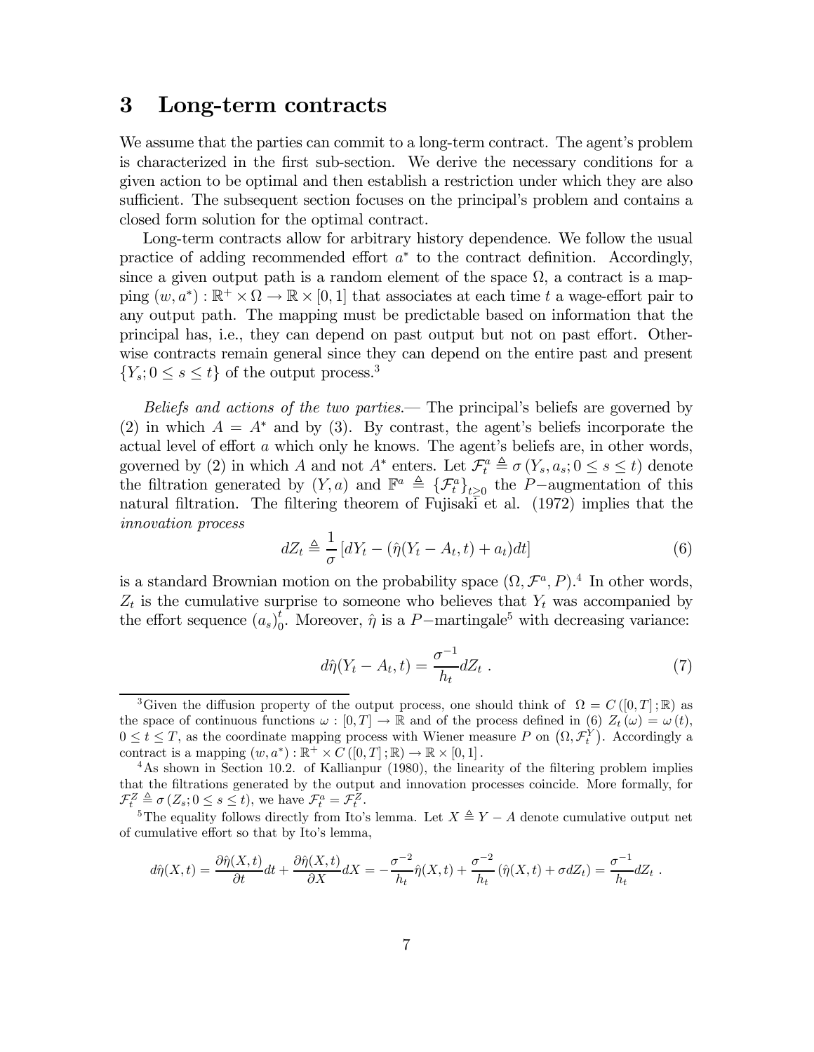# 3 Long-term contracts

We assume that the parties can commit to a long-term contract. The agent's problem is characterized in the first sub-section. We derive the necessary conditions for a given action to be optimal and then establish a restriction under which they are also sufficient. The subsequent section focuses on the principal's problem and contains a closed form solution for the optimal contract.

Long-term contracts allow for arbitrary history dependence. We follow the usual practice of adding recommended effort $a^*$ to the contract definition. Accordingly, since a given output path is a random element of the space $\Omega$, a contract is a mapping $(w, a^*) : \mathbb{R}^+ \times \Omega \to \mathbb{R} \times [0,1]$ that associates at each time $t$ a wage-effort pair to any output path. The mapping must be predictable based on information that the principal has, i.e., they can depend on past output but not on past effort. Otherwise contracts remain general since they can depend on the entire past and present $\{Y_s; 0 \leq s \leq t\}$ of the output process.[3]

*Beliefs and actions of the two parties.*— The principal's beliefs are governed by (2) in which $A = A^*$ and by (3). By contrast, the agent's beliefs incorporate the actual level of effort $a$ which only he knows. The agent's beliefs are, in other words, governed by (2) in which $A$ and not $A^*$ enters. Let $\mathcal{F}_t^a \triangleq \sigma(Y_s, a_s; 0 \leq s \leq t)$ denote the filtration generated by $(Y, a)$ and $\mathbb{F}^a \triangleq \{\mathcal{F}_t^a\}_{t \geq 0}$ the $P-$augmentation of this natural filtration. The filtering theorem of Fujisaki et al. (1972) implies that the *innovation process*

$$dZ_t \triangleq \frac{1}{\sigma}\left[dY_t - (\hat{\eta}(Y_t - A_t, t) + a_t)dt\right] \tag{6}$$

is a standard Brownian motion on the probability space $(\Omega, \mathcal{F}^a, P)$.[4] In other words, $Z_t$ is the cumulative surprise to someone who believes that $Y_t$ was accompanied by the effort sequence $(a_s)_0^t$. Moreover, $\hat{\eta}$ is a $P-$martingale[5] with decreasing variance:

$$d\hat{\eta}(Y_t - A_t, t) = \frac{\sigma^{-1}}{h_t} dZ_t \ . \tag{7}$$

---

[3] Given the diffusion property of the output process, one should think of $\Omega = C([0,T];\mathbb{R})$ as the space of continuous functions $\omega : [0,T] \to \mathbb{R}$ and of the process defined in (6) $Z_t(\omega) = \omega(t)$, $0 \leq t \leq T$, as the coordinate mapping process with Wiener measure $P$ on $(\Omega, \mathcal{F}_t^Y)$. Accordingly a contract is a mapping $(w, a^*) : \mathbb{R}^+ \times C([0,T];\mathbb{R}) \to \mathbb{R} \times [0,1]$.

[4] As shown in Section 10.2. of Kallianpur (1980), the linearity of the filtering problem implies that the filtrations generated by the output and innovation processes coincide. More formally, for $\mathcal{F}_t^Z \triangleq \sigma(Z_s; 0 \leq s \leq t)$, we have $\mathcal{F}_t^a = \mathcal{F}_t^Z$.

[5] The equality follows directly from Ito's lemma. Let $X \triangleq Y - A$ denote cumulative output net of cumulative effort so that by Ito's lemma,

$$d\hat{\eta}(X,t) = \frac{\partial \hat{\eta}(X,t)}{\partial t}dt + \frac{\partial \hat{\eta}(X,t)}{\partial X}dX = -\frac{\sigma^{-2}}{h_t}\hat{\eta}(X,t) + \frac{\sigma^{-2}}{h_t}\left(\hat{\eta}(X,t) + \sigma dZ_t\right) = \frac{\sigma^{-1}}{h_t}dZ_t \ .$$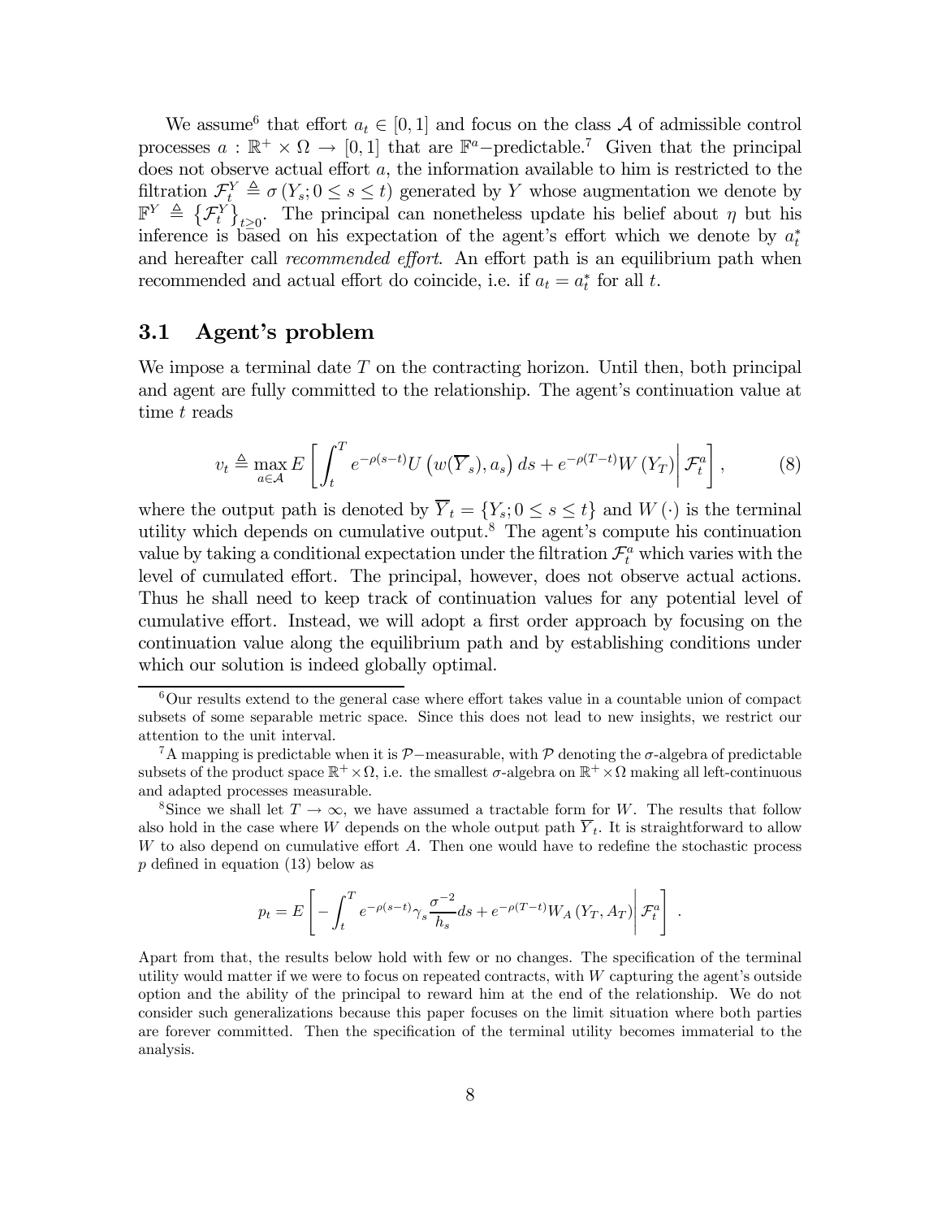We assume[6] that effort $a_t \in [0,1]$ and focus on the class $\mathcal{A}$ of admissible control processes $a : \mathbb{R}^+ \times \Omega \to [0,1]$ that are $\mathbb{F}^a$−predictable.[7] Given that the principal does not observe actual effort $a$, the information available to him is restricted to the filtration $\mathcal{F}_t^Y \triangleq \sigma(Y_s; 0 \leq s \leq t)$ generated by $Y$ whose augmentation we denote by $\mathbb{F}^Y \triangleq \{\mathcal{F}_t^Y\}_{t \geq 0}$. The principal can nonetheless update his belief about $\eta$ but his inference is based on his expectation of the agent's effort which we denote by $a_t^*$ and hereafter call *recommended effort*. An effort path is an equilibrium path when recommended and actual effort do coincide, i.e. if $a_t = a_t^*$ for all $t$.

## 3.1 Agent's problem

We impose a terminal date $T$ on the contracting horizon. Until then, both principal and agent are fully committed to the relationship. The agent's continuation value at time $t$ reads

$$v_t \triangleq \max_{a \in \mathcal{A}} E\left[ \int_t^T e^{-\rho(s-t)} U\left(w(\overline{Y}_s), a_s\right) ds + e^{-\rho(T-t)} W(Y_T) \middle| \mathcal{F}_t^a \right], \tag{8}$$

where the output path is denoted by $\overline{Y}_t = \{Y_s; 0 \leq s \leq t\}$ and $W(\cdot)$ is the terminal utility which depends on cumulative output.[8] The agent's compute his continuation value by taking a conditional expectation under the filtration $\mathcal{F}_t^a$ which varies with the level of cumulated effort. The principal, however, does not observe actual actions. Thus he shall need to keep track of continuation values for any potential level of cumulative effort. Instead, we will adopt a first order approach by focusing on the continuation value along the equilibrium path and by establishing conditions under which our solution is indeed globally optimal.

---

[6] Our results extend to the general case where effort takes value in a countable union of compact subsets of some separable metric space. Since this does not lead to new insights, we restrict our attention to the unit interval.

[7] A mapping is predictable when it is $\mathcal{P}$−measurable, with $\mathcal{P}$ denoting the $\sigma$-algebra of predictable subsets of the product space $\mathbb{R}^+ \times \Omega$, i.e. the smallest $\sigma$-algebra on $\mathbb{R}^+ \times \Omega$ making all left-continuous and adapted processes measurable.

[8] Since we shall let $T \to \infty$, we have assumed a tractable form for $W$. The results that follow also hold in the case where $W$ depends on the whole output path $\overline{Y}_t$. It is straightforward to allow $W$ to also depend on cumulative effort $A$. Then one would have to redefine the stochastic process $p$ defined in equation (13) below as

$$p_t = E\left[ -\int_t^T e^{-\rho(s-t)} \gamma_s \frac{\sigma^{-2}}{h_s} ds + e^{-\rho(T-t)} W_A(Y_T, A_T) \middle| \mathcal{F}_t^a \right].$$

Apart from that, the results below hold with few or no changes. The specification of the terminal utility would matter if we were to focus on repeated contracts, with $W$ capturing the agent's outside option and the ability of the principal to reward him at the end of the relationship. We do not consider such generalizations because this paper focuses on the limit situation where both parties are forever committed. Then the specification of the terminal utility becomes immaterial to the analysis.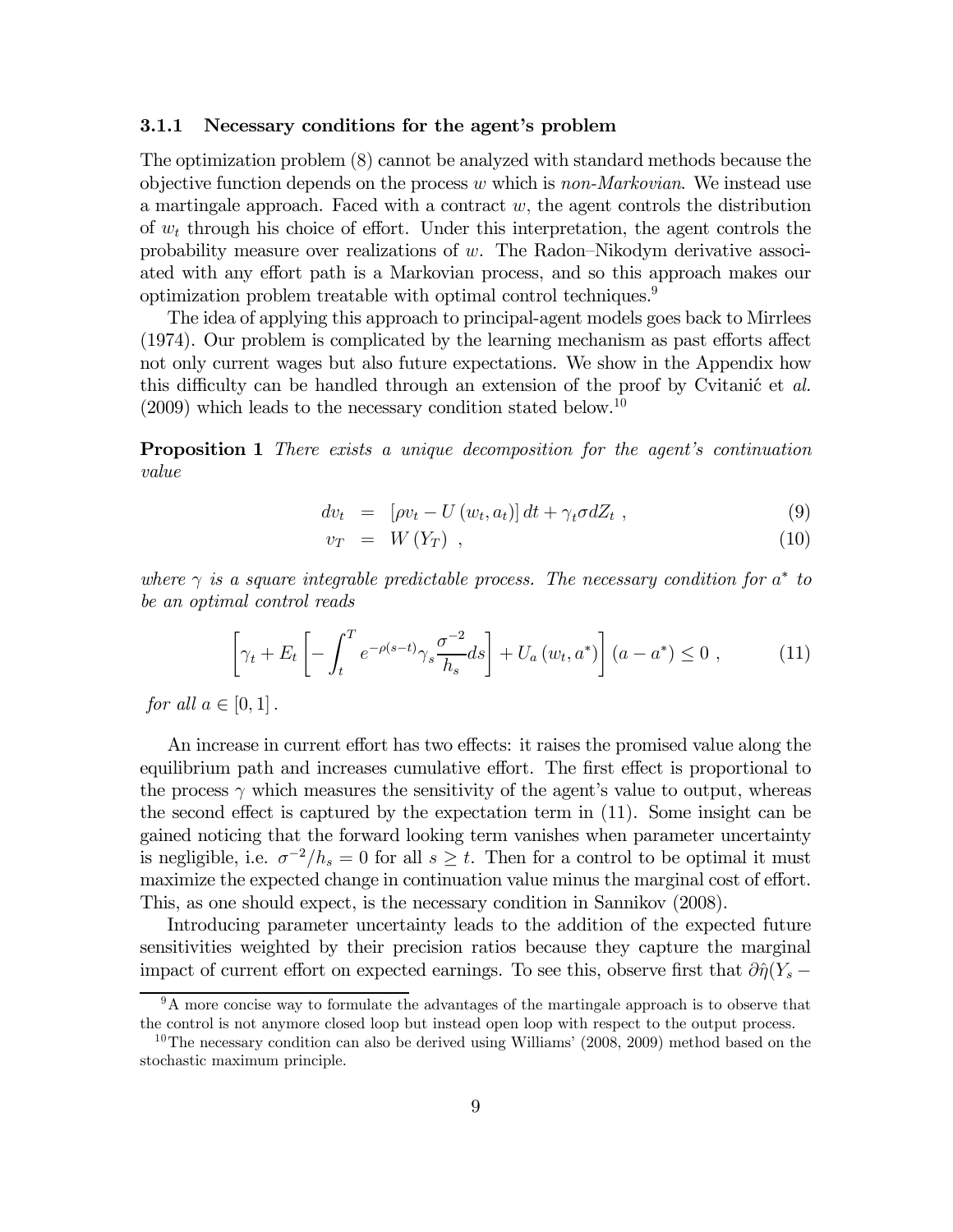#### 3.1.1 Necessary conditions for the agent's problem

The optimization problem (8) cannot be analyzed with standard methods because the objective function depends on the process $w$ which is *non-Markovian*. We instead use a martingale approach. Faced with a contract $w$, the agent controls the distribution of $w_t$ through his choice of effort. Under this interpretation, the agent controls the probability measure over realizations of $w$. The Radon–Nikodym derivative associated with any effort path is a Markovian process, and so this approach makes our optimization problem treatable with optimal control techniques.[9]

The idea of applying this approach to principal-agent models goes back to Mirrlees (1974). Our problem is complicated by the learning mechanism as past efforts affect not only current wages but also future expectations. We show in the Appendix how this difficulty can be handled through an extension of the proof by Cvitanić et *al.* (2009) which leads to the necessary condition stated below.[10]

**Proposition 1** *There exists a unique decomposition for the agent's continuation value*

$$dv_t = [\rho v_t - U(w_t, a_t)]\, dt + \gamma_t \sigma dZ_t \ , \tag{9}$$

$$v_T = W(Y_T) \ , \tag{10}$$

*where $\gamma$ is a square integrable predictable process. The necessary condition for $a^*$ to be an optimal control reads*

$$\left[\gamma_t + E_t\left[-\int_t^T e^{-\rho(s-t)}\gamma_s \frac{\sigma^{-2}}{h_s} ds\right] + U_a(w_t, a^*)\right](a - a^*) \leq 0 \ , \tag{11}$$

*for all $a \in [0,1]$.*

An increase in current effort has two effects: it raises the promised value along the equilibrium path and increases cumulative effort. The first effect is proportional to the process $\gamma$ which measures the sensitivity of the agent's value to output, whereas the second effect is captured by the expectation term in (11). Some insight can be gained noticing that the forward looking term vanishes when parameter uncertainty is negligible, i.e. $\sigma^{-2}/h_s = 0$ for all $s \geq t$. Then for a control to be optimal it must maximize the expected change in continuation value minus the marginal cost of effort. This, as one should expect, is the necessary condition in Sannikov (2008).

Introducing parameter uncertainty leads to the addition of the expected future sensitivities weighted by their precision ratios because they capture the marginal impact of current effort on expected earnings. To see this, observe first that $\partial\hat{\eta}(Y_s -$

[9] A more concise way to formulate the advantages of the martingale approach is to observe that the control is not anymore closed loop but instead open loop with respect to the output process.

[10] The necessary condition can also be derived using Williams' (2008, 2009) method based on the stochastic maximum principle.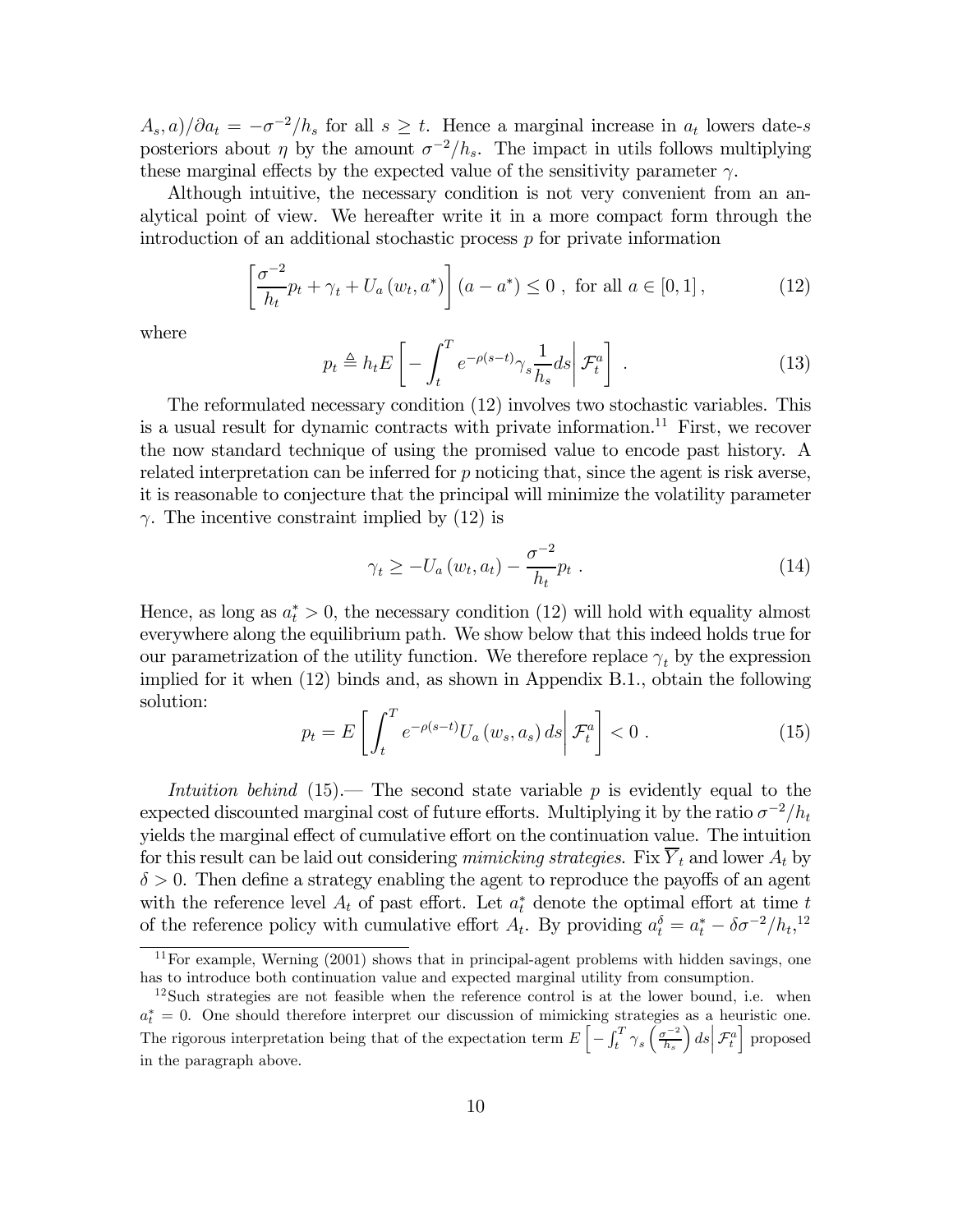$A_s, a)/\partial a_t = -\sigma^{-2}/h_s$ for all $s \geq t$. Hence a marginal increase in $a_t$ lowers date-$s$ posteriors about $\eta$ by the amount $\sigma^{-2}/h_s$. The impact in utils follows multiplying these marginal effects by the expected value of the sensitivity parameter $\gamma$.

Although intuitive, the necessary condition is not very convenient from an analytical point of view. We hereafter write it in a more compact form through the introduction of an additional stochastic process $p$ for private information

$$\left[\frac{\sigma^{-2}}{h_t}p_t + \gamma_t + U_a(w_t, a^*)\right](a - a^*) \leq 0 \ , \ \text{for all } a \in [0, 1] \, , \tag{12}$$

where

$$p_t \triangleq h_t E\left[-\int_t^T e^{-\rho(s-t)}\gamma_s \frac{1}{h_s} ds \middle| \mathcal{F}_t^a\right] \ . \tag{13}$$

The reformulated necessary condition (12) involves two stochastic variables. This is a usual result for dynamic contracts with private information.[11] First, we recover the now standard technique of using the promised value to encode past history. A related interpretation can be inferred for $p$ noticing that, since the agent is risk averse, it is reasonable to conjecture that the principal will minimize the volatility parameter $\gamma$. The incentive constraint implied by (12) is

$$\gamma_t \geq -U_a(w_t, a_t) - \frac{\sigma^{-2}}{h_t}p_t \ . \tag{14}$$

Hence, as long as $a_t^* > 0$, the necessary condition (12) will hold with equality almost everywhere along the equilibrium path. We show below that this indeed holds true for our parametrization of the utility function. We therefore replace $\gamma_t$ by the expression implied for it when (12) binds and, as shown in Appendix B.1., obtain the following solution:

$$p_t = E\left[\int_t^T e^{-\rho(s-t)}U_a(w_s, a_s) \, ds \middle| \mathcal{F}_t^a\right] < 0 \ . \tag{15}$$

*Intuition behind* (15).— The second state variable $p$ is evidently equal to the expected discounted marginal cost of future efforts. Multiplying it by the ratio $\sigma^{-2}/h_t$ yields the marginal effect of cumulative effort on the continuation value. The intuition for this result can be laid out considering *mimicking strategies*. Fix $\overline{Y}_t$ and lower $A_t$ by $\delta > 0$. Then define a strategy enabling the agent to reproduce the payoffs of an agent with the reference level $A_t$ of past effort. Let $a_t^*$ denote the optimal effort at time $t$ of the reference policy with cumulative effort $A_t$. By providing $a_t^\delta = a_t^* - \delta\sigma^{-2}/h_t$,[12]

[11] For example, Werning (2001) shows that in principal-agent problems with hidden savings, one has to introduce both continuation value and expected marginal utility from consumption.

[12] Such strategies are not feasible when the reference control is at the lower bound, i.e. when $a_t^* = 0$. One should therefore interpret our discussion of mimicking strategies as a heuristic one. The rigorous interpretation being that of the expectation term $E\left[-\int_t^T \gamma_s \left(\frac{\sigma^{-2}}{h_s}\right) ds \middle| \mathcal{F}_t^a\right]$ proposed in the paragraph above.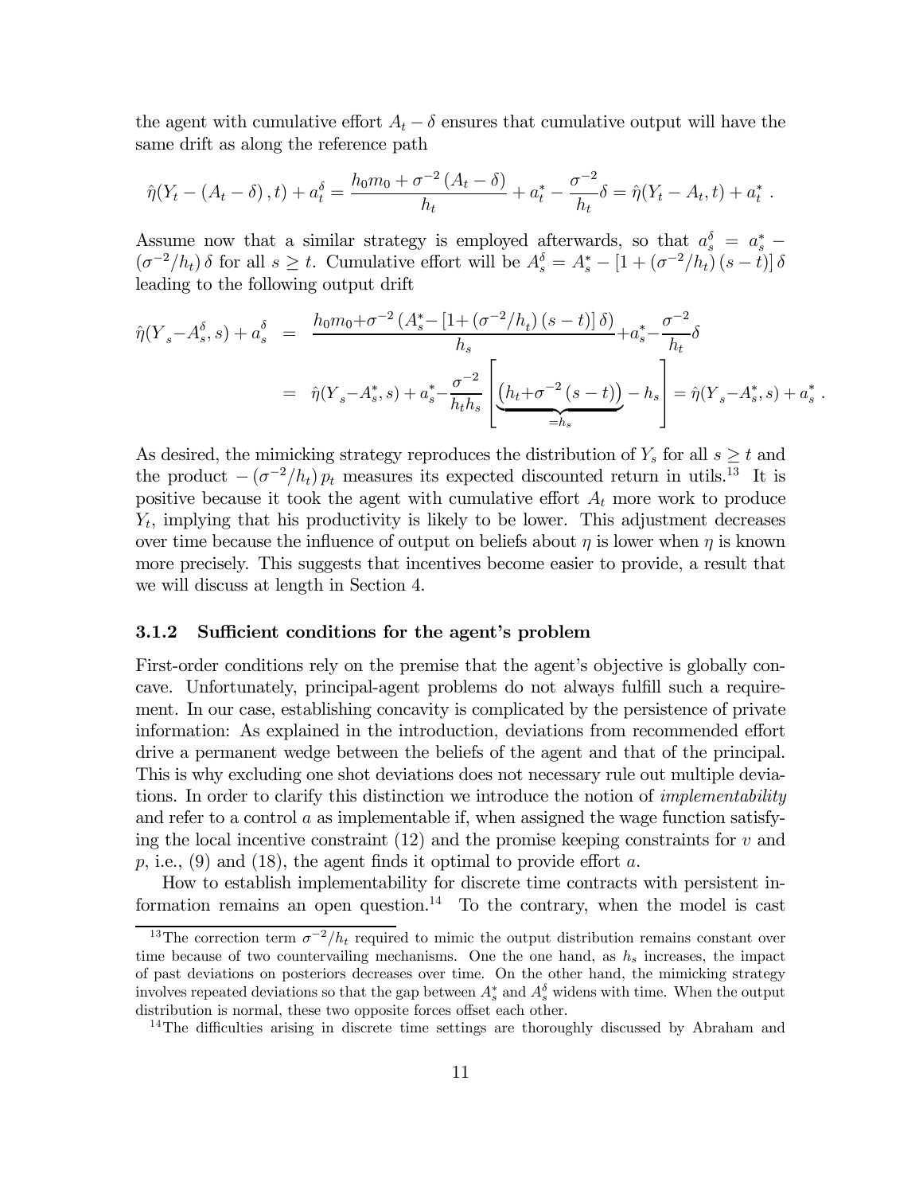the agent with cumulative effort $A_t - \delta$ ensures that cumulative output will have the same drift as along the reference path

$$\hat{\eta}(Y_t - (A_t - \delta), t) + a_t^\delta = \frac{h_0 m_0 + \sigma^{-2}(A_t - \delta)}{h_t} + a_t^* - \frac{\sigma^{-2}}{h_t}\delta = \hat{\eta}(Y_t - A_t, t) + a_t^* .$$

Assume now that a similar strategy is employed afterwards, so that $a_s^\delta = a_s^* - (\sigma^{-2}/h_t)\,\delta$ for all $s \geq t$. Cumulative effort will be $A_s^\delta = A_s^* - [1 + (\sigma^{-2}/h_t)(s-t)]\,\delta$ leading to the following output drift

$$\begin{aligned}
\hat{\eta}(Y_s - A_s^\delta, s) + a_s^\delta &= \frac{h_0 m_0 + \sigma^{-2}\left(A_s^* - [1 + (\sigma^{-2}/h_t)(s-t)]\,\delta\right)}{h_s} + a_s^* - \frac{\sigma^{-2}}{h_t}\delta \\
&= \hat{\eta}(Y_s - A_s^*, s) + a_s^* - \frac{\sigma^{-2}}{h_t h_s}\left[\underbrace{\left(h_t + \sigma^{-2}(s-t)\right)}_{=h_s} - h_s\right] = \hat{\eta}(Y_s - A_s^*, s) + a_s^* .
\end{aligned}$$

As desired, the mimicking strategy reproduces the distribution of $Y_s$ for all $s \geq t$ and the product $-(\sigma^{-2}/h_t)\,p_t$ measures its expected discounted return in utils.[13] It is positive because it took the agent with cumulative effort $A_t$ more work to produce $Y_t$, implying that his productivity is likely to be lower. This adjustment decreases over time because the influence of output on beliefs about $\eta$ is lower when $\eta$ is known more precisely. This suggests that incentives become easier to provide, a result that we will discuss at length in Section 4.

### 3.1.2 Sufficient conditions for the agent's problem

First-order conditions rely on the premise that the agent's objective is globally concave. Unfortunately, principal-agent problems do not always fulfill such a requirement. In our case, establishing concavity is complicated by the persistence of private information: As explained in the introduction, deviations from recommended effort drive a permanent wedge between the beliefs of the agent and that of the principal. This is why excluding one shot deviations does not necessary rule out multiple deviations. In order to clarify this distinction we introduce the notion of *implementability* and refer to a control $a$ as implementable if, when assigned the wage function satisfying the local incentive constraint (12) and the promise keeping constraints for $v$ and $p$, i.e., (9) and (18), the agent finds it optimal to provide effort $a$.

How to establish implementability for discrete time contracts with persistent information remains an open question.[14] To the contrary, when the model is cast

[13] The correction term $\sigma^{-2}/h_t$ required to mimic the output distribution remains constant over time because of two countervailing mechanisms. One the one hand, as $h_s$ increases, the impact of past deviations on posteriors decreases over time. On the other hand, the mimicking strategy involves repeated deviations so that the gap between $A_s^*$ and $A_s^\delta$ widens with time. When the output distribution is normal, these two opposite forces offset each other.

[14] The difficulties arising in discrete time settings are thoroughly discussed by Abraham and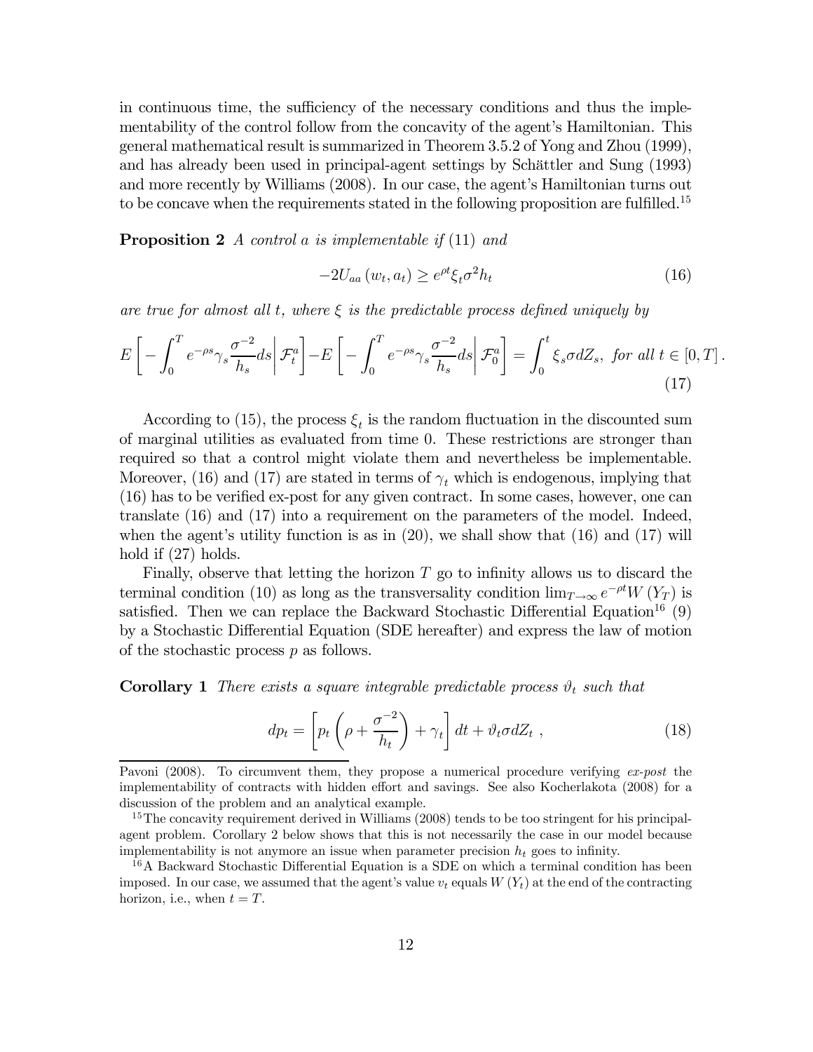in continuous time, the sufficiency of the necessary conditions and thus the implementability of the control follow from the concavity of the agent's Hamiltonian. This general mathematical result is summarized in Theorem 3.5.2 of Yong and Zhou (1999), and has already been used in principal-agent settings by Schättler and Sung (1993) and more recently by Williams (2008). In our case, the agent's Hamiltonian turns out to be concave when the requirements stated in the following proposition are fulfilled.[15]

**Proposition 2** *A control $a$ is implementable if* (11) *and*

$$-2U_{aa}(w_t, a_t) \geq e^{\rho t}\xi_t \sigma^2 h_t \tag{16}$$

*are true for almost all $t$, where $\xi$ is the predictable process defined uniquely by*

$$E\left[-\int_0^T e^{-\rho s}\gamma_s \frac{\sigma^{-2}}{h_s} ds \middle| \mathcal{F}_t^a\right] - E\left[-\int_0^T e^{-\rho s}\gamma_s \frac{\sigma^{-2}}{h_s} ds \middle| \mathcal{F}_0^a\right] = \int_0^t \xi_s \sigma dZ_s, \text{ for all } t \in [0, T]. \tag{17}$$

According to (15), the process $\xi_t$ is the random fluctuation in the discounted sum of marginal utilities as evaluated from time 0. These restrictions are stronger than required so that a control might violate them and nevertheless be implementable. Moreover, (16) and (17) are stated in terms of $\gamma_t$ which is endogenous, implying that (16) has to be verified ex-post for any given contract. In some cases, however, one can translate (16) and (17) into a requirement on the parameters of the model. Indeed, when the agent's utility function is as in (20), we shall show that (16) and (17) will hold if (27) holds.

Finally, observe that letting the horizon $T$ go to infinity allows us to discard the terminal condition (10) as long as the transversality condition $\lim_{T\to\infty} e^{-\rho t} W(Y_T)$ is satisfied. Then we can replace the Backward Stochastic Differential Equation[16] (9) by a Stochastic Differential Equation (SDE hereafter) and express the law of motion of the stochastic process $p$ as follows.

**Corollary 1** *There exists a square integrable predictable process $\vartheta_t$ such that*

$$dp_t = \left[p_t\left(\rho + \frac{\sigma^{-2}}{h_t}\right) + \gamma_t\right] dt + \vartheta_t \sigma dZ_t \ , \tag{18}$$

---

Pavoni (2008). To circumvent them, they propose a numerical procedure verifying *ex-post* the implementability of contracts with hidden effort and savings. See also Kocherlakota (2008) for a discussion of the problem and an analytical example.

[15] The concavity requirement derived in Williams (2008) tends to be too stringent for his principal-agent problem. Corollary 2 below shows that this is not necessarily the case in our model because implementability is not anymore an issue when parameter precision $h_t$ goes to infinity.

[16] A Backward Stochastic Differential Equation is a SDE on which a terminal condition has been imposed. In our case, we assumed that the agent's value $v_t$ equals $W(Y_t)$ at the end of the contracting horizon, i.e., when $t = T$.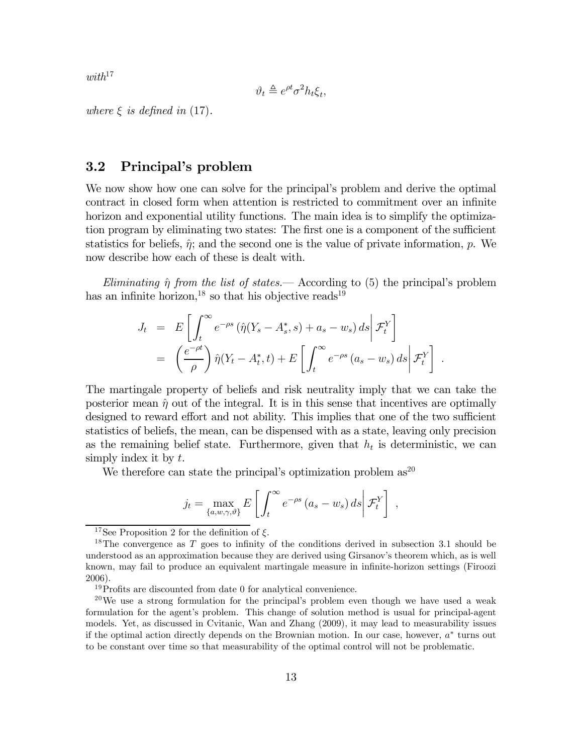*with*[17]

$$\vartheta_t \triangleq e^{\rho t}\sigma^2 h_t \xi_t,$$

*where* $\xi$ *is defined in* (17).

## 3.2 Principal's problem

We now show how one can solve for the principal's problem and derive the optimal contract in closed form when attention is restricted to commitment over an infinite horizon and exponential utility functions. The main idea is to simplify the optimization program by eliminating two states: The first one is a component of the sufficient statistics for beliefs, $\hat{\eta}$; and the second one is the value of private information, $p$. We now describe how each of these is dealt with.

*Eliminating* $\hat{\eta}$ *from the list of states.*— According to (5) the principal's problem has an infinite horizon,[18] so that his objective reads[19]

$$\begin{aligned}
J_t &= E\left[\int_t^\infty e^{-\rho s}\left(\hat{\eta}(Y_s - A_s^*, s) + a_s - w_s\right) ds \middle| \mathcal{F}_t^Y\right] \\
&= \left(\frac{e^{-\rho t}}{\rho}\right)\hat{\eta}(Y_t - A_t^*, t) + E\left[\int_t^\infty e^{-\rho s}\left(a_s - w_s\right) ds \middle| \mathcal{F}_t^Y\right] .
\end{aligned}$$

The martingale property of beliefs and risk neutrality imply that we can take the posterior mean $\hat{\eta}$ out of the integral. It is in this sense that incentives are optimally designed to reward effort and not ability. This implies that one of the two sufficient statistics of beliefs, the mean, can be dispensed with as a state, leaving only precision as the remaining belief state. Furthermore, given that $h_t$ is deterministic, we can simply index it by $t$.

We therefore can state the principal's optimization problem as[20]

$$j_t = \max_{\{a,w,\gamma,\vartheta\}} E\left[\int_t^\infty e^{-\rho s}\left(a_s - w_s\right) ds \middle| \mathcal{F}_t^Y\right] ,$$

---

[17] See Proposition 2 for the definition of $\xi$.

[18] The convergence as $T$ goes to infinity of the conditions derived in subsection 3.1 should be understood as an approximation because they are derived using Girsanov's theorem which, as is well known, may fail to produce an equivalent martingale measure in infinite-horizon settings (Firoozi 2006).

[19] Profits are discounted from date 0 for analytical convenience.

[20] We use a strong formulation for the principal's problem even though we have used a weak formulation for the agent's problem. This change of solution method is usual for principal-agent models. Yet, as discussed in Cvitanic, Wan and Zhang (2009), it may lead to measurability issues if the optimal action directly depends on the Brownian motion. In our case, however, $a^*$ turns out to be constant over time so that measurability of the optimal control will not be problematic.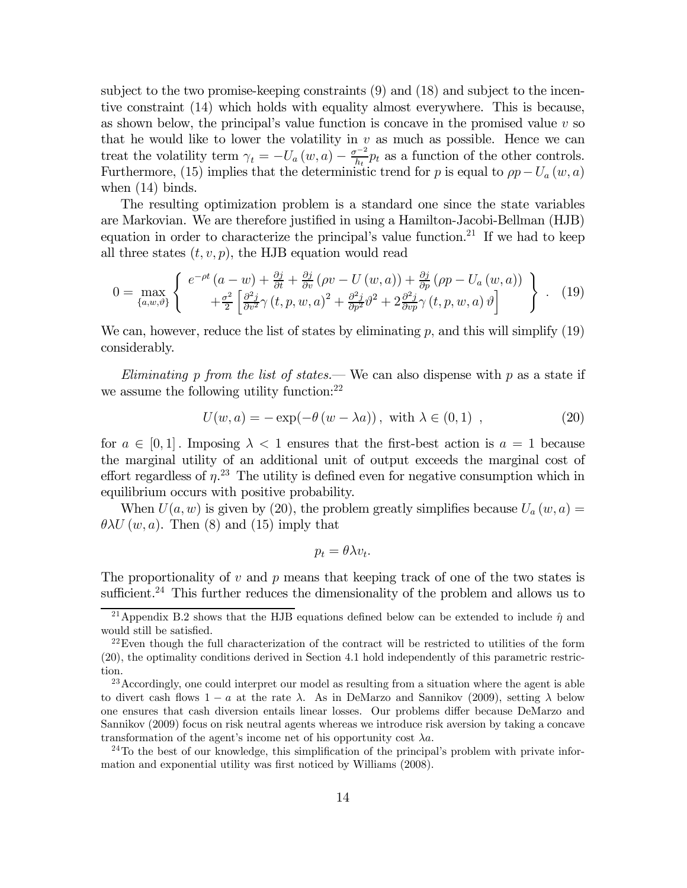subject to the two promise-keeping constraints (9) and (18) and subject to the incentive constraint (14) which holds with equality almost everywhere. This is because, as shown below, the principal's value function is concave in the promised value $v$ so that he would like to lower the volatility in $v$ as much as possible. Hence we can treat the volatility term $\gamma_t = -U_a(w,a) - \frac{\sigma^{-2}}{h_t} p_t$ as a function of the other controls. Furthermore, (15) implies that the deterministic trend for $p$ is equal to $\rho p - U_a(w,a)$ when (14) binds.

The resulting optimization problem is a standard one since the state variables are Markovian. We are therefore justified in using a Hamilton-Jacobi-Bellman (HJB) equation in order to characterize the principal's value function.[21] If we had to keep all three states $(t,v,p)$, the HJB equation would read

$$0 = \max_{\{a,w,\vartheta\}} \left\{ \begin{array}{c} e^{-\rho t}(a-w) + \frac{\partial j}{\partial t} + \frac{\partial j}{\partial v}(\rho v - U(w,a)) + \frac{\partial j}{\partial p}(\rho p - U_a(w,a)) \\ + \frac{\sigma^2}{2}\left[ \frac{\partial^2 j}{\partial v^2}\gamma(t,p,w,a)^2 + \frac{\partial^2 j}{\partial p^2}\vartheta^2 + 2\frac{\partial^2 j}{\partial v p}\gamma(t,p,w,a)\vartheta \right] \end{array} \right\}. \quad (19)$$

We can, however, reduce the list of states by eliminating $p$, and this will simplify (19) considerably.

*Eliminating $p$ from the list of states.*— We can also dispense with $p$ as a state if we assume the following utility function:[22]

$$U(w,a) = -\exp(-\theta(w - \lambda a)), \text{ with } \lambda \in (0,1), \quad (20)$$

for $a \in [0,1]$. Imposing $\lambda < 1$ ensures that the first-best action is $a = 1$ because the marginal utility of an additional unit of output exceeds the marginal cost of effort regardless of $\eta$.[23] The utility is defined even for negative consumption which in equilibrium occurs with positive probability.

When $U(a,w)$ is given by (20), the problem greatly simplifies because $U_a(w,a) = \theta\lambda U(w,a)$. Then (8) and (15) imply that

$$p_t = \theta\lambda v_t.$$

The proportionality of $v$ and $p$ means that keeping track of one of the two states is sufficient.[24] This further reduces the dimensionality of the problem and allows us to

---

[21] Appendix B.2 shows that the HJB equations defined below can be extended to include $\hat{\eta}$ and would still be satisfied.

[22] Even though the full characterization of the contract will be restricted to utilities of the form (20), the optimality conditions derived in Section 4.1 hold independently of this parametric restriction.

[23] Accordingly, one could interpret our model as resulting from a situation where the agent is able to divert cash flows $1-a$ at the rate $\lambda$. As in DeMarzo and Sannikov (2009), setting $\lambda$ below one ensures that cash diversion entails linear losses. Our problems differ because DeMarzo and Sannikov (2009) focus on risk neutral agents whereas we introduce risk aversion by taking a concave transformation of the agent's income net of his opportunity cost $\lambda a$.

[24] To the best of our knowledge, this simplification of the principal's problem with private information and exponential utility was first noticed by Williams (2008).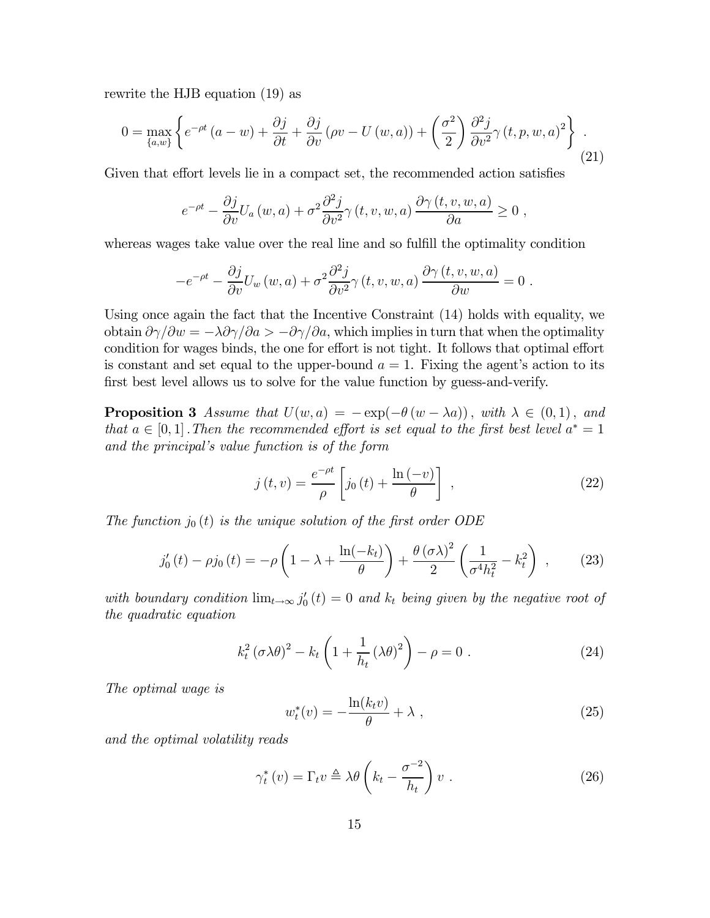rewrite the HJB equation (19) as

$$0 = \max_{\{a,w\}} \left\{ e^{-\rho t}(a-w) + \frac{\partial j}{\partial t} + \frac{\partial j}{\partial v}(\rho v - U(w,a)) + \left(\frac{\sigma^2}{2}\right)\frac{\partial^2 j}{\partial v^2}\gamma(t,p,w,a)^2 \right\} \ . \tag{21}$$

Given that effort levels lie in a compact set, the recommended action satisfies

$$e^{-\rho t} - \frac{\partial j}{\partial v}U_a(w,a) + \sigma^2 \frac{\partial^2 j}{\partial v^2}\gamma(t,v,w,a)\frac{\partial \gamma(t,v,w,a)}{\partial a} \geq 0 \ ,$$

whereas wages take value over the real line and so fulfill the optimality condition

$$-e^{-\rho t} - \frac{\partial j}{\partial v}U_w(w,a) + \sigma^2 \frac{\partial^2 j}{\partial v^2}\gamma(t,v,w,a)\frac{\partial \gamma(t,v,w,a)}{\partial w} = 0 \ .$$

Using once again the fact that the Incentive Constraint (14) holds with equality, we obtain $\partial\gamma/\partial w = -\lambda \partial\gamma/\partial a > -\partial\gamma/\partial a$, which implies in turn that when the optimality condition for wages binds, the one for effort is not tight. It follows that optimal effort is constant and set equal to the upper-bound $a = 1$. Fixing the agent's action to its first best level allows us to solve for the value function by guess-and-verify.

**Proposition 3** *Assume that* $U(w,a) = -\exp(-\theta(w - \lambda a))$, *with* $\lambda \in (0,1)$, *and that* $a \in [0,1]$. *Then the recommended effort is set equal to the first best level* $a^* = 1$ *and the principal's value function is of the form*

$$j(t,v) = \frac{e^{-\rho t}}{\rho}\left[j_0(t) + \frac{\ln(-v)}{\theta}\right] \ , \tag{22}$$

*The function* $j_0(t)$ *is the unique solution of the first order ODE*

$$j_0'(t) - \rho j_0(t) = -\rho\left(1 - \lambda + \frac{\ln(-k_t)}{\theta}\right) + \frac{\theta(\sigma\lambda)^2}{2}\left(\frac{1}{\sigma^4 h_t^2} - k_t^2\right) \ , \tag{23}$$

*with boundary condition* $\lim_{t\to\infty} j_0'(t) = 0$ *and* $k_t$ *being given by the negative root of the quadratic equation*

$$k_t^2(\sigma\lambda\theta)^2 - k_t\left(1 + \frac{1}{h_t}(\lambda\theta)^2\right) - \rho = 0 \ . \tag{24}$$

*The optimal wage is*

$$w_t^*(v) = -\frac{\ln(k_t v)}{\theta} + \lambda \ , \tag{25}$$

*and the optimal volatility reads*

$$\gamma_t^*(v) = \Gamma_t v \triangleq \lambda\theta\left(k_t - \frac{\sigma^{-2}}{h_t}\right)v \ . \tag{26}$$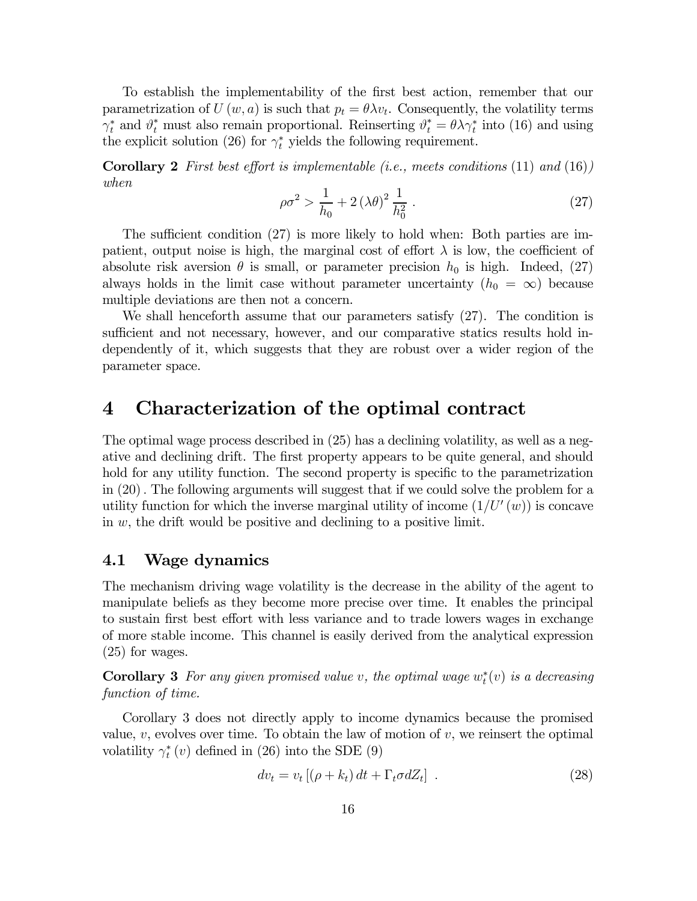To establish the implementability of the first best action, remember that our parametrization of $U(w, a)$ is such that $p_t = \theta\lambda v_t$. Consequently, the volatility terms $\gamma_t^*$ and $\vartheta_t^*$ must also remain proportional. Reinserting $\vartheta_t^* = \theta\lambda\gamma_t^*$ into (16) and using the explicit solution (26) for $\gamma_t^*$ yields the following requirement.

**Corollary 2** *First best effort is implementable (i.e., meets conditions* (11) *and* (16)*) when*

$$\rho\sigma^2 > \frac{1}{h_0} + 2(\lambda\theta)^2 \frac{1}{h_0^2} \,. \tag{27}$$

The sufficient condition (27) is more likely to hold when: Both parties are impatient, output noise is high, the marginal cost of effort $\lambda$ is low, the coefficient of absolute risk aversion $\theta$ is small, or parameter precision $h_0$ is high. Indeed, (27) always holds in the limit case without parameter uncertainty ($h_0 = \infty$) because multiple deviations are then not a concern.

We shall henceforth assume that our parameters satisfy (27). The condition is sufficient and not necessary, however, and our comparative statics results hold independently of it, which suggests that they are robust over a wider region of the parameter space.

# 4 Characterization of the optimal contract

The optimal wage process described in (25) has a declining volatility, as well as a negative and declining drift. The first property appears to be quite general, and should hold for any utility function. The second property is specific to the parametrization in (20). The following arguments will suggest that if we could solve the problem for a utility function for which the inverse marginal utility of income $(1/U'(w))$ is concave in $w$, the drift would be positive and declining to a positive limit.

## 4.1 Wage dynamics

The mechanism driving wage volatility is the decrease in the ability of the agent to manipulate beliefs as they become more precise over time. It enables the principal to sustain first best effort with less variance and to trade lowers wages in exchange of more stable income. This channel is easily derived from the analytical expression (25) for wages.

**Corollary 3** *For any given promised value $v$, the optimal wage $w_t^*(v)$ is a decreasing function of time.*

Corollary 3 does not directly apply to income dynamics because the promised value, $v$, evolves over time. To obtain the law of motion of $v$, we reinsert the optimal volatility $\gamma_t^*(v)$ defined in (26) into the SDE (9)

$$dv_t = v_t \left[ (\rho + k_t) \, dt + \Gamma_t \sigma dZ_t \right] \,. \tag{28}$$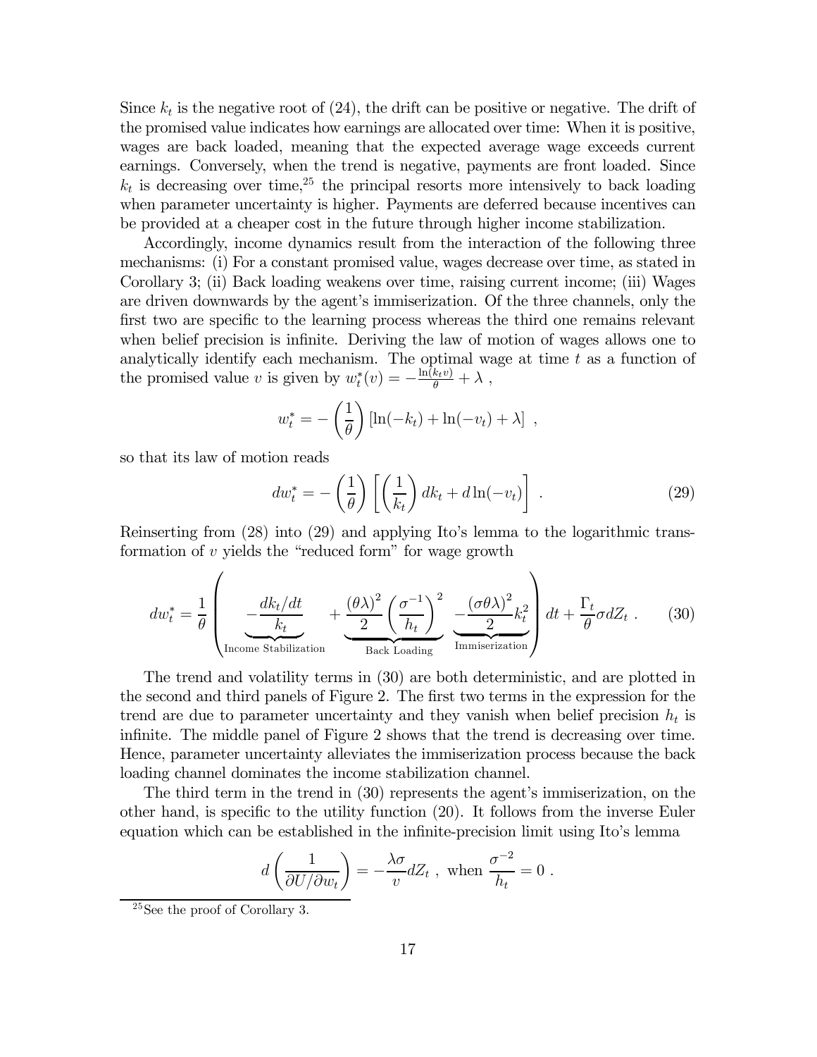Since $k_t$ is the negative root of (24), the drift can be positive or negative. The drift of the promised value indicates how earnings are allocated over time: When it is positive, wages are back loaded, meaning that the expected average wage exceeds current earnings. Conversely, when the trend is negative, payments are front loaded. Since $k_t$ is decreasing over time,[25] the principal resorts more intensively to back loading when parameter uncertainty is higher. Payments are deferred because incentives can be provided at a cheaper cost in the future through higher income stabilization.

Accordingly, income dynamics result from the interaction of the following three mechanisms: (i) For a constant promised value, wages decrease over time, as stated in Corollary 3; (ii) Back loading weakens over time, raising current income; (iii) Wages are driven downwards by the agent's immiserization. Of the three channels, only the first two are specific to the learning process whereas the third one remains relevant when belief precision is infinite. Deriving the law of motion of wages allows one to analytically identify each mechanism. The optimal wage at time $t$ as a function of the promised value $v$ is given by $w_t^*(v) = -\frac{\ln(k_t v)}{\theta} + \lambda$ ,

$$w_t^* = -\left(\frac{1}{\theta}\right)\left[\ln(-k_t) + \ln(-v_t) + \lambda\right] ,$$

so that its law of motion reads

$$dw_t^* = -\left(\frac{1}{\theta}\right)\left[\left(\frac{1}{k_t}\right)dk_t + d\ln(-v_t)\right] . \tag{29}$$

Reinserting from (28) into (29) and applying Ito's lemma to the logarithmic transformation of $v$ yields the "reduced form" for wage growth

$$dw_t^* = \frac{1}{\theta}\left(\underbrace{-\frac{dk_t/dt}{k_t}}_{\text{Income Stabilization}} + \underbrace{\frac{(\theta\lambda)^2}{2}\left(\frac{\sigma^{-1}}{h_t}\right)^2}_{\text{Back Loading}} \underbrace{-\frac{(\sigma\theta\lambda)^2}{2}k_t^2}_{\text{Immiserization}}\right)dt + \frac{\Gamma_t}{\theta}\sigma dZ_t . \tag{30}$$

The trend and volatility terms in (30) are both deterministic, and are plotted in the second and third panels of Figure 2. The first two terms in the expression for the trend are due to parameter uncertainty and they vanish when belief precision $h_t$ is infinite. The middle panel of Figure 2 shows that the trend is decreasing over time. Hence, parameter uncertainty alleviates the immiserization process because the back loading channel dominates the income stabilization channel.

The third term in the trend in (30) represents the agent's immiserization, on the other hand, is specific to the utility function (20). It follows from the inverse Euler equation which can be established in the infinite-precision limit using Ito's lemma

$$d\left(\frac{1}{\partial U/\partial w_t}\right) = -\frac{\lambda\sigma}{v}dZ_t , \text{ when } \frac{\sigma^{-2}}{h_t} = 0 .$$

[25] See the proof of Corollary 3.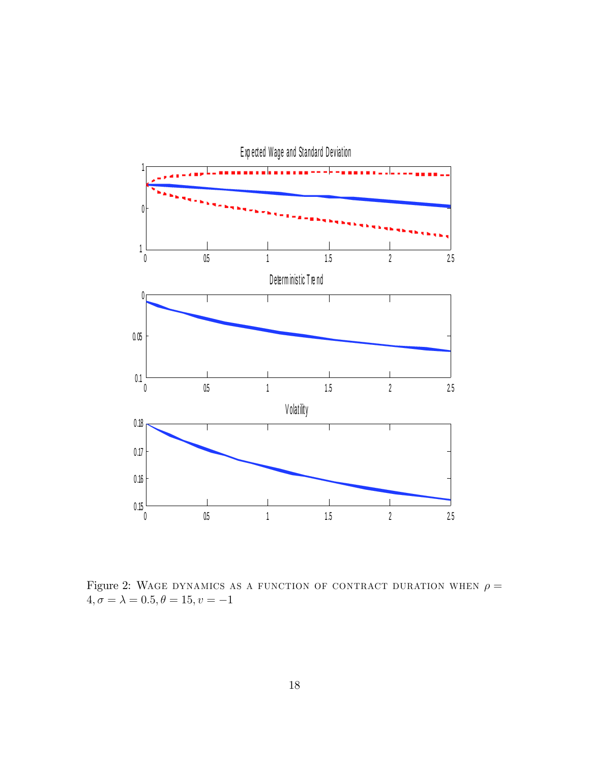Figure 2: Wage dynamics as a function of contract duration when $\rho = 4, \sigma = \lambda = 0.5, \theta = 15, v = -1$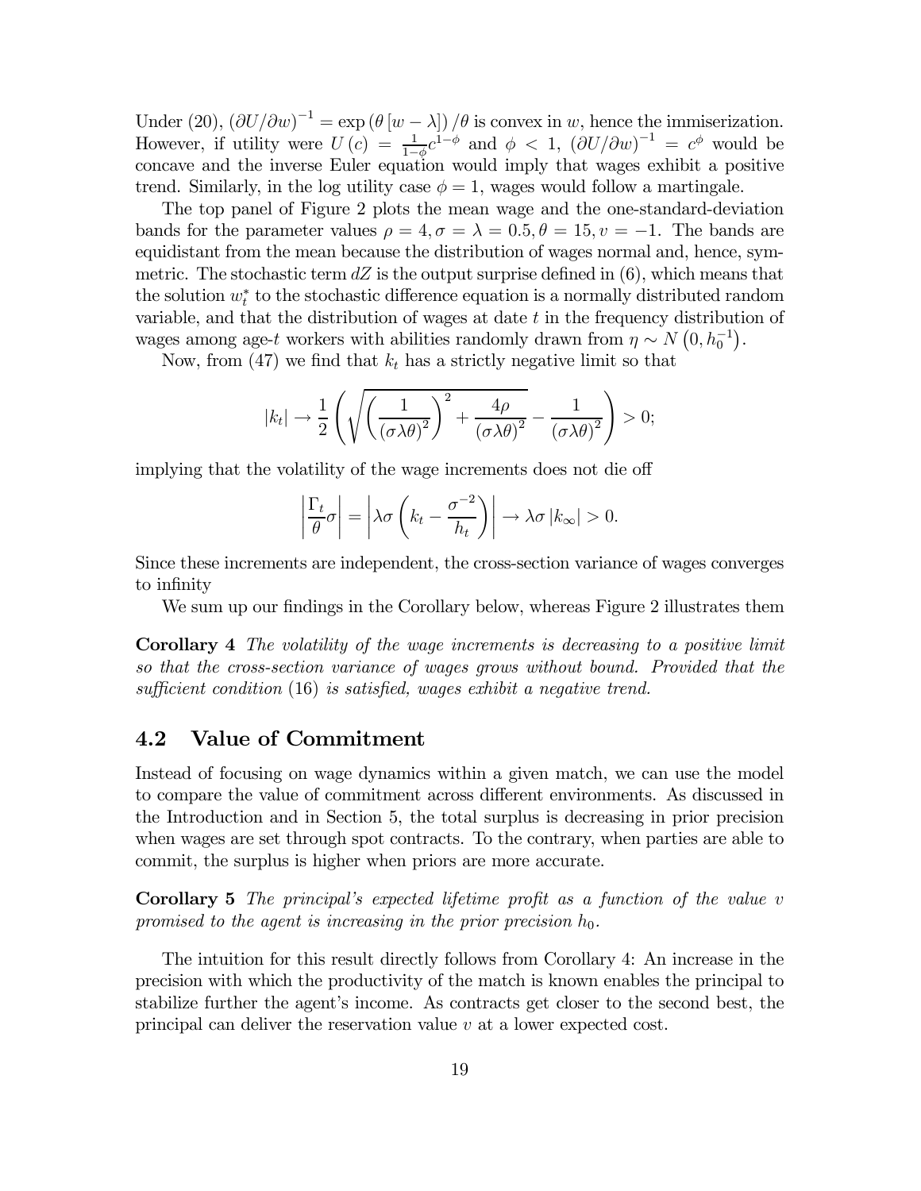Under (20), $(\partial U/\partial w)^{-1} = \exp(\theta [w - \lambda])/\theta$ is convex in $w$, hence the immiserization. However, if utility were $U(c) = \frac{1}{1-\phi} c^{1-\phi}$ and $\phi < 1$, $(\partial U/\partial w)^{-1} = c^{\phi}$ would be concave and the inverse Euler equation would imply that wages exhibit a positive trend. Similarly, in the log utility case $\phi = 1$, wages would follow a martingale.

The top panel of Figure 2 plots the mean wage and the one-standard-deviation bands for the parameter values $\rho = 4, \sigma = \lambda = 0.5, \theta = 15, v = -1$. The bands are equidistant from the mean because the distribution of wages normal and, hence, symmetric. The stochastic term $dZ$ is the output surprise defined in (6), which means that the solution $w_t^*$ to the stochastic difference equation is a normally distributed random variable, and that the distribution of wages at date $t$ in the frequency distribution of wages among age-$t$ workers with abilities randomly drawn from $\eta \sim N(0, h_0^{-1})$.

Now, from (47) we find that $k_t$ has a strictly negative limit so that

$$|k_t| \to \frac{1}{2}\left(\sqrt{\left(\frac{1}{(\sigma\lambda\theta)^2}\right)^2 + \frac{4\rho}{(\sigma\lambda\theta)^2}} - \frac{1}{(\sigma\lambda\theta)^2}\right) > 0;$$

implying that the volatility of the wage increments does not die off

$$\left|\frac{\Gamma_t}{\theta}\sigma\right| = \left|\lambda\sigma\left(k_t - \frac{\sigma^{-2}}{h_t}\right)\right| \to \lambda\sigma\,|k_\infty| > 0.$$

Since these increments are independent, the cross-section variance of wages converges to infinity

We sum up our findings in the Corollary below, whereas Figure 2 illustrates them

**Corollary 4** *The volatility of the wage increments is decreasing to a positive limit so that the cross-section variance of wages grows without bound. Provided that the sufficient condition* (16) *is satisfied, wages exhibit a negative trend.*

## 4.2 Value of Commitment

Instead of focusing on wage dynamics within a given match, we can use the model to compare the value of commitment across different environments. As discussed in the Introduction and in Section 5, the total surplus is decreasing in prior precision when wages are set through spot contracts. To the contrary, when parties are able to commit, the surplus is higher when priors are more accurate.

**Corollary 5** *The principal's expected lifetime profit as a function of the value $v$ promised to the agent is increasing in the prior precision $h_0$.*

The intuition for this result directly follows from Corollary 4: An increase in the precision with which the productivity of the match is known enables the principal to stabilize further the agent's income. As contracts get closer to the second best, the principal can deliver the reservation value $v$ at a lower expected cost.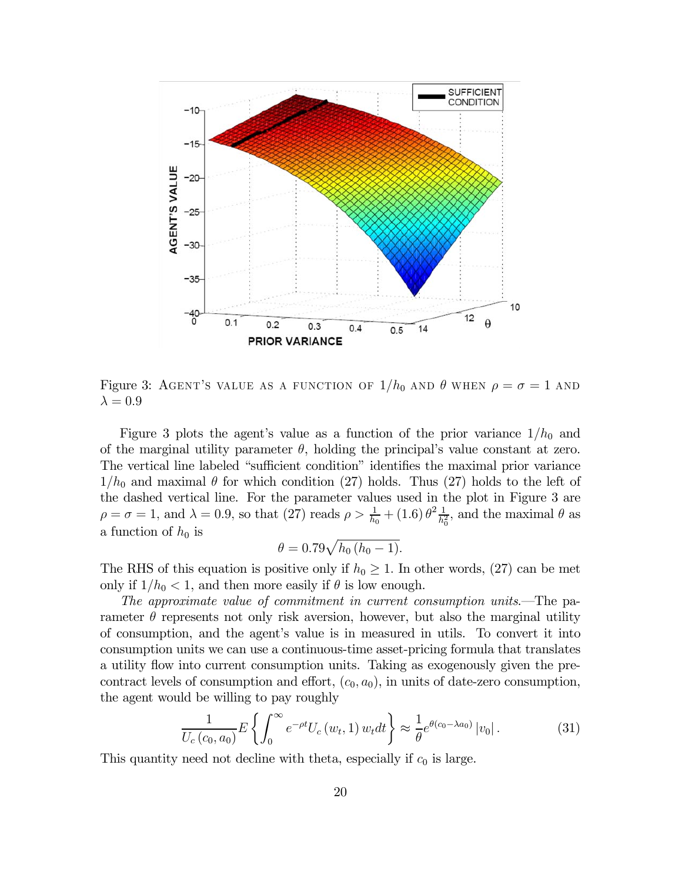Figure 3: Agent's value as a function of $1/h_0$ and $\theta$ when $\rho = \sigma = 1$ and $\lambda = 0.9$

Figure 3 plots the agent's value as a function of the prior variance $1/h_0$ and of the marginal utility parameter $\theta$, holding the principal's value constant at zero. The vertical line labeled "sufficient condition" identifies the maximal prior variance $1/h_0$ and maximal $\theta$ for which condition (27) holds. Thus (27) holds to the left of the dashed vertical line. For the parameter values used in the plot in Figure 3 are $\rho = \sigma = 1$, and $\lambda = 0.9$, so that (27) reads $\rho > \frac{1}{h_0} + (1.6)\,\theta^2 \frac{1}{h_0^2}$, and the maximal $\theta$ as a function of $h_0$ is

$$\theta = 0.79\sqrt{h_0\,(h_0 - 1)}.$$

The RHS of this equation is positive only if $h_0 \geq 1$. In other words, (27) can be met only if $1/h_0 < 1$, and then more easily if $\theta$ is low enough.

*The approximate value of commitment in current consumption units.*—The parameter $\theta$ represents not only risk aversion, however, but also the marginal utility of consumption, and the agent's value is in measured in utils. To convert it into consumption units we can use a continuous-time asset-pricing formula that translates a utility flow into current consumption units. Taking as exogenously given the pre-contract levels of consumption and effort, $(c_0, a_0)$, in units of date-zero consumption, the agent would be willing to pay roughly

$$\frac{1}{U_c\left(c_0, a_0\right)} E\left\{\int_0^\infty e^{-\rho t} U_c\left(w_t, 1\right) w_t dt\right\} \approx \frac{1}{\theta} e^{\theta(c_0 - \lambda a_0)} \left|v_0\right|. \tag{31}$$

This quantity need not decline with theta, especially if $c_0$ is large.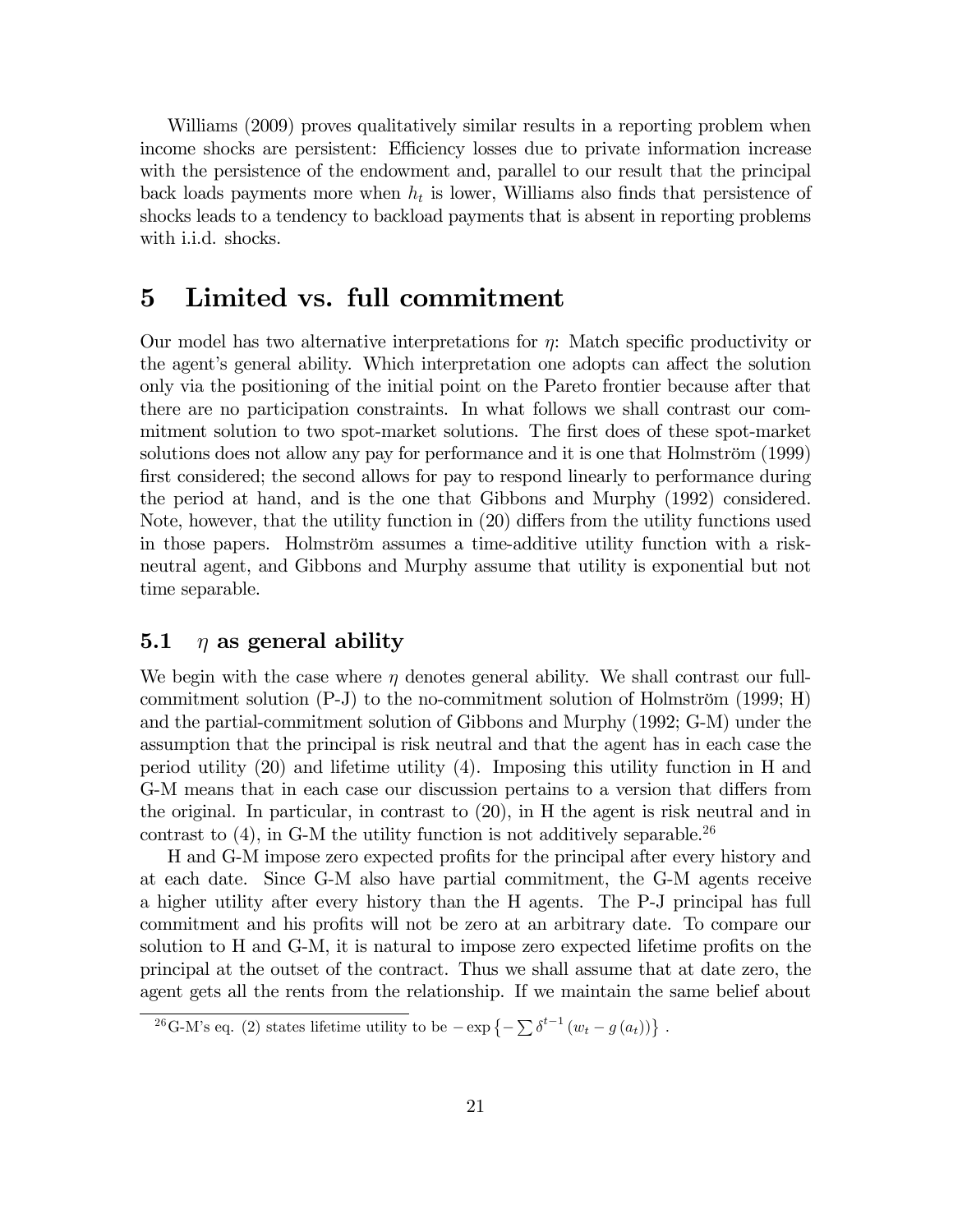Williams (2009) proves qualitatively similar results in a reporting problem when income shocks are persistent: Efficiency losses due to private information increase with the persistence of the endowment and, parallel to our result that the principal back loads payments more when $h_t$ is lower, Williams also finds that persistence of shocks leads to a tendency to backload payments that is absent in reporting problems with i.i.d. shocks.

# 5 Limited vs. full commitment

Our model has two alternative interpretations for $\eta$: Match specific productivity or the agent's general ability. Which interpretation one adopts can affect the solution only via the positioning of the initial point on the Pareto frontier because after that there are no participation constraints. In what follows we shall contrast our commitment solution to two spot-market solutions. The first does of these spot-market solutions does not allow any pay for performance and it is one that Holmström (1999) first considered; the second allows for pay to respond linearly to performance during the period at hand, and is the one that Gibbons and Murphy (1992) considered. Note, however, that the utility function in (20) differs from the utility functions used in those papers. Holmström assumes a time-additive utility function with a risk-neutral agent, and Gibbons and Murphy assume that utility is exponential but not time separable.

## 5.1 $\eta$ as general ability

We begin with the case where $\eta$ denotes general ability. We shall contrast our full-commitment solution (P-J) to the no-commitment solution of Holmström (1999; H) and the partial-commitment solution of Gibbons and Murphy (1992; G-M) under the assumption that the principal is risk neutral and that the agent has in each case the period utility (20) and lifetime utility (4). Imposing this utility function in H and G-M means that in each case our discussion pertains to a version that differs from the original. In particular, in contrast to (20), in H the agent is risk neutral and in contrast to (4), in G-M the utility function is not additively separable.[26]

H and G-M impose zero expected profits for the principal after every history and at each date. Since G-M also have partial commitment, the G-M agents receive a higher utility after every history than the H agents. The P-J principal has full commitment and his profits will not be zero at an arbitrary date. To compare our solution to H and G-M, it is natural to impose zero expected lifetime profits on the principal at the outset of the contract. Thus we shall assume that at date zero, the agent gets all the rents from the relationship. If we maintain the same belief about

[26] G-M's eq. (2) states lifetime utility to be $-\exp\left\{-\sum \delta^{t-1}\left(w_t - g\left(a_t\right)\right)\right\}$ .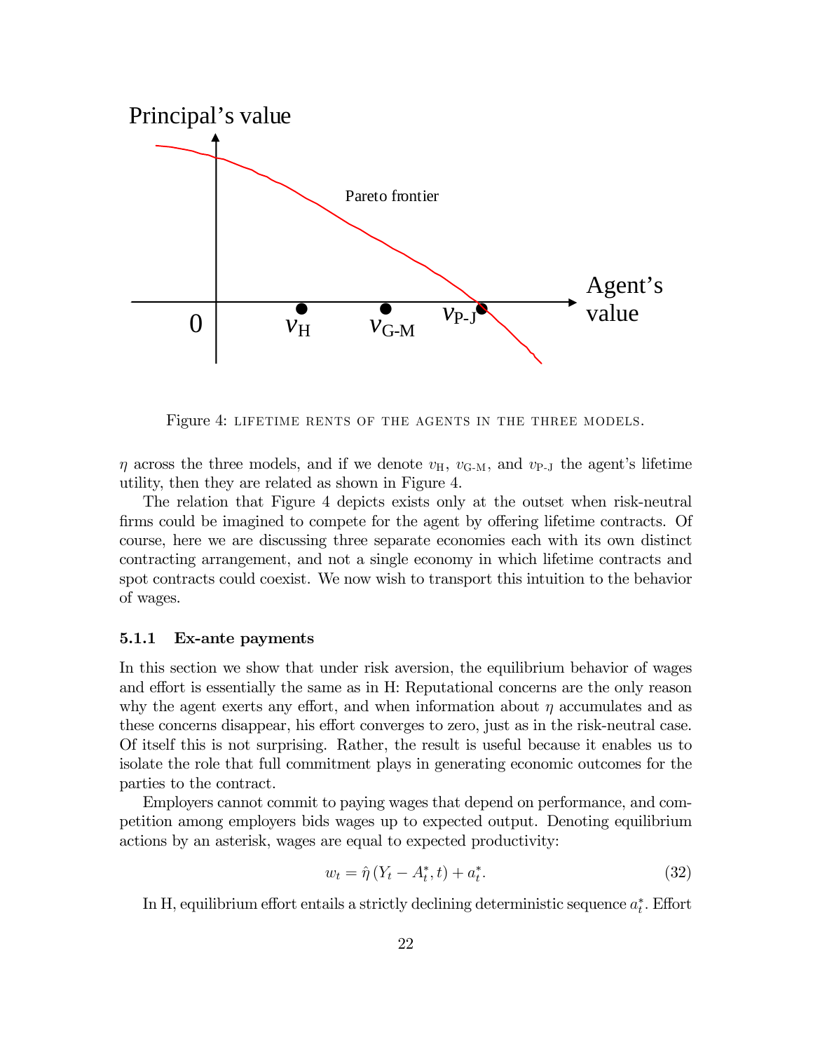Figure 4: LIFETIME RENTS OF THE AGENTS IN THE THREE MODELS.

$\eta$ across the three models, and if we denote $v_{\text{H}}$, $v_{\text{G-M}}$, and $v_{\text{P-J}}$ the agent's lifetime utility, then they are related as shown in Figure 4.

The relation that Figure 4 depicts exists only at the outset when risk-neutral firms could be imagined to compete for the agent by offering lifetime contracts. Of course, here we are discussing three separate economies each with its own distinct contracting arrangement, and not a single economy in which lifetime contracts and spot contracts could coexist. We now wish to transport this intuition to the behavior of wages.

#### 5.1.1 Ex-ante payments

In this section we show that under risk aversion, the equilibrium behavior of wages and effort is essentially the same as in H: Reputational concerns are the only reason why the agent exerts any effort, and when information about $\eta$ accumulates and as these concerns disappear, his effort converges to zero, just as in the risk-neutral case. Of itself this is not surprising. Rather, the result is useful because it enables us to isolate the role that full commitment plays in generating economic outcomes for the parties to the contract.

Employers cannot commit to paying wages that depend on performance, and competition among employers bids wages up to expected output. Denoting equilibrium actions by an asterisk, wages are equal to expected productivity:

$$w_t = \hat{\eta}\left(Y_t - A_t^*, t\right) + a_t^*. \tag{32}$$

In H, equilibrium effort entails a strictly declining deterministic sequence $a_t^*$. Effort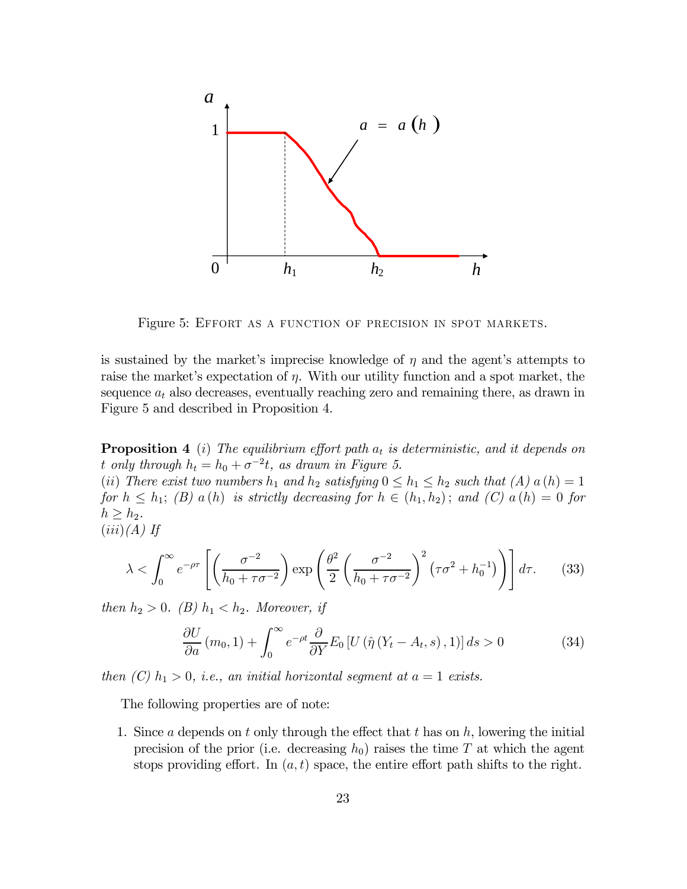Figure 5: Effort as a function of precision in spot markets.

is sustained by the market's imprecise knowledge of $\eta$ and the agent's attempts to raise the market's expectation of $\eta$. With our utility function and a spot market, the sequence $a_t$ also decreases, eventually reaching zero and remaining there, as drawn in Figure 5 and described in Proposition 4.

**Proposition 4** *(i) The equilibrium effort path $a_t$ is deterministic, and it depends on $t$ only through $h_t = h_0 + \sigma^{-2}t$, as drawn in Figure 5.*
*(ii) There exist two numbers $h_1$ and $h_2$ satisfying $0 \leq h_1 \leq h_2$ such that (A) $a(h) = 1$ for $h \leq h_1$; (B) $a(h)$ is strictly decreasing for $h \in (h_1, h_2)$; and (C) $a(h) = 0$ for $h \geq h_2$.*
*(iii)(A) If*

$$\lambda < \int_0^\infty e^{-\rho\tau} \left[ \left( \frac{\sigma^{-2}}{h_0 + \tau\sigma^{-2}} \right) \exp\left( \frac{\theta^2}{2} \left( \frac{\sigma^{-2}}{h_0 + \tau\sigma^{-2}} \right)^2 \left( \tau\sigma^2 + h_0^{-1} \right) \right) \right] d\tau. \tag{33}$$

*then $h_2 > 0$. (B) $h_1 < h_2$. Moreover, if*

$$\frac{\partial U}{\partial a}(m_0, 1) + \int_0^\infty e^{-\rho t} \frac{\partial}{\partial Y} E_0 \left[ U\left( \hat{\eta}\left( Y_t - A_t, s \right), 1 \right) \right] ds > 0 \tag{34}$$

*then (C) $h_1 > 0$, i.e., an initial horizontal segment at $a = 1$ exists.*

The following properties are of note:

1. Since $a$ depends on $t$ only through the effect that $t$ has on $h$, lowering the initial precision of the prior (i.e. decreasing $h_0$) raises the time $T$ at which the agent stops providing effort. In $(a, t)$ space, the entire effort path shifts to the right.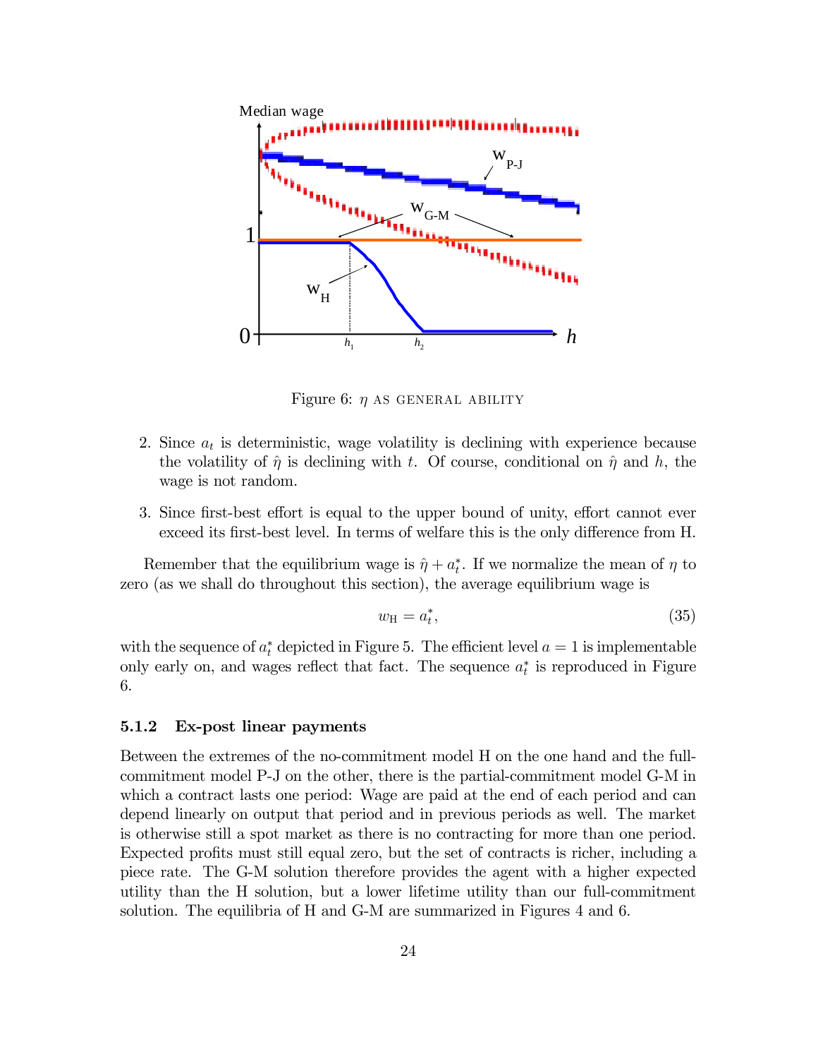Figure 6: $\eta$ AS GENERAL ABILITY

2. Since $a_t$ is deterministic, wage volatility is declining with experience because the volatility of $\hat{\eta}$ is declining with $t$. Of course, conditional on $\hat{\eta}$ and $h$, the wage is not random.

3. Since first-best effort is equal to the upper bound of unity, effort cannot ever exceed its first-best level. In terms of welfare this is the only difference from H.

Remember that the equilibrium wage is $\hat{\eta} + a_t^*$. If we normalize the mean of $\eta$ to zero (as we shall do throughout this section), the average equilibrium wage is

$$w_{\rm H} = a_t^*, \tag{35}$$

with the sequence of $a_t^*$ depicted in Figure 5. The efficient level $a = 1$ is implementable only early on, and wages reflect that fact. The sequence $a_t^*$ is reproduced in Figure 6.

#### 5.1.2 Ex-post linear payments

Between the extremes of the no-commitment model H on the one hand and the full-commitment model P-J on the other, there is the partial-commitment model G-M in which a contract lasts one period: Wage are paid at the end of each period and can depend linearly on output that period and in previous periods as well. The market is otherwise still a spot market as there is no contracting for more than one period. Expected profits must still equal zero, but the set of contracts is richer, including a piece rate. The G-M solution therefore provides the agent with a higher expected utility than the H solution, but a lower lifetime utility than our full-commitment solution. The equilibria of H and G-M are summarized in Figures 4 and 6.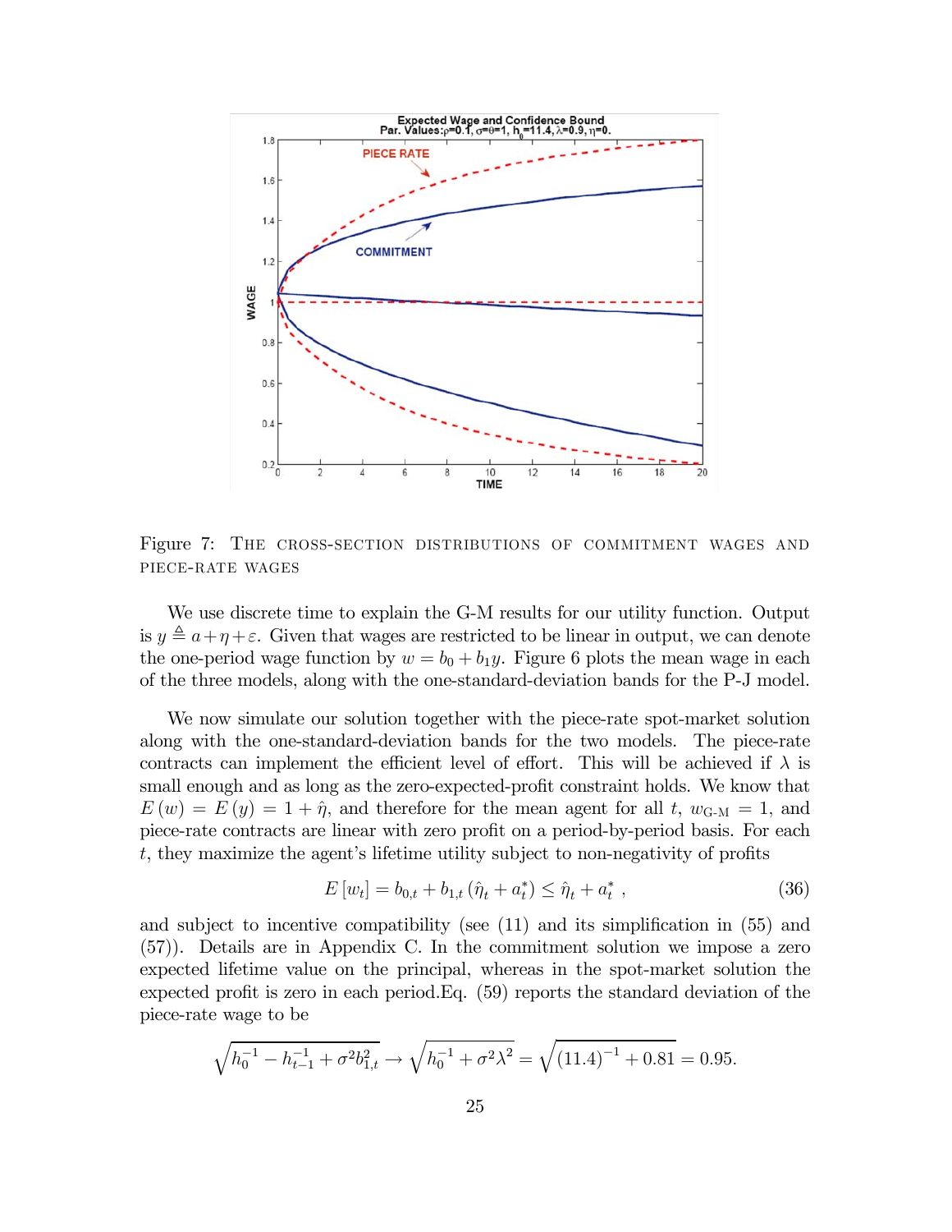Figure 7: THE CROSS-SECTION DISTRIBUTIONS OF COMMITMENT WAGES AND PIECE-RATE WAGES

We use discrete time to explain the G-M results for our utility function. Output is $y \triangleq a + \eta + \varepsilon$. Given that wages are restricted to be linear in output, we can denote the one-period wage function by $w = b_0 + b_1 y$. Figure 6 plots the mean wage in each of the three models, along with the one-standard-deviation bands for the P-J model.

We now simulate our solution together with the piece-rate spot-market solution along with the one-standard-deviation bands for the two models. The piece-rate contracts can implement the efficient level of effort. This will be achieved if $\lambda$ is small enough and as long as the zero-expected-profit constraint holds. We know that $E(w) = E(y) = 1 + \hat{\eta}$, and therefore for the mean agent for all $t$, $w_{\text{G-M}} = 1$, and piece-rate contracts are linear with zero profit on a period-by-period basis. For each $t$, they maximize the agent's lifetime utility subject to non-negativity of profits

$$E[w_t] = b_{0,t} + b_{1,t}(\hat{\eta}_t + a_t^*) \leq \hat{\eta}_t + a_t^* \ , \tag{36}$$

and subject to incentive compatibility (see (11) and its simplification in (55) and (57)). Details are in Appendix C. In the commitment solution we impose a zero expected lifetime value on the principal, whereas in the spot-market solution the expected profit is zero in each period.Eq. (59) reports the standard deviation of the piece-rate wage to be

$$\sqrt{h_0^{-1} - h_{t-1}^{-1} + \sigma^2 b_{1,t}^2} \to \sqrt{h_0^{-1} + \sigma^2 \lambda^2} = \sqrt{(11.4)^{-1} + 0.81} = 0.95.$$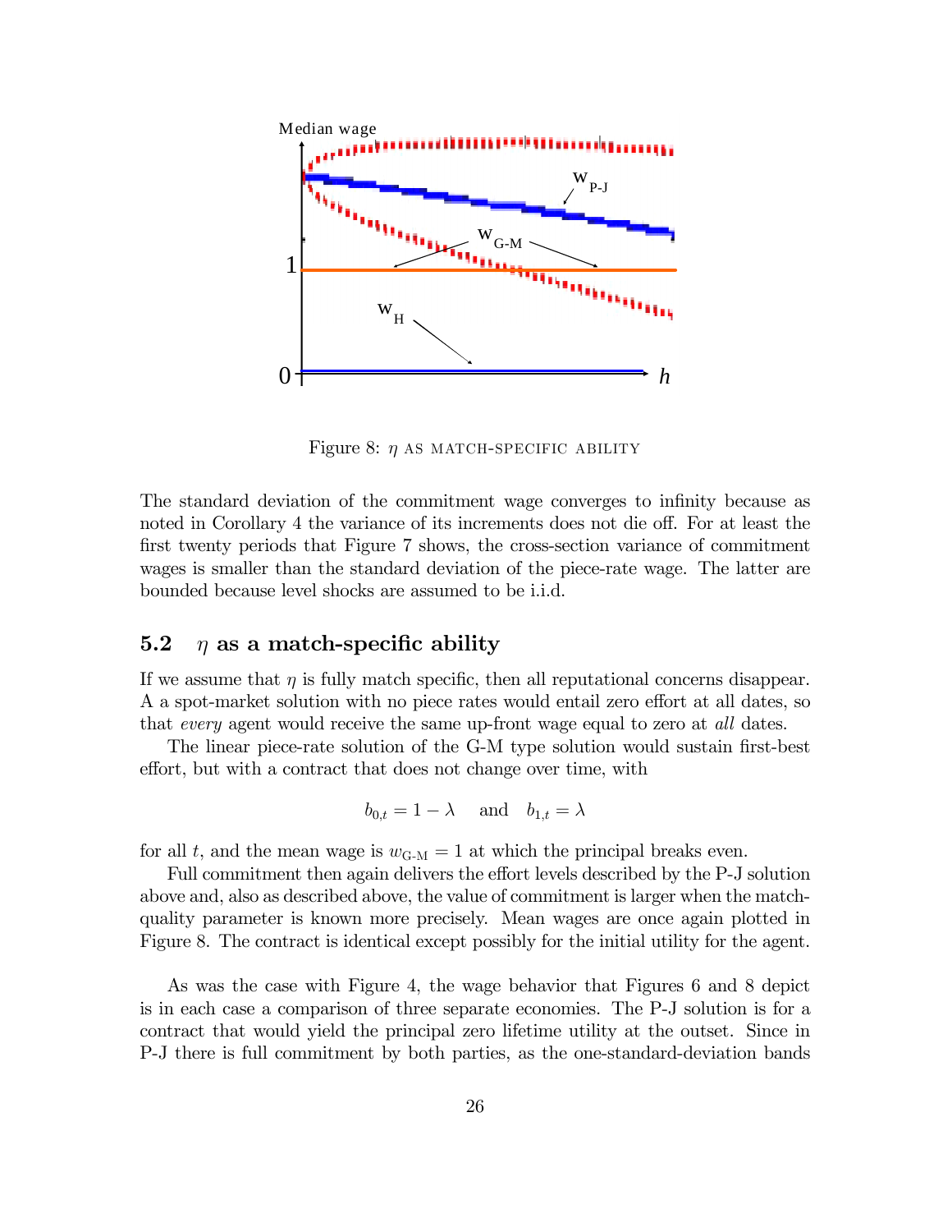Figure 8: $\eta$ AS MATCH-SPECIFIC ABILITY

The standard deviation of the commitment wage converges to infinity because as noted in Corollary 4 the variance of its increments does not die off. For at least the first twenty periods that Figure 7 shows, the cross-section variance of commitment wages is smaller than the standard deviation of the piece-rate wage. The latter are bounded because level shocks are assumed to be i.i.d.

### 5.2 $\eta$ as a match-specific ability

If we assume that $\eta$ is fully match specific, then all reputational concerns disappear. A a spot-market solution with no piece rates would entail zero effort at all dates, so that *every* agent would receive the same up-front wage equal to zero at *all* dates.

The linear piece-rate solution of the G-M type solution would sustain first-best effort, but with a contract that does not change over time, with

$$b_{0,t} = 1 - \lambda \quad \text{and} \quad b_{1,t} = \lambda$$

for all $t$, and the mean wage is $w_{\text{G-M}} = 1$ at which the principal breaks even.

Full commitment then again delivers the effort levels described by the P-J solution above and, also as described above, the value of commitment is larger when the match-quality parameter is known more precisely. Mean wages are once again plotted in Figure 8. The contract is identical except possibly for the initial utility for the agent.

As was the case with Figure 4, the wage behavior that Figures 6 and 8 depict is in each case a comparison of three separate economies. The P-J solution is for a contract that would yield the principal zero lifetime utility at the outset. Since in P-J there is full commitment by both parties, as the one-standard-deviation bands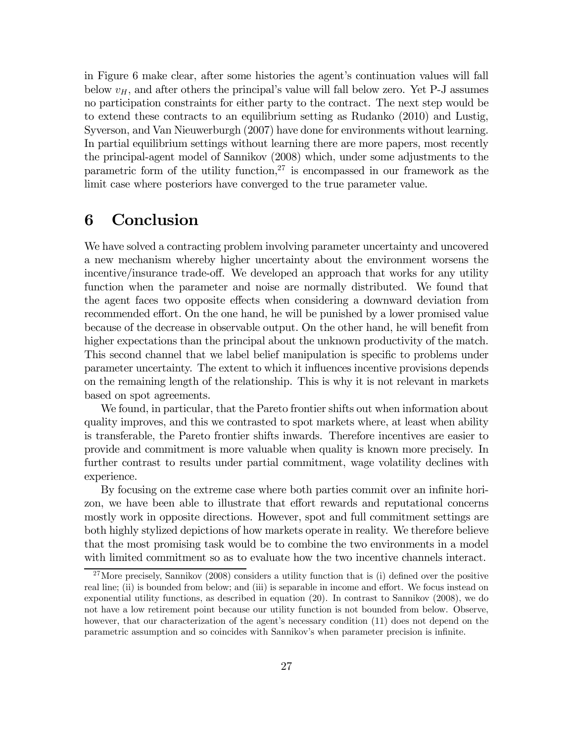in Figure 6 make clear, after some histories the agent's continuation values will fall below $v_H$, and after others the principal's value will fall below zero. Yet P-J assumes no participation constraints for either party to the contract. The next step would be to extend these contracts to an equilibrium setting as Rudanko (2010) and Lustig, Syverson, and Van Nieuwerburgh (2007) have done for environments without learning. In partial equilibrium settings without learning there are more papers, most recently the principal-agent model of Sannikov (2008) which, under some adjustments to the parametric form of the utility function,[27] is encompassed in our framework as the limit case where posteriors have converged to the true parameter value.

# 6 Conclusion

We have solved a contracting problem involving parameter uncertainty and uncovered a new mechanism whereby higher uncertainty about the environment worsens the incentive/insurance trade-off. We developed an approach that works for any utility function when the parameter and noise are normally distributed. We found that the agent faces two opposite effects when considering a downward deviation from recommended effort. On the one hand, he will be punished by a lower promised value because of the decrease in observable output. On the other hand, he will benefit from higher expectations than the principal about the unknown productivity of the match. This second channel that we label belief manipulation is specific to problems under parameter uncertainty. The extent to which it influences incentive provisions depends on the remaining length of the relationship. This is why it is not relevant in markets based on spot agreements.

We found, in particular, that the Pareto frontier shifts out when information about quality improves, and this we contrasted to spot markets where, at least when ability is transferable, the Pareto frontier shifts inwards. Therefore incentives are easier to provide and commitment is more valuable when quality is known more precisely. In further contrast to results under partial commitment, wage volatility declines with experience.

By focusing on the extreme case where both parties commit over an infinite horizon, we have been able to illustrate that effort rewards and reputational concerns mostly work in opposite directions. However, spot and full commitment settings are both highly stylized depictions of how markets operate in reality. We therefore believe that the most promising task would be to combine the two environments in a model with limited commitment so as to evaluate how the two incentive channels interact.

[27] More precisely, Sannikov (2008) considers a utility function that is (i) defined over the positive real line; (ii) is bounded from below; and (iii) is separable in income and effort. We focus instead on exponential utility functions, as described in equation (20). In contrast to Sannikov (2008), we do not have a low retirement point because our utility function is not bounded from below. Observe, however, that our characterization of the agent's necessary condition (11) does not depend on the parametric assumption and so coincides with Sannikov's when parameter precision is infinite.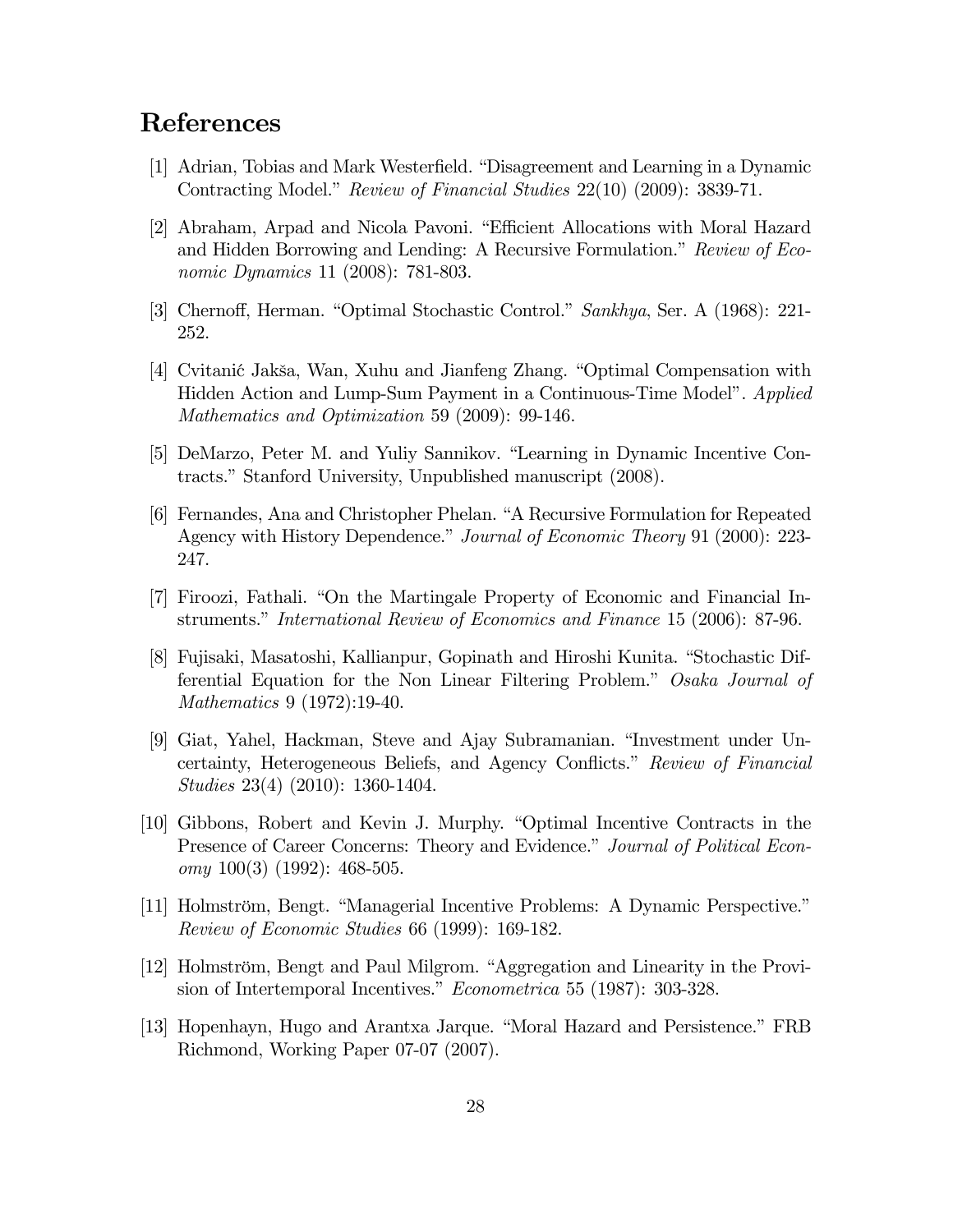# References

[1] Adrian, Tobias and Mark Westerfield. "Disagreement and Learning in a Dynamic Contracting Model." *Review of Financial Studies* 22(10) (2009): 3839-71.

[2] Abraham, Arpad and Nicola Pavoni. "Efficient Allocations with Moral Hazard and Hidden Borrowing and Lending: A Recursive Formulation." *Review of Economic Dynamics* 11 (2008): 781-803.

[3] Chernoff, Herman. "Optimal Stochastic Control." *Sankhya*, Ser. A (1968): 221-252.

[4] Cvitanić Jakša, Wan, Xuhu and Jianfeng Zhang. "Optimal Compensation with Hidden Action and Lump-Sum Payment in a Continuous-Time Model". *Applied Mathematics and Optimization* 59 (2009): 99-146.

[5] DeMarzo, Peter M. and Yuliy Sannikov. "Learning in Dynamic Incentive Contracts." Stanford University, Unpublished manuscript (2008).

[6] Fernandes, Ana and Christopher Phelan. "A Recursive Formulation for Repeated Agency with History Dependence." *Journal of Economic Theory* 91 (2000): 223-247.

[7] Firoozi, Fathali. "On the Martingale Property of Economic and Financial Instruments." *International Review of Economics and Finance* 15 (2006): 87-96.

[8] Fujisaki, Masatoshi, Kallianpur, Gopinath and Hiroshi Kunita. "Stochastic Differential Equation for the Non Linear Filtering Problem." *Osaka Journal of Mathematics* 9 (1972):19-40.

[9] Giat, Yahel, Hackman, Steve and Ajay Subramanian. "Investment under Uncertainty, Heterogeneous Beliefs, and Agency Conflicts." *Review of Financial Studies* 23(4) (2010): 1360-1404.

[10] Gibbons, Robert and Kevin J. Murphy. "Optimal Incentive Contracts in the Presence of Career Concerns: Theory and Evidence." *Journal of Political Economy* 100(3) (1992): 468-505.

[11] Holmström, Bengt. "Managerial Incentive Problems: A Dynamic Perspective." *Review of Economic Studies* 66 (1999): 169-182.

[12] Holmström, Bengt and Paul Milgrom. "Aggregation and Linearity in the Provision of Intertemporal Incentives." *Econometrica* 55 (1987): 303-328.

[13] Hopenhayn, Hugo and Arantxa Jarque. "Moral Hazard and Persistence." FRB Richmond, Working Paper 07-07 (2007).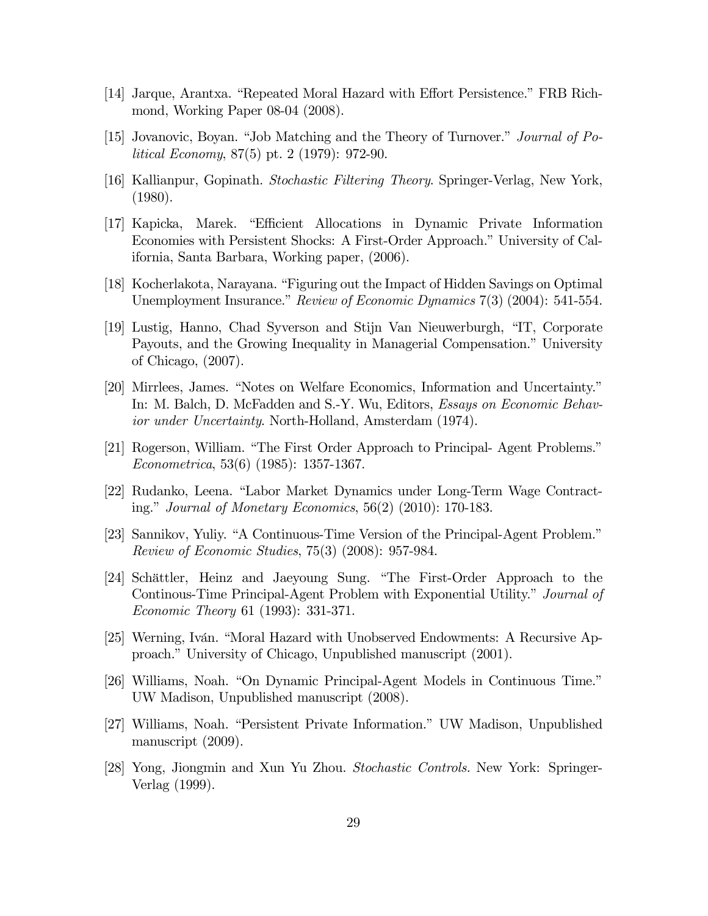[14] Jarque, Arantxa. "Repeated Moral Hazard with Effort Persistence." FRB Richmond, Working Paper 08-04 (2008).

[15] Jovanovic, Boyan. "Job Matching and the Theory of Turnover." *Journal of Political Economy*, 87(5) pt. 2 (1979): 972-90.

[16] Kallianpur, Gopinath. *Stochastic Filtering Theory*. Springer-Verlag, New York, (1980).

[17] Kapicka, Marek. "Efficient Allocations in Dynamic Private Information Economies with Persistent Shocks: A First-Order Approach." University of California, Santa Barbara, Working paper, (2006).

[18] Kocherlakota, Narayana. "Figuring out the Impact of Hidden Savings on Optimal Unemployment Insurance." *Review of Economic Dynamics* 7(3) (2004): 541-554.

[19] Lustig, Hanno, Chad Syverson and Stijn Van Nieuwerburgh, "IT, Corporate Payouts, and the Growing Inequality in Managerial Compensation." University of Chicago, (2007).

[20] Mirrlees, James. "Notes on Welfare Economics, Information and Uncertainty." In: M. Balch, D. McFadden and S.-Y. Wu, Editors, *Essays on Economic Behavior under Uncertainty*. North-Holland, Amsterdam (1974).

[21] Rogerson, William. "The First Order Approach to Principal- Agent Problems." *Econometrica*, 53(6) (1985): 1357-1367.

[22] Rudanko, Leena. "Labor Market Dynamics under Long-Term Wage Contracting." *Journal of Monetary Economics*, 56(2) (2010): 170-183.

[23] Sannikov, Yuliy. "A Continuous-Time Version of the Principal-Agent Problem." *Review of Economic Studies*, 75(3) (2008): 957-984.

[24] Schättler, Heinz and Jaeyoung Sung. "The First-Order Approach to the Continous-Time Principal-Agent Problem with Exponential Utility." *Journal of Economic Theory* 61 (1993): 331-371.

[25] Werning, Iván. "Moral Hazard with Unobserved Endowments: A Recursive Approach." University of Chicago, Unpublished manuscript (2001).

[26] Williams, Noah. "On Dynamic Principal-Agent Models in Continuous Time." UW Madison, Unpublished manuscript (2008).

[27] Williams, Noah. "Persistent Private Information." UW Madison, Unpublished manuscript (2009).

[28] Yong, Jiongmin and Xun Yu Zhou. *Stochastic Controls.* New York: Springer-Verlag (1999).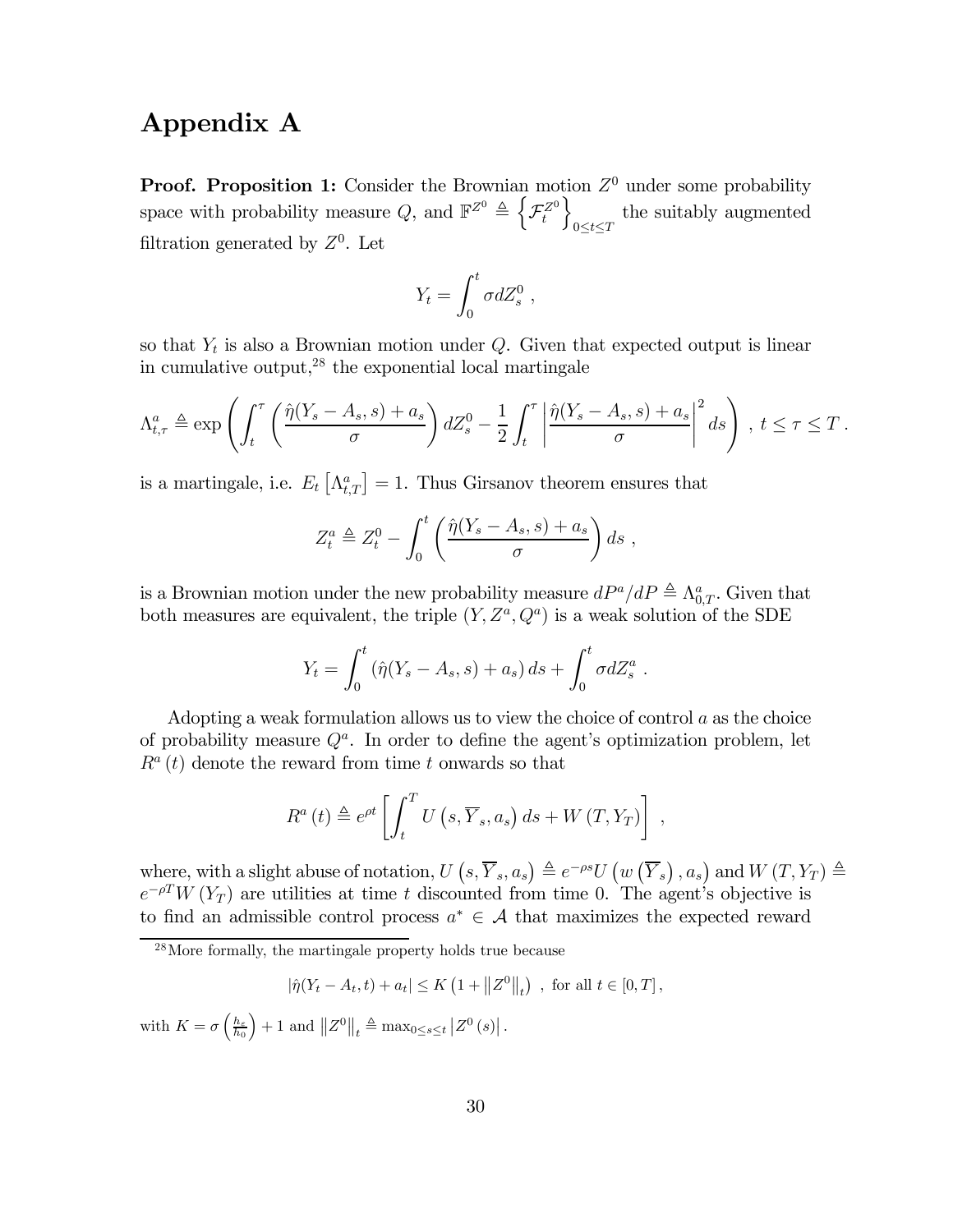# Appendix A

**Proof. Proposition 1:** Consider the Brownian motion $Z^0$ under some probability space with probability measure $Q$, and $\mathbb{F}^{Z^0} \triangleq \left\{ \mathcal{F}_t^{Z^0} \right\}_{0 \le t \le T}$ the suitably augmented filtration generated by $Z^0$. Let

$$Y_t = \int_0^t \sigma dZ_s^0 \ ,$$

so that $Y_t$ is also a Brownian motion under $Q$. Given that expected output is linear in cumulative output,[28] the exponential local martingale

$$\Lambda_{t,\tau}^a \triangleq \exp\left( \int_t^\tau \left( \frac{\hat{\eta}(Y_s - A_s, s) + a_s}{\sigma} \right) dZ_s^0 - \frac{1}{2} \int_t^\tau \left| \frac{\hat{\eta}(Y_s - A_s, s) + a_s}{\sigma} \right|^2 ds \right) \ , \ t \le \tau \le T \ .$$

is a martingale, i.e. $E_t\left[\Lambda_{t,T}^a\right] = 1$. Thus Girsanov theorem ensures that

$$Z_t^a \triangleq Z_t^0 - \int_0^t \left( \frac{\hat{\eta}(Y_s - A_s, s) + a_s}{\sigma} \right) ds \ ,$$

is a Brownian motion under the new probability measure $dP^a/dP \triangleq \Lambda_{0,T}^a$. Given that both measures are equivalent, the triple $(Y, Z^a, Q^a)$ is a weak solution of the SDE

$$Y_t = \int_0^t \left( \hat{\eta}(Y_s - A_s, s) + a_s \right) ds + \int_0^t \sigma dZ_s^a \ .$$

Adopting a weak formulation allows us to view the choice of control $a$ as the choice of probability measure $Q^a$. In order to define the agent's optimization problem, let $R^a(t)$ denote the reward from time $t$ onwards so that

$$R^a(t) \triangleq e^{\rho t} \left[ \int_t^T U\left(s, \overline{Y}_s, a_s\right) ds + W\left(T, Y_T\right) \right] \ ,$$

where, with a slight abuse of notation, $U\left(s, \overline{Y}_s, a_s\right) \triangleq e^{-\rho s} U\left(w\left(\overline{Y}_s\right), a_s\right)$ and $W\left(T, Y_T\right) \triangleq e^{-\rho T} W\left(Y_T\right)$ are utilities at time $t$ discounted from time 0. The agent's objective is to find an admissible control process $a^* \in \mathcal{A}$ that maximizes the expected reward

[28] More formally, the martingale property holds true because

$$\left|\hat{\eta}(Y_t - A_t, t) + a_t\right| \le K\left(1 + \left\|Z^0\right\|_t\right) \ , \text{ for all } t \in [0, T] ,$$

with $K = \sigma\left(\frac{h_\varepsilon}{h_0}\right) + 1$ and $\left\|Z^0\right\|_t \triangleq \max_{0 \le s \le t} \left|Z^0(s)\right|$.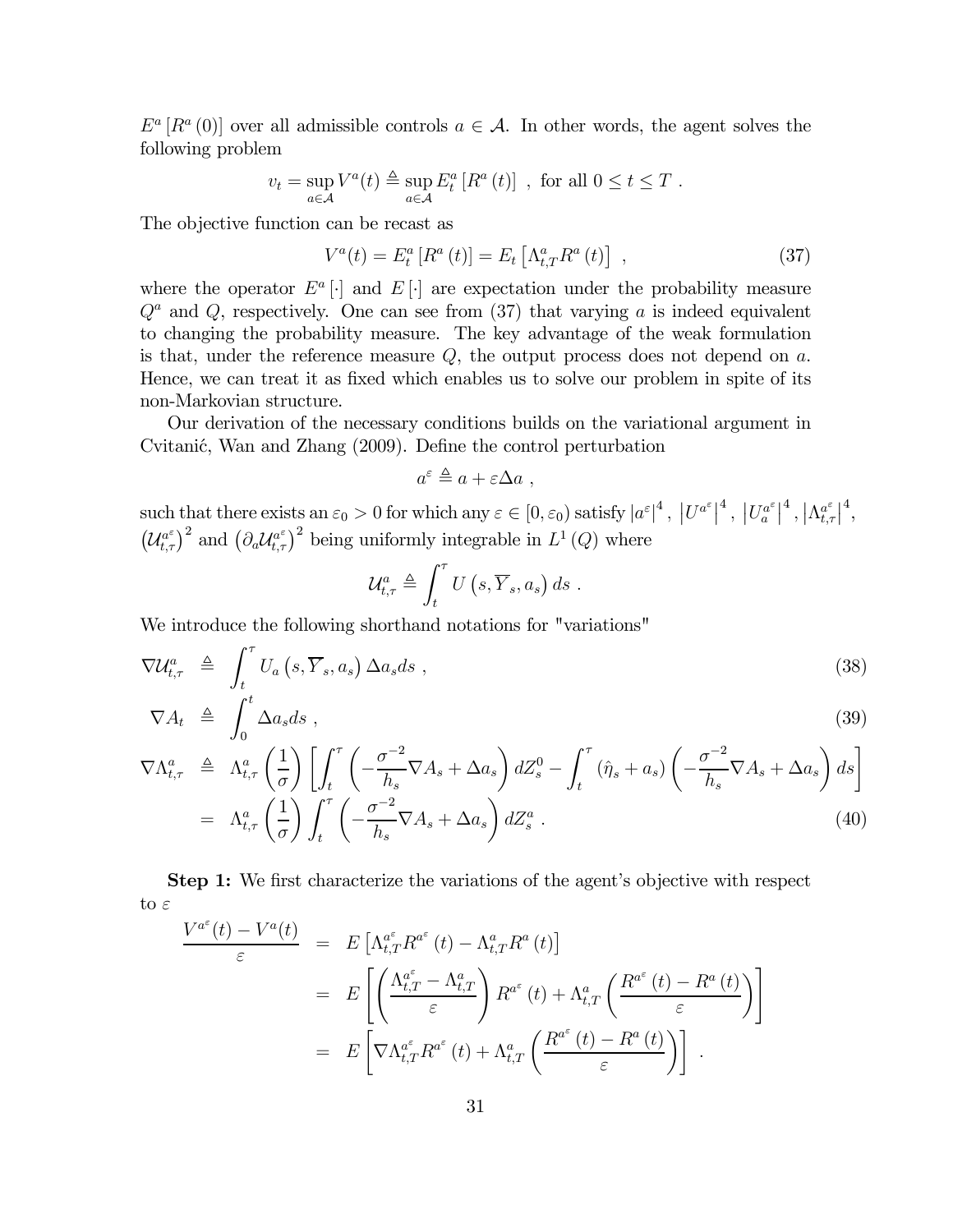$E^a[R^a(0)]$ over all admissible controls $a \in \mathcal{A}$. In other words, the agent solves the following problem

$$v_t = \sup_{a \in \mathcal{A}} V^a(t) \triangleq \sup_{a \in \mathcal{A}} E^a_t[R^a(t)] \ , \text{ for all } 0 \leq t \leq T \ .$$

The objective function can be recast as

$$V^a(t) = E^a_t[R^a(t)] = E_t\left[\Lambda^a_{t,T} R^a(t)\right] \ , \tag{37}$$

where the operator $E^a[\cdot]$ and $E[\cdot]$ are expectation under the probability measure $Q^a$ and $Q$, respectively. One can see from (37) that varying $a$ is indeed equivalent to changing the probability measure. The key advantage of the weak formulation is that, under the reference measure $Q$, the output process does not depend on $a$. Hence, we can treat it as fixed which enables us to solve our problem in spite of its non-Markovian structure.

Our derivation of the necessary conditions builds on the variational argument in Cvitanić, Wan and Zhang (2009). Define the control perturbation

$$a^\varepsilon \triangleq a + \varepsilon \Delta a \ ,$$

such that there exists an $\varepsilon_0 > 0$ for which any $\varepsilon \in [0, \varepsilon_0)$ satisfy $|a^\varepsilon|^4$, $\left|U^{a^\varepsilon}\right|^4$, $\left|U^{a^\varepsilon}_a\right|^4$, $\left|\Lambda^{a^\varepsilon}_{t,\tau}\right|^4$, $\left(\mathcal{U}^{a^\varepsilon}_{t,\tau}\right)^2$ and $\left(\partial_a \mathcal{U}^{a^\varepsilon}_{t,\tau}\right)^2$ being uniformly integrable in $L^1(Q)$ where

$$\mathcal{U}^a_{t,\tau} \triangleq \int_t^\tau U\left(s, \overline{Y}_s, a_s\right) ds \ .$$

We introduce the following shorthand notations for "variations"

$$\nabla \mathcal{U}^a_{t,\tau} \triangleq \int_t^\tau U_a\left(s, \overline{Y}_s, a_s\right) \Delta a_s ds \ , \tag{38}$$

$$\nabla A_t \triangleq \int_0^t \Delta a_s ds \ , \tag{39}$$

$$\begin{aligned}
\nabla \Lambda^a_{t,\tau} &\triangleq \Lambda^a_{t,\tau}\left(\frac{1}{\sigma}\right)\left[\int_t^\tau \left(-\frac{\sigma^{-2}}{h_s}\nabla A_s + \Delta a_s\right) dZ^0_s - \int_t^\tau (\hat{\eta}_s + a_s)\left(-\frac{\sigma^{-2}}{h_s}\nabla A_s + \Delta a_s\right) ds\right] \\
&= \Lambda^a_{t,\tau}\left(\frac{1}{\sigma}\right)\int_t^\tau \left(-\frac{\sigma^{-2}}{h_s}\nabla A_s + \Delta a_s\right) dZ^a_s \ . 
\end{aligned} \tag{40}$$

**Step 1:** We first characterize the variations of the agent's objective with respect to $\varepsilon$

$$\begin{aligned}
\frac{V^{a^\varepsilon}(t) - V^a(t)}{\varepsilon} &= E\left[\Lambda^{a^\varepsilon}_{t,T} R^{a^\varepsilon}(t) - \Lambda^a_{t,T} R^a(t)\right] \\
&= E\left[\left(\frac{\Lambda^{a^\varepsilon}_{t,T} - \Lambda^a_{t,T}}{\varepsilon}\right) R^{a^\varepsilon}(t) + \Lambda^a_{t,T}\left(\frac{R^{a^\varepsilon}(t) - R^a(t)}{\varepsilon}\right)\right] \\
&= E\left[\nabla \Lambda^{a^\varepsilon}_{t,T} R^{a^\varepsilon}(t) + \Lambda^a_{t,T}\left(\frac{R^{a^\varepsilon}(t) - R^a(t)}{\varepsilon}\right)\right] \ .
\end{aligned}$$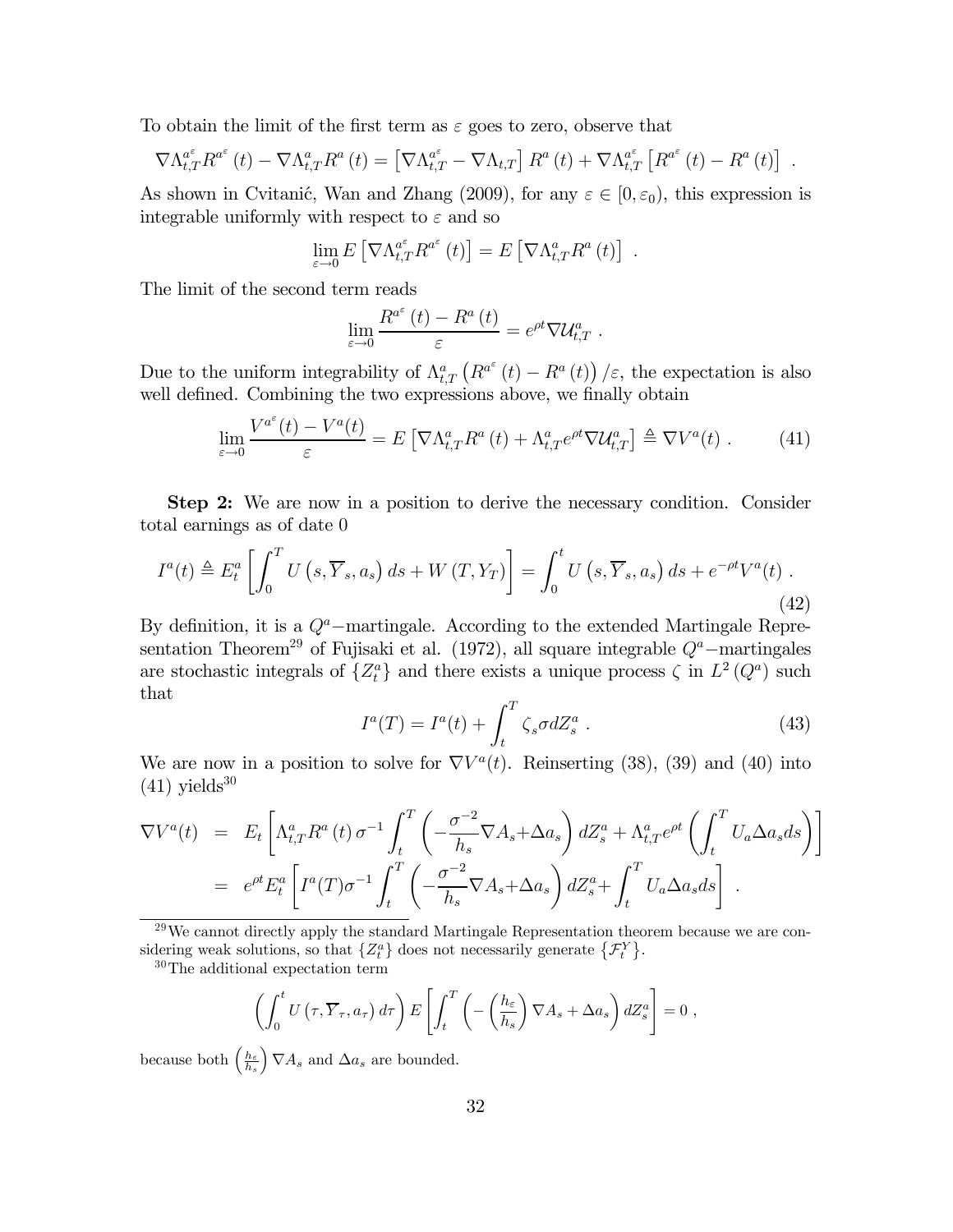To obtain the limit of the first term as $\varepsilon$ goes to zero, observe that

$$\nabla \Lambda_{t,T}^{a^\varepsilon} R^{a^\varepsilon}(t) - \nabla \Lambda_{t,T}^{a} R^{a}(t) = \left[\nabla \Lambda_{t,T}^{a^\varepsilon} - \nabla \Lambda_{t,T}\right] R^{a}(t) + \nabla \Lambda_{t,T}^{a^\varepsilon}\left[R^{a^\varepsilon}(t) - R^{a}(t)\right] \ .$$

As shown in Cvitanić, Wan and Zhang (2009), for any $\varepsilon \in [0, \varepsilon_0)$, this expression is integrable uniformly with respect to $\varepsilon$ and so

$$\lim_{\varepsilon \to 0} E\left[\nabla \Lambda_{t,T}^{a^\varepsilon} R^{a^\varepsilon}(t)\right] = E\left[\nabla \Lambda_{t,T}^{a} R^{a}(t)\right] \ .$$

The limit of the second term reads

$$\lim_{\varepsilon \to 0} \frac{R^{a^\varepsilon}(t) - R^{a}(t)}{\varepsilon} = e^{\rho t} \nabla \mathcal{U}_{t,T}^{a} \ .$$

Due to the uniform integrability of $\Lambda_{t,T}^{a}\left(R^{a^\varepsilon}(t) - R^{a}(t)\right)/\varepsilon$, the expectation is also well defined. Combining the two expressions above, we finally obtain

$$\lim_{\varepsilon \to 0} \frac{V^{a^\varepsilon}(t) - V^{a}(t)}{\varepsilon} = E\left[\nabla \Lambda_{t,T}^{a} R^{a}(t) + \Lambda_{t,T}^{a} e^{\rho t} \nabla \mathcal{U}_{t,T}^{a}\right] \triangleq \nabla V^{a}(t) \ . \tag{41}$$

**Step 2:** We are now in a position to derive the necessary condition. Consider total earnings as of date 0

$$I^{a}(t) \triangleq E_t^{a}\left[\int_0^T U\left(s, \overline{Y}_s, a_s\right) ds + W\left(T, Y_T\right)\right] = \int_0^t U\left(s, \overline{Y}_s, a_s\right) ds + e^{-\rho t} V^{a}(t) \ . \tag{42}$$

By definition, it is a $Q^a$−martingale. According to the extended Martingale Representation Theorem[29] of Fujisaki et al. (1972), all square integrable $Q^a$−martingales are stochastic integrals of $\{Z_t^a\}$ and there exists a unique process $\zeta$ in $L^2(Q^a)$ such that

$$I^{a}(T) = I^{a}(t) + \int_t^T \zeta_s \sigma dZ_s^a \ . \tag{43}$$

We are now in a position to solve for $\nabla V^{a}(t)$. Reinserting (38), (39) and (40) into (41) yields[30]

$$\begin{aligned}
\nabla V^{a}(t) &= E_t\left[\Lambda_{t,T}^{a} R^{a}(t)\, \sigma^{-1} \int_t^T \left(-\frac{\sigma^{-2}}{h_s} \nabla A_s + \Delta a_s\right) dZ_s^a + \Lambda_{t,T}^{a} e^{\rho t}\left(\int_t^T U_a \Delta a_s ds\right)\right] \\
&= e^{\rho t} E_t^{a}\left[I^{a}(T) \sigma^{-1} \int_t^T \left(-\frac{\sigma^{-2}}{h_s} \nabla A_s + \Delta a_s\right) dZ_s^a + \int_t^T U_a \Delta a_s ds\right] \ .
\end{aligned}$$

[29] We cannot directly apply the standard Martingale Representation theorem because we are considering weak solutions, so that $\{Z_t^a\}$ does not necessarily generate $\{\mathcal{F}_t^Y\}$.

[30] The additional expectation term

$$\left(\int_0^t U\left(\tau, \overline{Y}_\tau, a_\tau\right) d\tau\right) E\left[\int_t^T \left(-\left(\frac{h_\varepsilon}{h_s}\right) \nabla A_s + \Delta a_s\right) dZ_s^a\right] = 0 \ ,$$

because both $\left(\frac{h_\varepsilon}{h_s}\right) \nabla A_s$ and $\Delta a_s$ are bounded.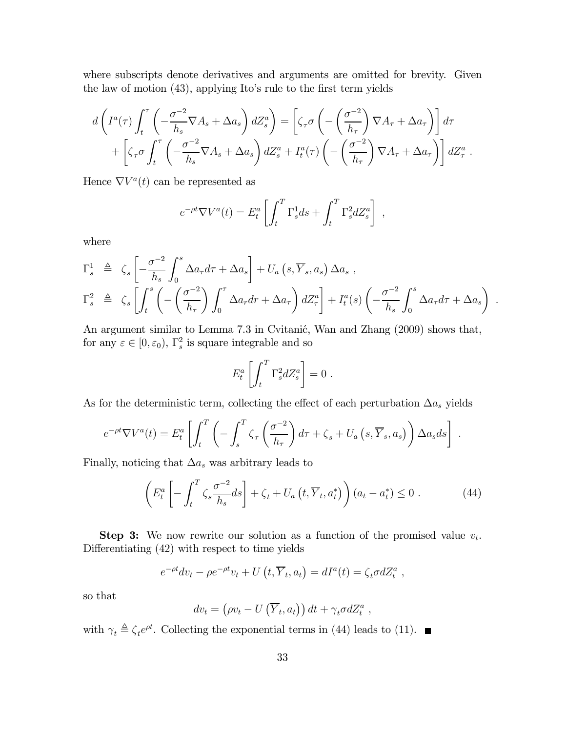where subscripts denote derivatives and arguments are omitted for brevity. Given the law of motion (43), applying Ito's rule to the first term yields

$$
\begin{aligned}
d\left(I^a(\tau)\int_t^\tau\left(-\frac{\sigma^{-2}}{h_s}\nabla A_s+\Delta a_s\right)dZ^a_s\right) &= \left[\zeta_\tau\sigma\left(-\left(\frac{\sigma^{-2}}{h_\tau}\right)\nabla A_\tau+\Delta a_\tau\right)\right]d\tau \\
&+\left[\zeta_\tau\sigma\int_t^\tau\left(-\frac{\sigma^{-2}}{h_s}\nabla A_s+\Delta a_s\right)dZ^a_s+I^a_t(\tau)\left(-\left(\frac{\sigma^{-2}}{h_\tau}\right)\nabla A_\tau+\Delta a_\tau\right)\right]dZ^a_\tau \ .
\end{aligned}
$$

Hence $\nabla V^a(t)$ can be represented as

$$
e^{-\rho t}\nabla V^a(t)=E^a_t\left[\int_t^T\Gamma^1_s ds+\int_t^T\Gamma^2_s dZ^a_s\right] \ ,
$$

where

$$
\begin{aligned}
\Gamma^1_s &\triangleq \zeta_s\left[-\frac{\sigma^{-2}}{h_s}\int_0^s\Delta a_\tau d\tau+\Delta a_s\right]+U_a\left(s,\overline{Y}_s,a_s\right)\Delta a_s \ , \\
\Gamma^2_s &\triangleq \zeta_s\left[\int_t^s\left(-\left(\frac{\sigma^{-2}}{h_\tau}\right)\int_0^\tau\Delta a_r dr+\Delta a_\tau\right)dZ^a_\tau\right]+I^a_t(s)\left(-\frac{\sigma^{-2}}{h_s}\int_0^s\Delta a_\tau d\tau+\Delta a_s\right) \ .
\end{aligned}
$$

An argument similar to Lemma 7.3 in Cvitanić, Wan and Zhang (2009) shows that, for any $\varepsilon\in[0,\varepsilon_0)$, $\Gamma^2_s$ is square integrable and so

$$
E^a_t\left[\int_t^T\Gamma^2_s dZ^a_s\right]=0 \ .
$$

As for the deterministic term, collecting the effect of each perturbation $\Delta a_s$ yields

$$
e^{-\rho t}\nabla V^a(t)=E^a_t\left[\int_t^T\left(-\int_s^T\zeta_\tau\left(\frac{\sigma^{-2}}{h_\tau}\right)d\tau+\zeta_s+U_a\left(s,\overline{Y}_s,a_s\right)\right)\Delta a_s ds\right] \ .
$$

Finally, noticing that $\Delta a_s$ was arbitrary leads to

$$
\left(E^a_t\left[-\int_t^T\zeta_s\frac{\sigma^{-2}}{h_s}ds\right]+\zeta_t+U_a\left(t,\overline{Y}_t,a^*_t\right)\right)(a_t-a^*_t)\leq 0 \ . \tag{44}
$$

**Step 3:** We now rewrite our solution as a function of the promised value $v_t$. Differentiating (42) with respect to time yields

$$
e^{-\rho t}dv_t-\rho e^{-\rho t}v_t+U\left(t,\overline{Y}_t,a_t\right)=dI^a(t)=\zeta_t\sigma dZ^a_t \ ,
$$

so that

$$
dv_t=\left(\rho v_t-U\left(\overline{Y}_t,a_t\right)\right)dt+\gamma_t\sigma dZ^a_t \ ,
$$

with $\gamma_t\triangleq\zeta_t e^{\rho t}$. Collecting the exponential terms in (44) leads to (11). ∎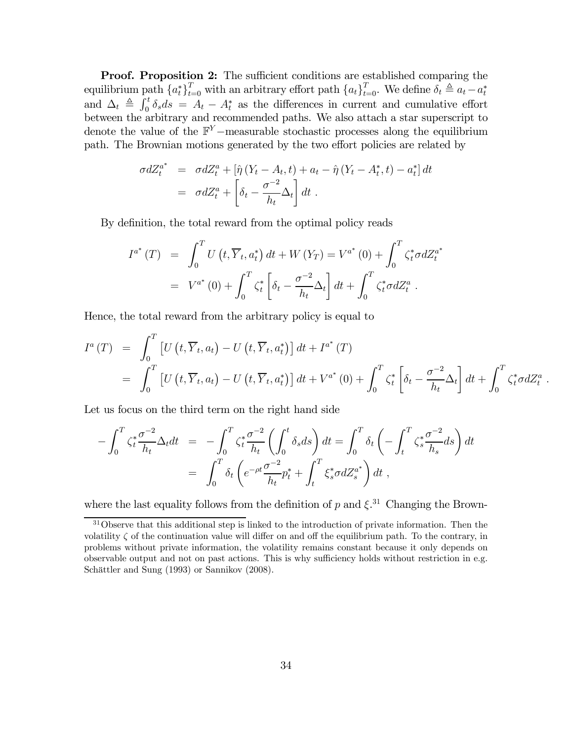**Proof. Proposition 2:** The sufficient conditions are established comparing the equilibrium path $\{a_t^*\}_{t=0}^T$ with an arbitrary effort path $\{a_t\}_{t=0}^T$. We define $\delta_t \triangleq a_t - a_t^*$ and $\Delta_t \triangleq \int_0^t \delta_s ds = A_t - A_t^*$ as the differences in current and cumulative effort between the arbitrary and recommended paths. We also attach a star superscript to denote the value of the $\mathbb{F}^Y$−measurable stochastic processes along the equilibrium path. The Brownian motions generated by the two effort policies are related by

$$
\begin{aligned}
\sigma dZ_t^{a^*} &= \sigma dZ_t^a + \left[\hat{\eta}\left(Y_t - A_t, t\right) + a_t - \hat{\eta}\left(Y_t - A_t^*, t\right) - a_t^*\right] dt \\
&= \sigma dZ_t^a + \left[\delta_t - \frac{\sigma^{-2}}{h_t}\Delta_t\right] dt \; .
\end{aligned}
$$

By definition, the total reward from the optimal policy reads

$$
\begin{aligned}
I^{a^*}(T) &= \int_0^T U\left(t, \overline{Y}_t, a_t^*\right) dt + W\left(Y_T\right) = V^{a^*}(0) + \int_0^T \zeta_t^* \sigma dZ_t^{a^*} \\
&= V^{a^*}(0) + \int_0^T \zeta_t^* \left[\delta_t - \frac{\sigma^{-2}}{h_t}\Delta_t\right] dt + \int_0^T \zeta_t^* \sigma dZ_t^a \; .
\end{aligned}
$$

Hence, the total reward from the arbitrary policy is equal to

$$
\begin{aligned}
I^a(T) &= \int_0^T \left[U\left(t, \overline{Y}_t, a_t\right) - U\left(t, \overline{Y}_t, a_t^*\right)\right] dt + I^{a^*}(T) \\
&= \int_0^T \left[U\left(t, \overline{Y}_t, a_t\right) - U\left(t, \overline{Y}_t, a_t^*\right)\right] dt + V^{a^*}(0) + \int_0^T \zeta_t^* \left[\delta_t - \frac{\sigma^{-2}}{h_t}\Delta_t\right] dt + \int_0^T \zeta_t^* \sigma dZ_t^a \; .
\end{aligned}
$$

Let us focus on the third term on the right hand side

$$
\begin{aligned}
-\int_0^T \zeta_t^* \frac{\sigma^{-2}}{h_t}\Delta_t dt &= -\int_0^T \zeta_t^* \frac{\sigma^{-2}}{h_t}\left(\int_0^t \delta_s ds\right) dt = \int_0^T \delta_t \left(-\int_t^T \zeta_s^* \frac{\sigma^{-2}}{h_s} ds\right) dt \\
&= \int_0^T \delta_t \left(e^{-\rho t}\frac{\sigma^{-2}}{h_t} p_t^* + \int_t^T \xi_s^* \sigma dZ_s^{a^*}\right) dt \; ,
\end{aligned}
$$

where the last equality follows from the definition of $p$ and $\xi$.[31] Changing the Brown-

[31] Observe that this additional step is linked to the introduction of private information. Then the volatility $\zeta$ of the continuation value will differ on and off the equilibrium path. To the contrary, in problems without private information, the volatility remains constant because it only depends on observable output and not on past actions. This is why sufficiency holds without restriction in e.g. Schättler and Sung (1993) or Sannikov (2008).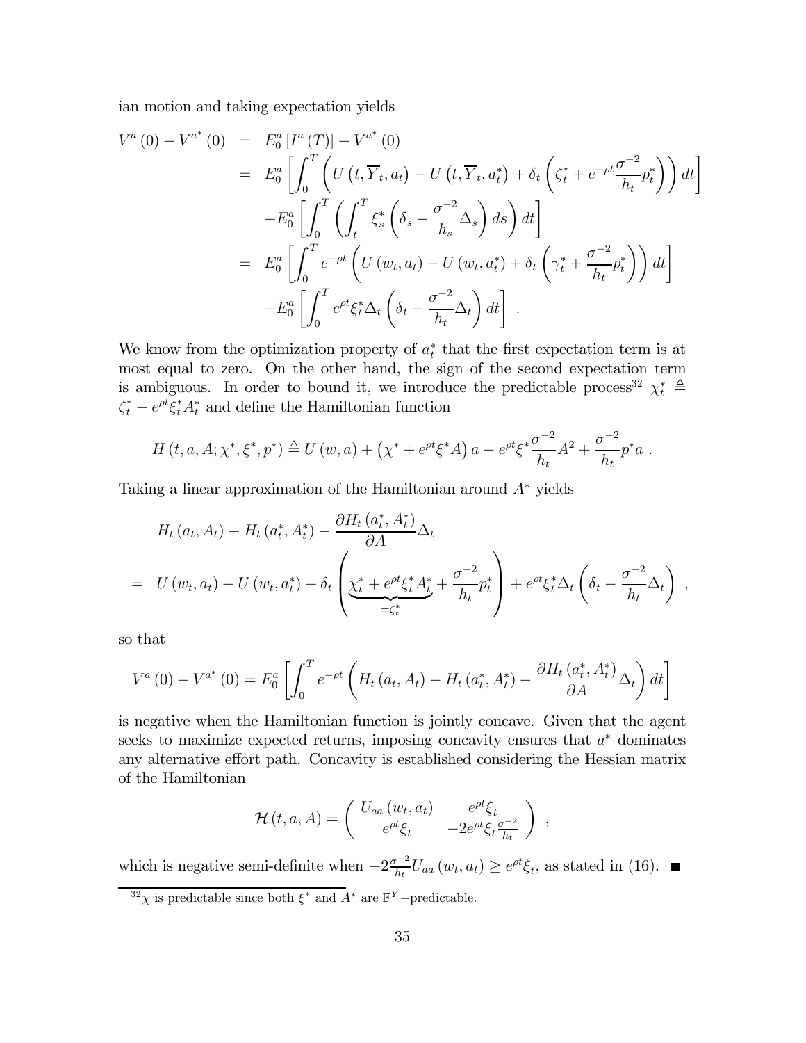ian motion and taking expectation yields

$$
\begin{aligned}
V^{a}(0)-V^{a^*}(0) &= E_0^a\left[I^a(T)\right]-V^{a^*}(0)\\
&= E_0^a\left[\int_0^T\left(U\left(t,\overline{Y}_t,a_t\right)-U\left(t,\overline{Y}_t,a_t^*\right)+\delta_t\left(\zeta_t^*+e^{-\rho t}\frac{\sigma^{-2}}{h_t}p_t^*\right)\right)dt\right]\\
&\quad +E_0^a\left[\int_0^T\left(\int_t^T\xi_s^*\left(\delta_s-\frac{\sigma^{-2}}{h_s}\Delta_s\right)ds\right)dt\right]\\
&= E_0^a\left[\int_0^T e^{-\rho t}\left(U\left(w_t,a_t\right)-U\left(w_t,a_t^*\right)+\delta_t\left(\gamma_t^*+\frac{\sigma^{-2}}{h_t}p_t^*\right)\right)dt\right]\\
&\quad +E_0^a\left[\int_0^T e^{\rho t}\xi_t^*\Delta_t\left(\delta_t-\frac{\sigma^{-2}}{h_t}\Delta_t\right)dt\right] .
\end{aligned}
$$

We know from the optimization property of $a_t^*$ that the first expectation term is at most equal to zero. On the other hand, the sign of the second expectation term is ambiguous. In order to bound it, we introduce the predictable process[32] $\chi_t^* \triangleq \zeta_t^* - e^{\rho t}\xi_t^* A_t^*$ and define the Hamiltonian function

$$
H\left(t,a,A;\chi^*,\xi^*,p^*\right) \triangleq U(w,a)+\left(\chi^*+e^{\rho t}\xi^* A\right)a - e^{\rho t}\xi^*\frac{\sigma^{-2}}{h_t}A^2+\frac{\sigma^{-2}}{h_t}p^* a \ .
$$

Taking a linear approximation of the Hamiltonian around $A^*$ yields

$$
\begin{aligned}
&H_t\left(a_t,A_t\right)-H_t\left(a_t^*,A_t^*\right)-\frac{\partial H_t\left(a_t^*,A_t^*\right)}{\partial A}\Delta_t\\
=\;& U\left(w_t,a_t\right)-U\left(w_t,a_t^*\right)+\delta_t\left(\underbrace{\chi_t^*+e^{\rho t}\xi_t^* A_t^*}_{=\zeta_t^*}+\frac{\sigma^{-2}}{h_t}p_t^*\right)+e^{\rho t}\xi_t^*\Delta_t\left(\delta_t-\frac{\sigma^{-2}}{h_t}\Delta_t\right) ,
\end{aligned}
$$

so that

$$
V^{a}(0)-V^{a^*}(0)=E_0^a\left[\int_0^T e^{-\rho t}\left(H_t\left(a_t,A_t\right)-H_t\left(a_t^*,A_t^*\right)-\frac{\partial H_t\left(a_t^*,A_t^*\right)}{\partial A}\Delta_t\right)dt\right]
$$

is negative when the Hamiltonian function is jointly concave. Given that the agent seeks to maximize expected returns, imposing concavity ensures that $a^*$ dominates any alternative effort path. Concavity is established considering the Hessian matrix of the Hamiltonian

$$
\mathcal{H}(t,a,A)=\begin{pmatrix} U_{aa}\left(w_t,a_t\right) & e^{\rho t}\xi_t\\ e^{\rho t}\xi_t & -2e^{\rho t}\xi_t\frac{\sigma^{-2}}{h_t}\end{pmatrix} ,
$$

which is negative semi-definite when $-2\frac{\sigma^{-2}}{h_t}U_{aa}\left(w_t,a_t\right)\geq e^{\rho t}\xi_t$, as stated in (16). ■

[32] $\chi$ is predictable since both $\xi^*$ and $A^*$ are $\mathbb{F}^Y$−predictable.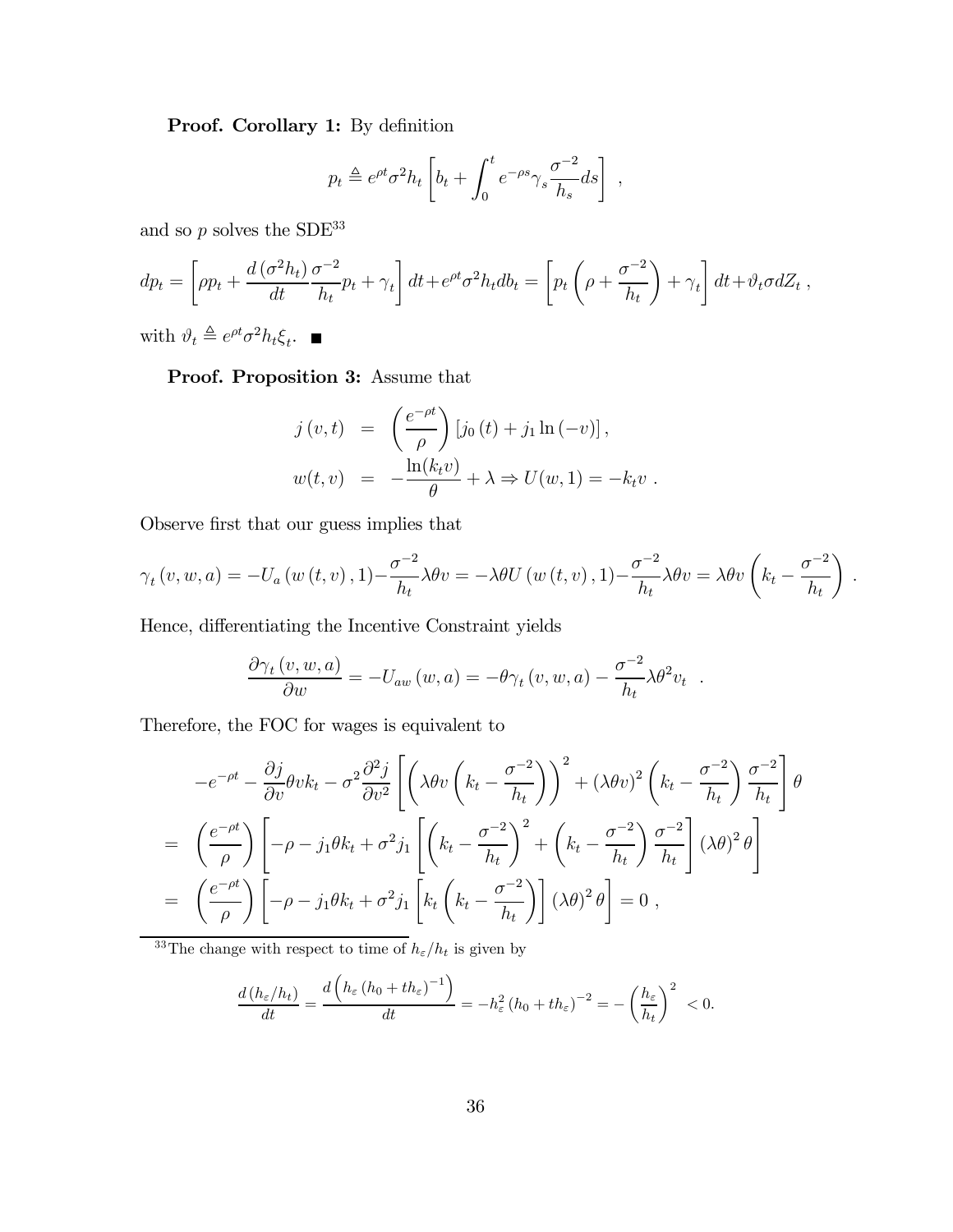**Proof. Corollary 1:** By definition

$$p_t \triangleq e^{\rho t}\sigma^2 h_t \left[ b_t + \int_0^t e^{-\rho s}\gamma_s \frac{\sigma^{-2}}{h_s} ds \right] ,$$

and so $p$ solves the SDE[33]

$$dp_t = \left[ \rho p_t + \frac{d\left(\sigma^2 h_t\right)}{dt}\frac{\sigma^{-2}}{h_t}p_t + \gamma_t \right] dt + e^{\rho t}\sigma^2 h_t db_t = \left[ p_t\left(\rho + \frac{\sigma^{-2}}{h_t}\right) + \gamma_t \right] dt + \vartheta_t \sigma dZ_t ,$$

with $\vartheta_t \triangleq e^{\rho t}\sigma^2 h_t \xi_t$. ■

**Proof. Proposition 3:** Assume that

$$\begin{aligned} j(v,t) &= \left(\frac{e^{-\rho t}}{\rho}\right)\left[ j_0(t) + j_1 \ln(-v) \right], \\ w(t,v) &= -\frac{\ln(k_t v)}{\theta} + \lambda \Rightarrow U(w,1) = -k_t v . \end{aligned}$$

Observe first that our guess implies that

$$\gamma_t(v,w,a) = -U_a(w(t,v),1) - \frac{\sigma^{-2}}{h_t}\lambda\theta v = -\lambda\theta U(w(t,v),1) - \frac{\sigma^{-2}}{h_t}\lambda\theta v = \lambda\theta v\left(k_t - \frac{\sigma^{-2}}{h_t}\right) .$$

Hence, differentiating the Incentive Constraint yields

$$\frac{\partial \gamma_t(v,w,a)}{\partial w} = -U_{aw}(w,a) = -\theta\gamma_t(v,w,a) - \frac{\sigma^{-2}}{h_t}\lambda\theta^2 v_t \quad .$$

Therefore, the FOC for wages is equivalent to

$$\begin{aligned} & -e^{-\rho t} - \frac{\partial j}{\partial v}\theta v k_t - \sigma^2 \frac{\partial^2 j}{\partial v^2}\left[ \left(\lambda\theta v\left(k_t - \frac{\sigma^{-2}}{h_t}\right)\right)^2 + (\lambda\theta v)^2\left(k_t - \frac{\sigma^{-2}}{h_t}\right)\frac{\sigma^{-2}}{h_t} \right]\theta \\ = & \left(\frac{e^{-\rho t}}{\rho}\right)\left[ -\rho - j_1\theta k_t + \sigma^2 j_1 \left[ \left(k_t - \frac{\sigma^{-2}}{h_t}\right)^2 + \left(k_t - \frac{\sigma^{-2}}{h_t}\right)\frac{\sigma^{-2}}{h_t} \right](\lambda\theta)^2\theta \right] \\ = & \left(\frac{e^{-\rho t}}{\rho}\right)\left[ -\rho - j_1\theta k_t + \sigma^2 j_1 \left[ k_t\left(k_t - \frac{\sigma^{-2}}{h_t}\right) \right](\lambda\theta)^2\theta \right] = 0 , \end{aligned}$$

---

[33] The change with respect to time of $h_\varepsilon/h_t$ is given by

$$\frac{d\left(h_\varepsilon/h_t\right)}{dt} = \frac{d\left(h_\varepsilon\left(h_0 + t h_\varepsilon\right)^{-1}\right)}{dt} = -h_\varepsilon^2\left(h_0 + t h_\varepsilon\right)^{-2} = -\left(\frac{h_\varepsilon}{h_t}\right)^2 < 0.$$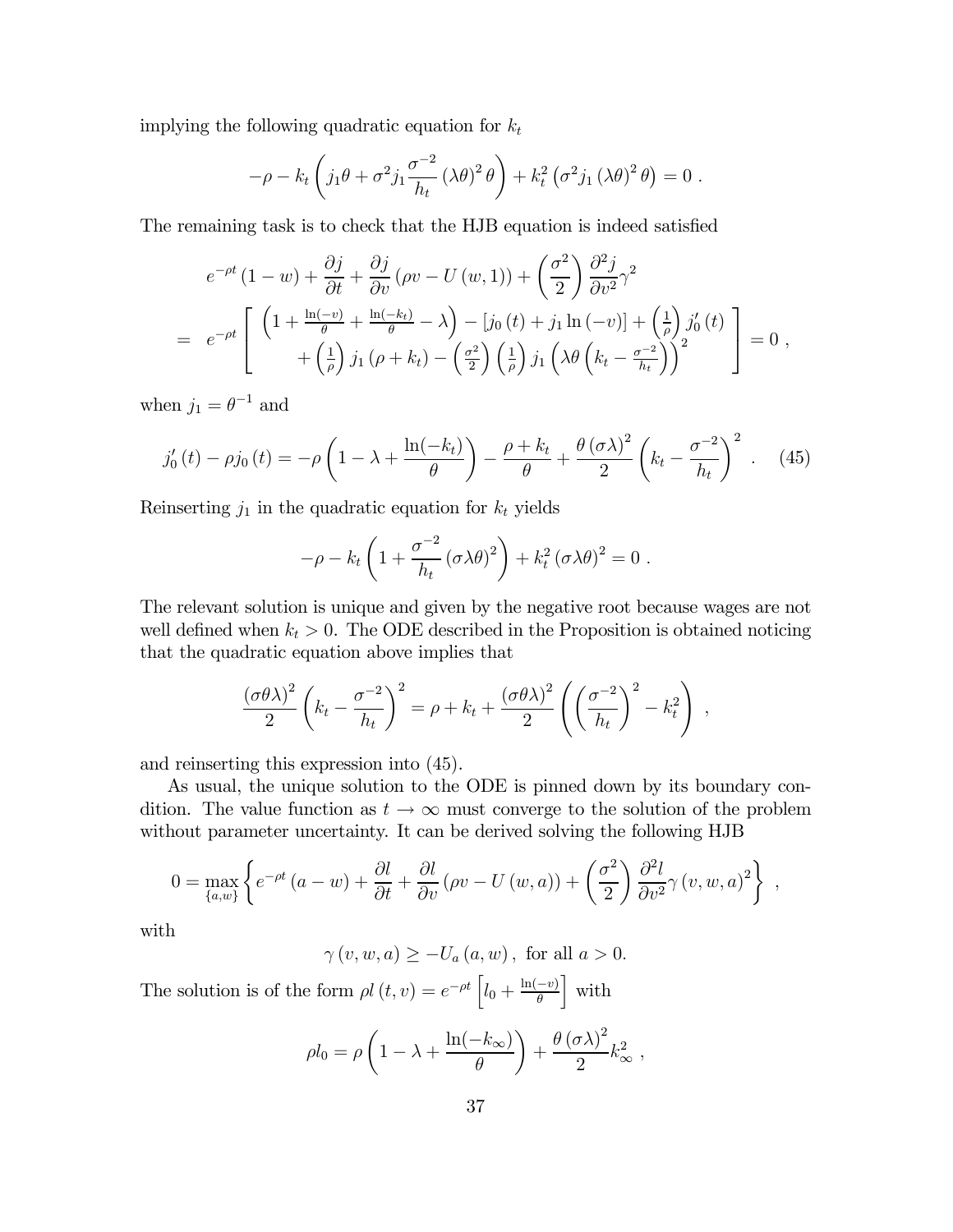implying the following quadratic equation for $k_t$

$$-\rho - k_t \left( j_1 \theta + \sigma^2 j_1 \frac{\sigma^{-2}}{h_t} (\lambda \theta)^2 \theta \right) + k_t^2 \left( \sigma^2 j_1 (\lambda \theta)^2 \theta \right) = 0 \; .$$

The remaining task is to check that the HJB equation is indeed satisfied

$$\begin{aligned}
& e^{-\rho t} (1 - w) + \frac{\partial j}{\partial t} + \frac{\partial j}{\partial v} (\rho v - U(w, 1)) + \left( \frac{\sigma^2}{2} \right) \frac{\partial^2 j}{\partial v^2} \gamma^2 \\
= \; & e^{-\rho t} \left[ \begin{array}{c} \left( 1 + \frac{\ln(-v)}{\theta} + \frac{\ln(-k_t)}{\theta} - \lambda \right) - \left[ j_0(t) + j_1 \ln(-v) \right] + \left( \frac{1}{\rho} \right) j_0'(t) \\ + \left( \frac{1}{\rho} \right) j_1 (\rho + k_t) - \left( \frac{\sigma^2}{2} \right) \left( \frac{1}{\rho} \right) j_1 \left( \lambda \theta \left( k_t - \frac{\sigma^{-2}}{h_t} \right) \right)^2 \end{array} \right] = 0 \; ,
\end{aligned}$$

when $j_1 = \theta^{-1}$ and

$$j_0'(t) - \rho j_0(t) = -\rho \left( 1 - \lambda + \frac{\ln(-k_t)}{\theta} \right) - \frac{\rho + k_t}{\theta} + \frac{\theta (\sigma \lambda)^2}{2} \left( k_t - \frac{\sigma^{-2}}{h_t} \right)^2 \; . \quad (45)$$

Reinserting $j_1$ in the quadratic equation for $k_t$ yields

$$-\rho - k_t \left( 1 + \frac{\sigma^{-2}}{h_t} (\sigma \lambda \theta)^2 \right) + k_t^2 (\sigma \lambda \theta)^2 = 0 \; .$$

The relevant solution is unique and given by the negative root because wages are not well defined when $k_t > 0$. The ODE described in the Proposition is obtained noticing that the quadratic equation above implies that

$$\frac{(\sigma \theta \lambda)^2}{2} \left( k_t - \frac{\sigma^{-2}}{h_t} \right)^2 = \rho + k_t + \frac{(\sigma \theta \lambda)^2}{2} \left( \left( \frac{\sigma^{-2}}{h_t} \right)^2 - k_t^2 \right) \; ,$$

and reinserting this expression into (45).

As usual, the unique solution to the ODE is pinned down by its boundary condition. The value function as $t \to \infty$ must converge to the solution of the problem without parameter uncertainty. It can be derived solving the following HJB

$$0 = \max_{\{a,w\}} \left\{ e^{-\rho t} (a - w) + \frac{\partial l}{\partial t} + \frac{\partial l}{\partial v} (\rho v - U(w, a)) + \left( \frac{\sigma^2}{2} \right) \frac{\partial^2 l}{\partial v^2} \gamma (v, w, a)^2 \right\} \; ,$$

with

$$\gamma (v, w, a) \geq -U_a (a, w) \, , \text{ for all } a > 0.$$

The solution is of the form $\rho l(t, v) = e^{-\rho t} \left[ l_0 + \frac{\ln(-v)}{\theta} \right]$ with

$$\rho l_0 = \rho \left( 1 - \lambda + \frac{\ln(-k_\infty)}{\theta} \right) + \frac{\theta (\sigma \lambda)^2}{2} k_\infty^2 \; ,$$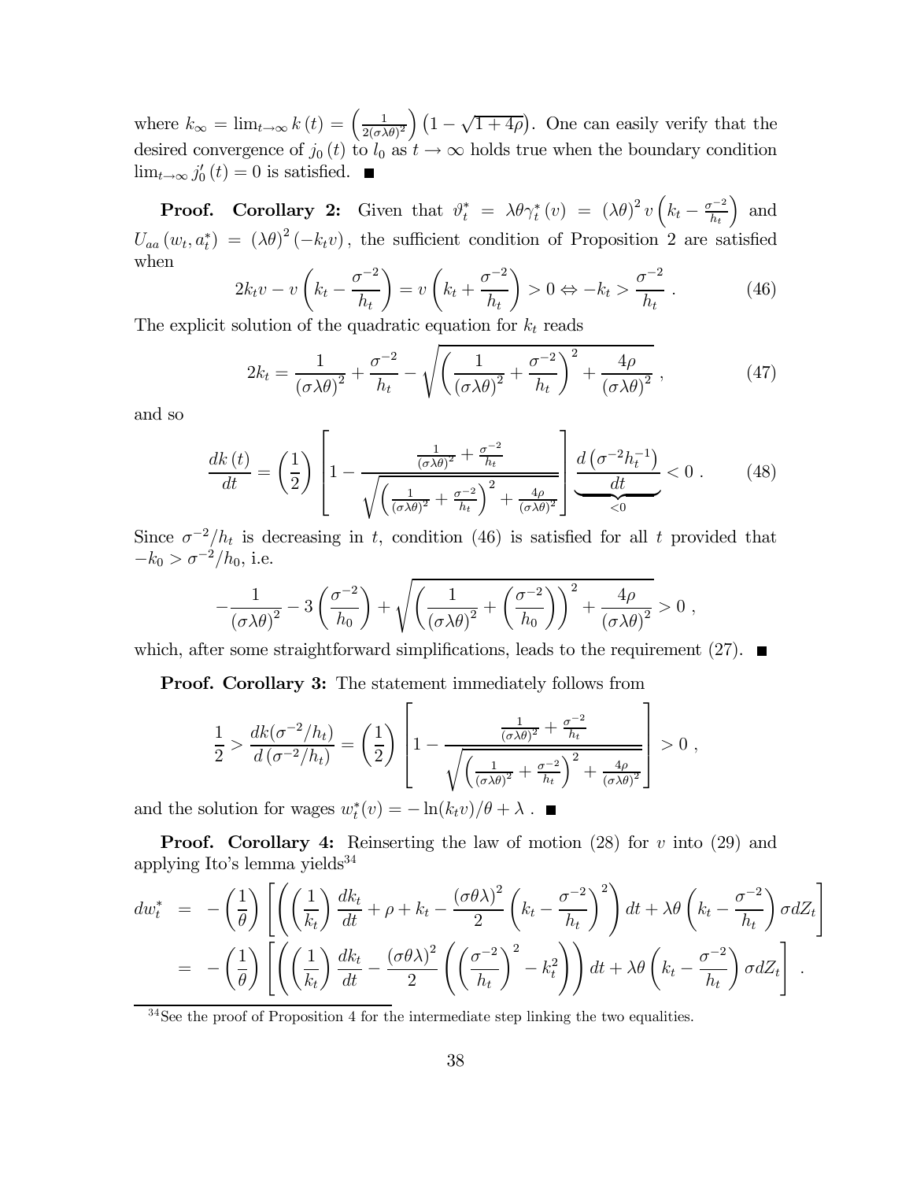where $k_\infty = \lim_{t\to\infty} k(t) = \left(\frac{1}{2(\sigma\lambda\theta)^2}\right)\left(1-\sqrt{1+4\rho}\right)$. One can easily verify that the desired convergence of $j_0(t)$ to $l_0$ as $t \to \infty$ holds true when the boundary condition $\lim_{t\to\infty} j_0'(t) = 0$ is satisfied. ■

**Proof. Corollary 2:** Given that $\vartheta_t^* = \lambda\theta\gamma_t^*(v) = (\lambda\theta)^2 v\left(k_t - \frac{\sigma^{-2}}{h_t}\right)$ and $U_{aa}(w_t, a_t^*) = (\lambda\theta)^2(-k_t v)$, the sufficient condition of Proposition 2 are satisfied when

$$2k_t v - v\left(k_t - \frac{\sigma^{-2}}{h_t}\right) = v\left(k_t + \frac{\sigma^{-2}}{h_t}\right) > 0 \Leftrightarrow -k_t > \frac{\sigma^{-2}}{h_t} \; . \tag{46}$$

The explicit solution of the quadratic equation for $k_t$ reads

$$2k_t = \frac{1}{(\sigma\lambda\theta)^2} + \frac{\sigma^{-2}}{h_t} - \sqrt{\left(\frac{1}{(\sigma\lambda\theta)^2} + \frac{\sigma^{-2}}{h_t}\right)^2 + \frac{4\rho}{(\sigma\lambda\theta)^2}} \; , \tag{47}$$

and so

$$\frac{dk(t)}{dt} = \left(\frac{1}{2}\right)\left[1 - \frac{\frac{1}{(\sigma\lambda\theta)^2} + \frac{\sigma^{-2}}{h_t}}{\sqrt{\left(\frac{1}{(\sigma\lambda\theta)^2} + \frac{\sigma^{-2}}{h_t}\right)^2 + \frac{4\rho}{(\sigma\lambda\theta)^2}}}\right]\underbrace{\frac{d\left(\sigma^{-2}h_t^{-1}\right)}{dt}}_{<0} < 0 \; . \tag{48}$$

Since $\sigma^{-2}/h_t$ is decreasing in $t$, condition (46) is satisfied for all $t$ provided that $-k_0 > \sigma^{-2}/h_0$, i.e.

$$-\frac{1}{(\sigma\lambda\theta)^2} - 3\left(\frac{\sigma^{-2}}{h_0}\right) + \sqrt{\left(\frac{1}{(\sigma\lambda\theta)^2} + \left(\frac{\sigma^{-2}}{h_0}\right)\right)^2 + \frac{4\rho}{(\sigma\lambda\theta)^2}} > 0 \; ,$$

which, after some straightforward simplifications, leads to the requirement (27). ■

**Proof. Corollary 3:** The statement immediately follows from

$$\frac{1}{2} > \frac{dk(\sigma^{-2}/h_t)}{d\left(\sigma^{-2}/h_t\right)} = \left(\frac{1}{2}\right)\left[1 - \frac{\frac{1}{(\sigma\lambda\theta)^2} + \frac{\sigma^{-2}}{h_t}}{\sqrt{\left(\frac{1}{(\sigma\lambda\theta)^2} + \frac{\sigma^{-2}}{h_t}\right)^2 + \frac{4\rho}{(\sigma\lambda\theta)^2}}}\right] > 0 \; ,$$

and the solution for wages $w_t^*(v) = -\ln(k_t v)/\theta + \lambda$ . ■

**Proof. Corollary 4:** Reinserting the law of motion (28) for $v$ into (29) and applying Ito's lemma yields[34]

$$\begin{aligned}
dw_t^* &= -\left(\frac{1}{\theta}\right)\left[\left(\left(\frac{1}{k_t}\right)\frac{dk_t}{dt} + \rho + k_t - \frac{(\sigma\theta\lambda)^2}{2}\left(k_t - \frac{\sigma^{-2}}{h_t}\right)^2\right)dt + \lambda\theta\left(k_t - \frac{\sigma^{-2}}{h_t}\right)\sigma dZ_t\right] \\
&= -\left(\frac{1}{\theta}\right)\left[\left(\left(\frac{1}{k_t}\right)\frac{dk_t}{dt} - \frac{(\sigma\theta\lambda)^2}{2}\left(\left(\frac{\sigma^{-2}}{h_t}\right)^2 - k_t^2\right)\right)dt + \lambda\theta\left(k_t - \frac{\sigma^{-2}}{h_t}\right)\sigma dZ_t\right] \; .
\end{aligned}$$

[34] See the proof of Proposition 4 for the intermediate step linking the two equalities.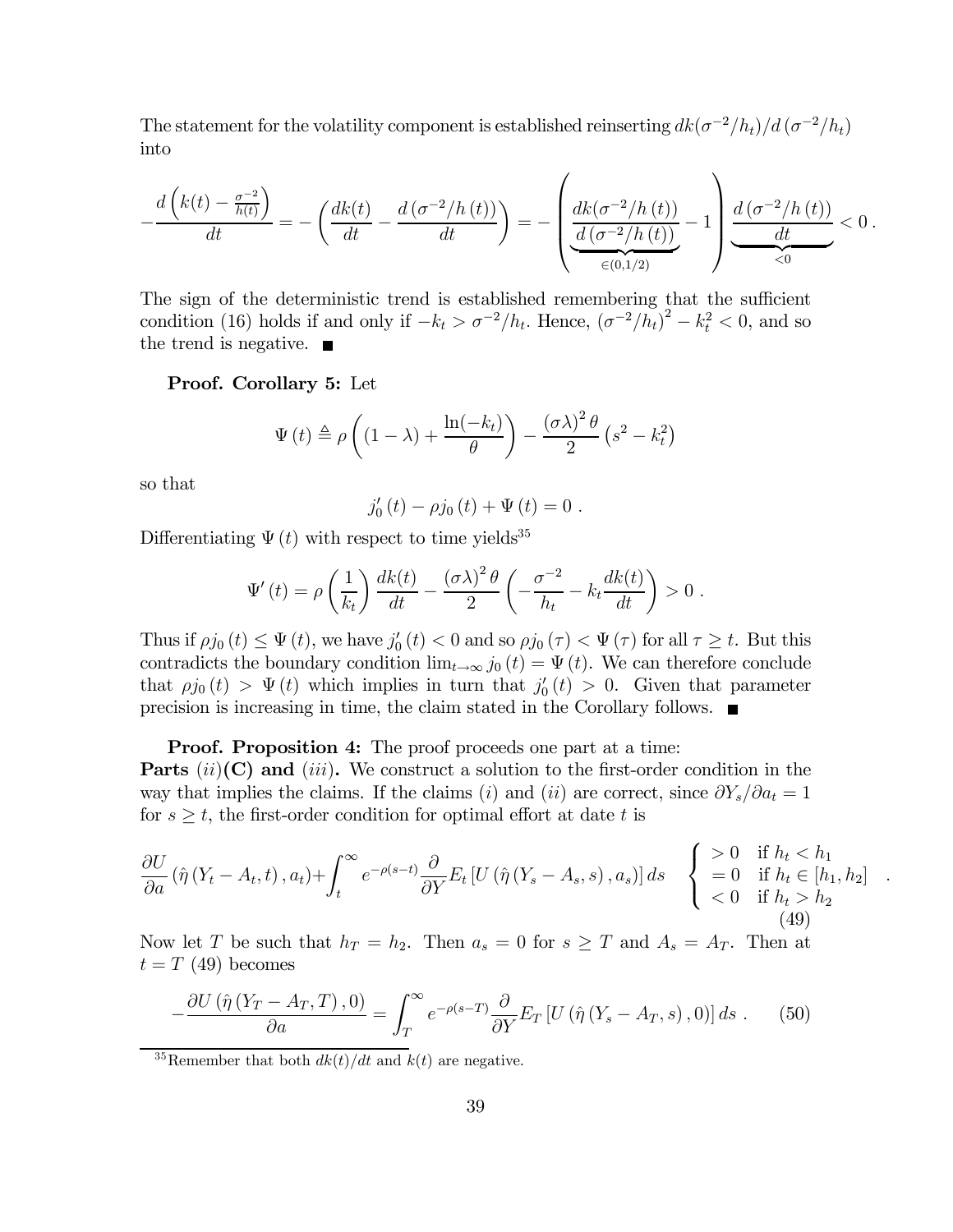The statement for the volatility component is established reinserting $dk(\sigma^{-2}/h_t)/d\left(\sigma^{-2}/h_t\right)$ into

$$
-\frac{d\left(k(t)-\frac{\sigma^{-2}}{h(t)}\right)}{dt} = -\left(\frac{dk(t)}{dt} - \frac{d\left(\sigma^{-2}/h\left(t\right)\right)}{dt}\right) = -\left(\underbrace{\frac{dk(\sigma^{-2}/h\left(t\right))}{d\left(\sigma^{-2}/h\left(t\right)\right)}}_{\in(0,1/2)} - 1\right)\underbrace{\frac{d\left(\sigma^{-2}/h\left(t\right)\right)}{dt}}_{<0} < 0\,.
$$

The sign of the deterministic trend is established remembering that the sufficient condition (16) holds if and only if $-k_t > \sigma^{-2}/h_t$. Hence, $\left(\sigma^{-2}/h_t\right)^2 - k_t^2 < 0$, and so the trend is negative. ■

**Proof. Corollary 5:** Let

$$
\Psi\left(t\right) \triangleq \rho\left((1-\lambda) + \frac{\ln(-k_t)}{\theta}\right) - \frac{\left(\sigma\lambda\right)^2\theta}{2}\left(s^2 - k_t^2\right)
$$

so that

$$
j_0'\left(t\right) - \rho j_0\left(t\right) + \Psi\left(t\right) = 0\,.
$$

Differentiating $\Psi\left(t\right)$ with respect to time yields[35]

$$
\Psi'\left(t\right) = \rho\left(\frac{1}{k_t}\right)\frac{dk(t)}{dt} - \frac{\left(\sigma\lambda\right)^2\theta}{2}\left(-\frac{\sigma^{-2}}{h_t} - k_t\frac{dk(t)}{dt}\right) > 0\,.
$$

Thus if $\rho j_0\left(t\right) \le \Psi\left(t\right)$, we have $j_0'\left(t\right) < 0$ and so $\rho j_0\left(\tau\right) < \Psi\left(\tau\right)$ for all $\tau \ge t$. But this contradicts the boundary condition $\lim_{t\to\infty} j_0\left(t\right) = \Psi\left(t\right)$. We can therefore conclude that $\rho j_0\left(t\right) > \Psi\left(t\right)$ which implies in turn that $j_0'\left(t\right) > 0$. Given that parameter precision is increasing in time, the claim stated in the Corollary follows. ■

**Proof. Proposition 4:** The proof proceeds one part at a time:
**Parts** $(ii)$**(C) and** $(iii)$**.** We construct a solution to the first-order condition in the way that implies the claims. If the claims $(i)$ and $(ii)$ are correct, since $\partial Y_s/\partial a_t = 1$ for $s \ge t$, the first-order condition for optimal effort at date $t$ is

$$
\frac{\partial U}{\partial a}\left(\hat{\eta}\left(Y_t - A_t, t\right), a_t\right) + \int_t^\infty e^{-\rho(s-t)}\frac{\partial}{\partial Y}E_t\left[U\left(\hat{\eta}\left(Y_s - A_s, s\right), a_s\right)\right]ds \quad \begin{cases} > 0 & \text{if } h_t < h_1 \\ = 0 & \text{if } h_t \in [h_1, h_2] \\ < 0 & \text{if } h_t > h_2 \end{cases} \quad . \tag{49}
$$

Now let $T$ be such that $h_T = h_2$. Then $a_s = 0$ for $s \ge T$ and $A_s = A_T$. Then at $t = T$ (49) becomes

$$
-\frac{\partial U\left(\hat{\eta}\left(Y_T - A_T, T\right), 0\right)}{\partial a} = \int_T^\infty e^{-\rho(s-T)}\frac{\partial}{\partial Y}E_T\left[U\left(\hat{\eta}\left(Y_s - A_T, s\right), 0\right)\right]ds\,. \tag{50}
$$

[35] Remember that both $dk(t)/dt$ and $k(t)$ are negative.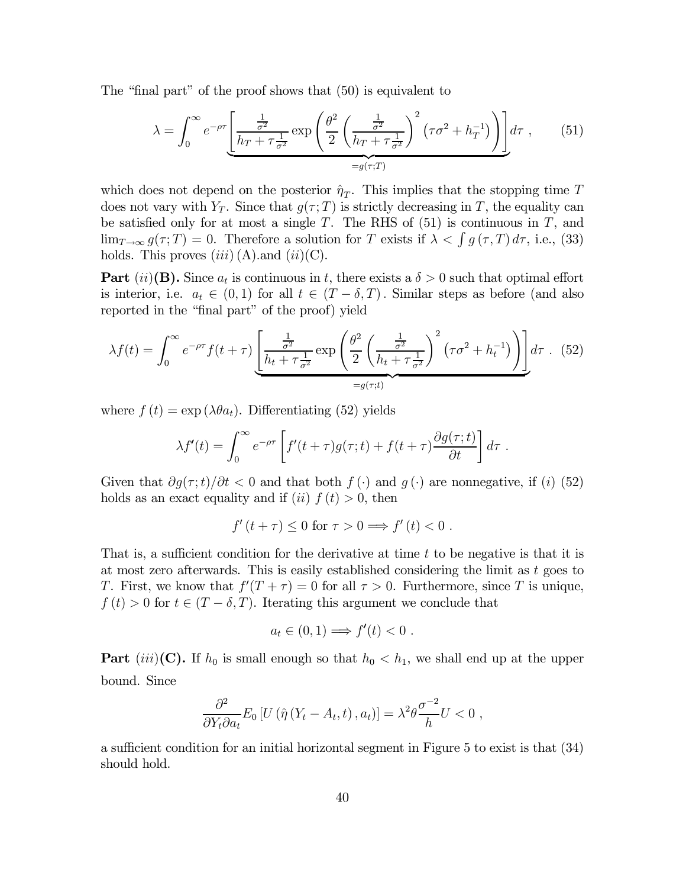The "final part" of the proof shows that (50) is equivalent to

$$\lambda = \int_0^\infty e^{-\rho\tau} \underbrace{\left[ \frac{\frac{1}{\sigma^2}}{h_T + \tau\frac{1}{\sigma^2}} \exp\left( \frac{\theta^2}{2} \left( \frac{\frac{1}{\sigma^2}}{h_T + \tau\frac{1}{\sigma^2}} \right)^2 \left(\tau\sigma^2 + h_T^{-1}\right) \right) \right]}_{=g(\tau;T)} d\tau \ , \qquad (51)$$

which does not depend on the posterior $\hat{\eta}_T$. This implies that the stopping time $T$ does not vary with $Y_T$. Since that $g(\tau;T)$ is strictly decreasing in $T$, the equality can be satisfied only for at most a single $T$. The RHS of (51) is continuous in $T$, and $\lim_{T\to\infty} g(\tau;T) = 0$. Therefore a solution for $T$ exists if $\lambda < \int g(\tau, T)\, d\tau$, i.e., (33) holds. This proves $(iii)$ (A).and $(ii)$(C).

**Part** $(ii)$**(B).** Since $a_t$ is continuous in $t$, there exists a $\delta > 0$ such that optimal effort is interior, i.e. $a_t \in (0,1)$ for all $t \in (T-\delta, T)$. Similar steps as before (and also reported in the "final part" of the proof) yield

$$\lambda f(t) = \int_0^\infty e^{-\rho\tau} f(t+\tau) \underbrace{\left[ \frac{\frac{1}{\sigma^2}}{h_t + \tau\frac{1}{\sigma^2}} \exp\left( \frac{\theta^2}{2} \left( \frac{\frac{1}{\sigma^2}}{h_t + \tau\frac{1}{\sigma^2}} \right)^2 \left(\tau\sigma^2 + h_t^{-1}\right) \right) \right]}_{=g(\tau;t)} d\tau \ . \qquad (52)$$

where $f(t) = \exp(\lambda\theta a_t)$. Differentiating (52) yields

$$\lambda f'(t) = \int_0^\infty e^{-\rho\tau} \left[ f'(t+\tau) g(\tau;t) + f(t+\tau) \frac{\partial g(\tau;t)}{\partial t} \right] d\tau \ .$$

Given that $\partial g(\tau;t)/\partial t < 0$ and that both $f(\cdot)$ and $g(\cdot)$ are nonnegative, if $(i)$ (52) holds as an exact equality and if $(ii)$ $f(t) > 0$, then

$$f'(t+\tau) \le 0 \text{ for } \tau > 0 \Longrightarrow f'(t) < 0 \ .$$

That is, a sufficient condition for the derivative at time $t$ to be negative is that it is at most zero afterwards. This is easily established considering the limit as $t$ goes to $T$. First, we know that $f'(T+\tau) = 0$ for all $\tau > 0$. Furthermore, since $T$ is unique, $f(t) > 0$ for $t \in (T-\delta, T)$. Iterating this argument we conclude that

$$a_t \in (0,1) \Longrightarrow f'(t) < 0 \ .$$

**Part** $(iii)$**(C).** If $h_0$ is small enough so that $h_0 < h_1$, we shall end up at the upper bound. Since

$$\frac{\partial^2}{\partial Y_t \partial a_t} E_0 \left[ U\left( \hat{\eta}\left(Y_t - A_t, t\right), a_t \right) \right] = \lambda^2 \theta \frac{\sigma^{-2}}{h} U < 0 \ ,$$

a sufficient condition for an initial horizontal segment in Figure 5 to exist is that (34) should hold.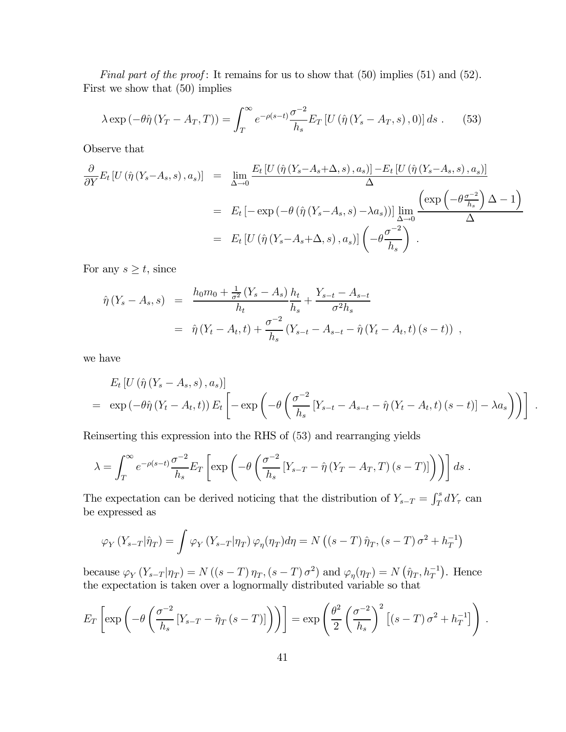*Final part of the proof*: It remains for us to show that (50) implies (51) and (52). First we show that (50) implies

$$\lambda \exp\left(-\theta \hat{\eta}\left(Y_T - A_T, T\right)\right) = \int_T^\infty e^{-\rho(s-t)} \frac{\sigma^{-2}}{h_s} E_T\left[U\left(\hat{\eta}\left(Y_s - A_T, s\right), 0\right)\right] ds \ . \qquad (53)$$

Observe that

$$\begin{aligned}
\frac{\partial}{\partial Y} E_t\left[U\left(\hat{\eta}\left(Y_s - A_s, s\right), a_s\right)\right] &= \lim_{\Delta \to 0} \frac{E_t\left[U\left(\hat{\eta}\left(Y_s - A_s + \Delta, s\right), a_s\right)\right] - E_t\left[U\left(\hat{\eta}\left(Y_s - A_s, s\right), a_s\right)\right]}{\Delta} \\
&= E_t\left[-\exp\left(-\theta\left(\hat{\eta}\left(Y_s - A_s, s\right) - \lambda a_s\right)\right)\right] \lim_{\Delta \to 0} \frac{\left(\exp\left(-\theta \frac{\sigma^{-2}}{h_s}\right)\Delta - 1\right)}{\Delta} \\
&= E_t\left[U\left(\hat{\eta}\left(Y_s - A_s + \Delta, s\right), a_s\right)\right]\left(-\theta \frac{\sigma^{-2}}{h_s}\right) \ .
\end{aligned}$$

For any $s \geq t$, since

$$\begin{aligned}
\hat{\eta}\left(Y_s - A_s, s\right) &= \frac{h_0 m_0 + \frac{1}{\sigma^2}\left(Y_s - A_s\right)}{h_t} \frac{h_t}{h_s} + \frac{Y_{s-t} - A_{s-t}}{\sigma^2 h_s} \\
&= \hat{\eta}\left(Y_t - A_t, t\right) + \frac{\sigma^{-2}}{h_s}\left(Y_{s-t} - A_{s-t} - \hat{\eta}\left(Y_t - A_t, t\right)(s-t)\right) \ ,
\end{aligned}$$

we have

$$\begin{aligned}
& E_t\left[U\left(\hat{\eta}\left(Y_s - A_s, s\right), a_s\right)\right] \\
=\ & \exp\left(-\theta \hat{\eta}\left(Y_t - A_t, t\right)\right) E_t\left[-\exp\left(-\theta\left(\frac{\sigma^{-2}}{h_s}\left[Y_{s-t} - A_{s-t} - \hat{\eta}\left(Y_t - A_t, t\right)(s-t)\right] - \lambda a_s\right)\right)\right] \ .
\end{aligned}$$

Reinserting this expression into the RHS of (53) and rearranging yields

$$\lambda = \int_T^\infty e^{-\rho(s-t)} \frac{\sigma^{-2}}{h_s} E_T\left[\exp\left(-\theta\left(\frac{\sigma^{-2}}{h_s}\left[Y_{s-T} - \hat{\eta}\left(Y_T - A_T, T\right)(s-T)\right]\right)\right)\right] ds \ .$$

The expectation can be derived noticing that the distribution of $Y_{s-T} = \int_T^s dY_\tau$ can be expressed as

$$\varphi_Y\left(Y_{s-T} | \hat{\eta}_T\right) = \int \varphi_Y\left(Y_{s-T} | \eta_T\right) \varphi_\eta(\eta_T) d\eta = N\left((s-T)\hat{\eta}_T, (s-T)\sigma^2 + h_T^{-1}\right)$$

because $\varphi_Y\left(Y_{s-T} | \eta_T\right) = N\left((s-T)\eta_T, (s-T)\sigma^2\right)$ and $\varphi_\eta(\eta_T) = N\left(\hat{\eta}_T, h_T^{-1}\right)$. Hence the expectation is taken over a lognormally distributed variable so that

$$E_T\left[\exp\left(-\theta\left(\frac{\sigma^{-2}}{h_s}\left[Y_{s-T} - \hat{\eta}_T(s-T)\right]\right)\right)\right] = \exp\left(\frac{\theta^2}{2}\left(\frac{\sigma^{-2}}{h_s}\right)^2\left[(s-T)\sigma^2 + h_T^{-1}\right]\right) \ .$$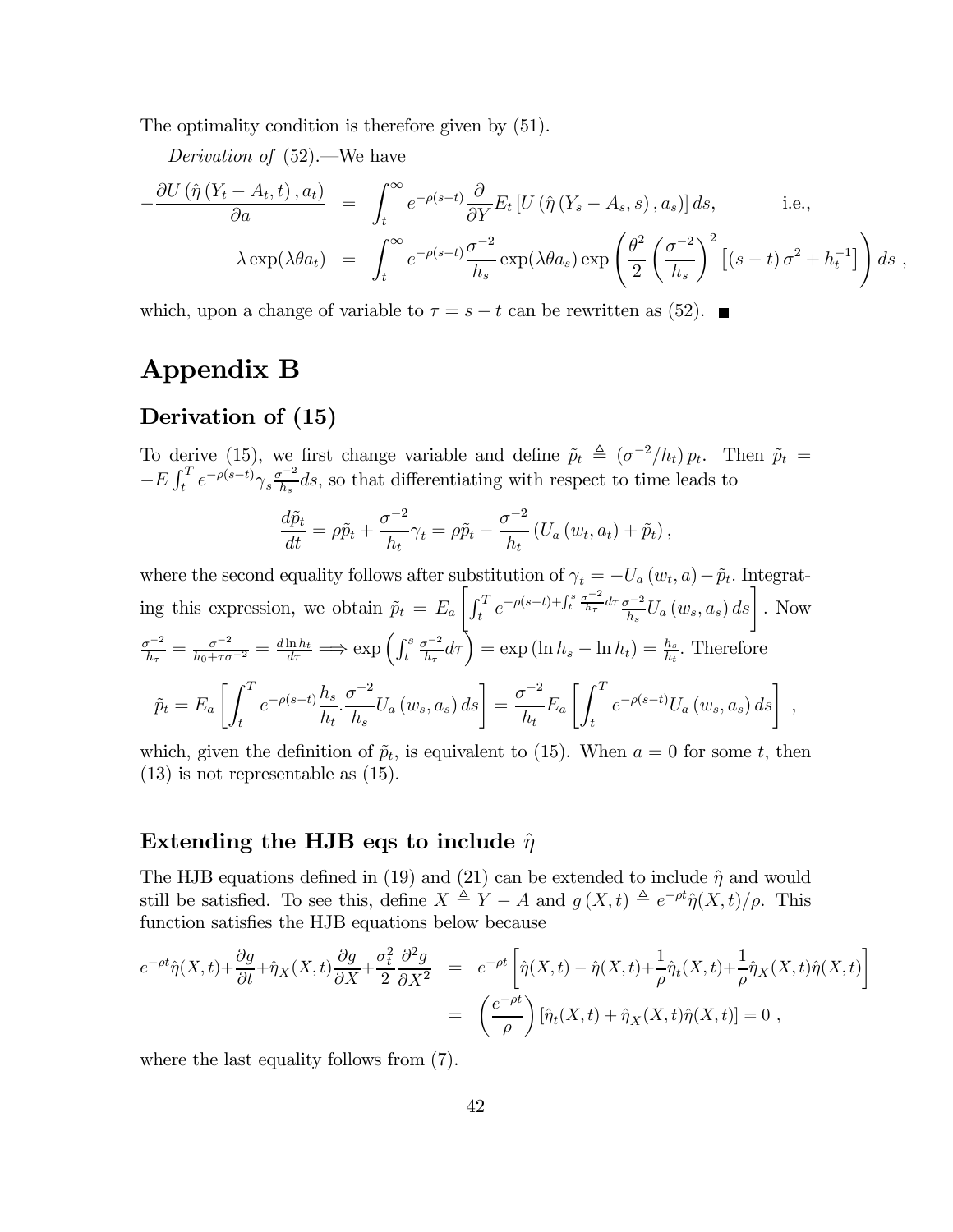The optimality condition is therefore given by (51).

*Derivation of* (52).—We have

$$
\begin{aligned}
-\frac{\partial U\left(\hat{\eta}\left(Y_t - A_t, t\right), a_t\right)}{\partial a} &= \int_t^\infty e^{-\rho(s-t)} \frac{\partial}{\partial Y} E_t\left[U\left(\hat{\eta}\left(Y_s - A_s, s\right), a_s\right)\right] ds, \qquad \text{i.e.,} \\
\lambda \exp(\lambda\theta a_t) &= \int_t^\infty e^{-\rho(s-t)} \frac{\sigma^{-2}}{h_s} \exp(\lambda\theta a_s) \exp\left(\frac{\theta^2}{2}\left(\frac{\sigma^{-2}}{h_s}\right)^2 \left[(s-t)\sigma^2 + h_t^{-1}\right]\right) ds \ ,
\end{aligned}
$$

which, upon a change of variable to $\tau = s - t$ can be rewritten as (52). ■

# Appendix B

## Derivation of (15)

To derive (15), we first change variable and define $\tilde{p}_t \triangleq \left(\sigma^{-2}/h_t\right) p_t$. Then $\tilde{p}_t = -E\int_t^T e^{-\rho(s-t)} \gamma_s \frac{\sigma^{-2}}{h_s} ds$, so that differentiating with respect to time leads to

$$
\frac{d\tilde{p}_t}{dt} = \rho\tilde{p}_t + \frac{\sigma^{-2}}{h_t}\gamma_t = \rho\tilde{p}_t - \frac{\sigma^{-2}}{h_t}\left(U_a\left(w_t, a_t\right) + \tilde{p}_t\right),
$$

where the second equality follows after substitution of $\gamma_t = -U_a\left(w_t, a\right) - \tilde{p}_t$. Integrating this expression, we obtain $\tilde{p}_t = E_a\left[\int_t^T e^{-\rho(s-t) + \int_t^s \frac{\sigma^{-2}}{h_\tau} d\tau} \frac{\sigma^{-2}}{h_s} U_a\left(w_s, a_s\right) ds\right]$. Now $\frac{\sigma^{-2}}{h_\tau} = \frac{\sigma^{-2}}{h_0 + \tau\sigma^{-2}} = \frac{d\ln h_t}{d\tau} \Longrightarrow \exp\left(\int_t^s \frac{\sigma^{-2}}{h_\tau} d\tau\right) = \exp\left(\ln h_s - \ln h_t\right) = \frac{h_s}{h_t}$. Therefore

$$
\tilde{p}_t = E_a\left[\int_t^T e^{-\rho(s-t)} \frac{h_s}{h_t} . \frac{\sigma^{-2}}{h_s} U_a\left(w_s, a_s\right) ds\right] = \frac{\sigma^{-2}}{h_t} E_a\left[\int_t^T e^{-\rho(s-t)} U_a\left(w_s, a_s\right) ds\right] \ ,
$$

which, given the definition of $\tilde{p}_t$, is equivalent to (15). When $a = 0$ for some $t$, then (13) is not representable as (15).

## Extending the HJB eqs to include $\hat{\eta}$

The HJB equations defined in (19) and (21) can be extended to include $\hat{\eta}$ and would still be satisfied. To see this, define $X \triangleq Y - A$ and $g\left(X, t\right) \triangleq e^{-\rho t}\hat{\eta}(X, t)/\rho$. This function satisfies the HJB equations below because

$$
\begin{aligned}
e^{-\rho t}\hat{\eta}(X,t) + \frac{\partial g}{\partial t} + \hat{\eta}_X(X,t)\frac{\partial g}{\partial X} + \frac{\sigma_t^2}{2}\frac{\partial^2 g}{\partial X^2} &= e^{-\rho t}\left[\hat{\eta}(X,t) - \hat{\eta}(X,t) + \frac{1}{\rho}\hat{\eta}_t(X,t) + \frac{1}{\rho}\hat{\eta}_X(X,t)\hat{\eta}(X,t)\right] \\
&= \left(\frac{e^{-\rho t}}{\rho}\right)\left[\hat{\eta}_t(X,t) + \hat{\eta}_X(X,t)\hat{\eta}(X,t)\right] = 0 \ ,
\end{aligned}
$$

where the last equality follows from (7).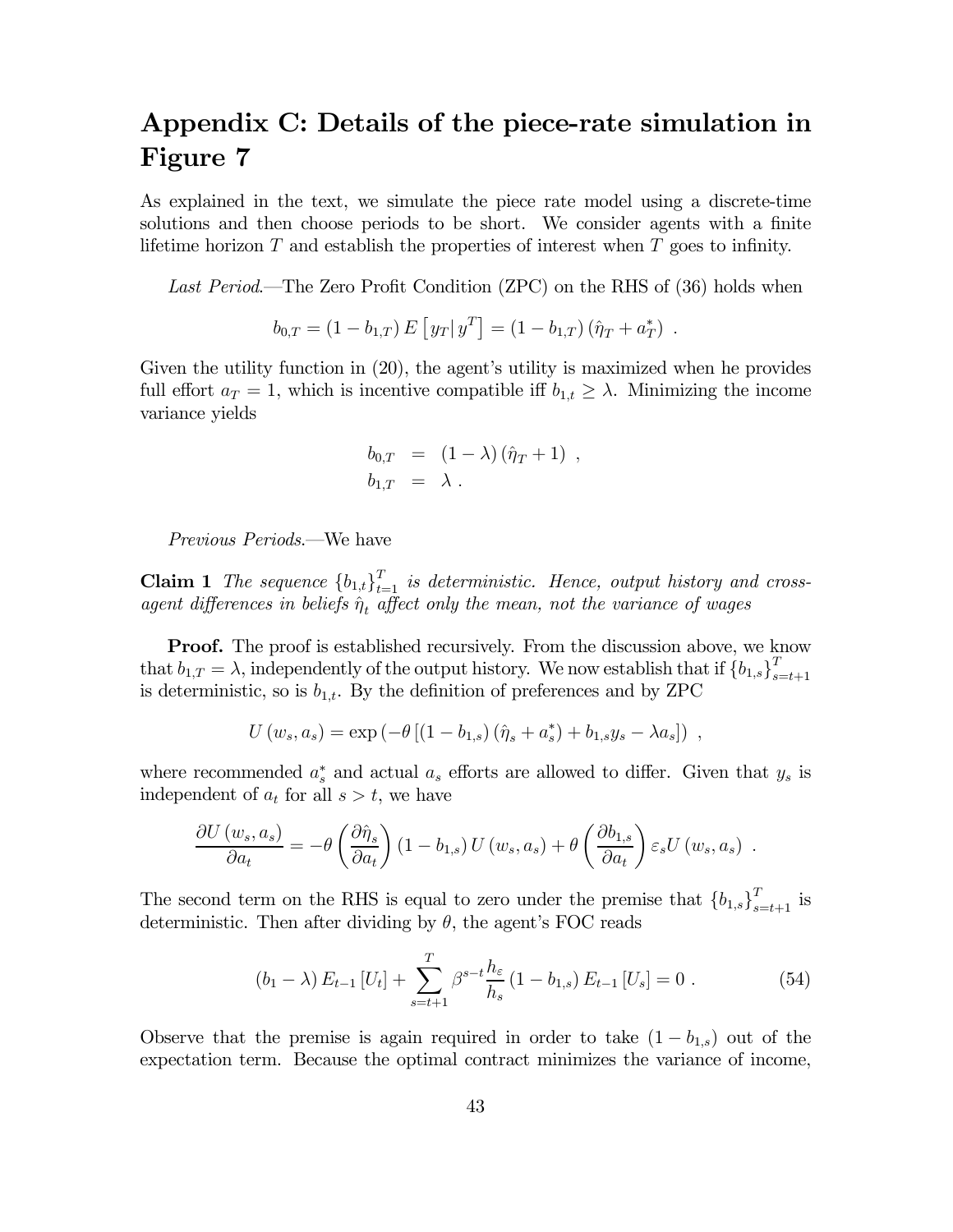# Appendix C: Details of the piece-rate simulation in Figure 7

As explained in the text, we simulate the piece rate model using a discrete-time solutions and then choose periods to be short. We consider agents with a finite lifetime horizon $T$ and establish the properties of interest when $T$ goes to infinity.

*Last Period.*—The Zero Profit Condition (ZPC) on the RHS of (36) holds when

$$b_{0,T} = (1 - b_{1,T}) E\left[y_T | y^T\right] = (1 - b_{1,T}) (\hat{\eta}_T + a_T^*) \ .$$

Given the utility function in (20), the agent's utility is maximized when he provides full effort $a_T = 1$, which is incentive compatible iff $b_{1,t} \geq \lambda$. Minimizing the income variance yields

$$\begin{aligned} b_{0,T} &= (1 - \lambda) (\hat{\eta}_T + 1) \ , \\ b_{1,T} &= \lambda \ . \end{aligned}$$

*Previous Periods.*—We have

**Claim 1** *The sequence $\{b_{1,t}\}_{t=1}^T$ is deterministic. Hence, output history and cross-agent differences in beliefs $\hat{\eta}_t$ affect only the mean, not the variance of wages*

**Proof.** The proof is established recursively. From the discussion above, we know that $b_{1,T} = \lambda$, independently of the output history. We now establish that if $\{b_{1,s}\}_{s=t+1}^T$ is deterministic, so is $b_{1,t}$. By the definition of preferences and by ZPC

$$U(w_s, a_s) = \exp\left(-\theta\left[(1 - b_{1,s})(\hat{\eta}_s + a_s^*) + b_{1,s} y_s - \lambda a_s\right]\right) \ ,$$

where recommended $a_s^*$ and actual $a_s$ efforts are allowed to differ. Given that $y_s$ is independent of $a_t$ for all $s > t$, we have

$$\frac{\partial U(w_s, a_s)}{\partial a_t} = -\theta \left(\frac{\partial \hat{\eta}_s}{\partial a_t}\right)(1 - b_{1,s}) U(w_s, a_s) + \theta \left(\frac{\partial b_{1,s}}{\partial a_t}\right) \varepsilon_s U(w_s, a_s) \ .$$

The second term on the RHS is equal to zero under the premise that $\{b_{1,s}\}_{s=t+1}^T$ is deterministic. Then after dividing by $\theta$, the agent's FOC reads

$$(b_1 - \lambda) E_{t-1}[U_t] + \sum_{s=t+1}^{T} \beta^{s-t} \frac{h_\varepsilon}{h_s} (1 - b_{1,s}) E_{t-1}[U_s] = 0 \ . \tag{54}$$

Observe that the premise is again required in order to take $(1 - b_{1,s})$ out of the expectation term. Because the optimal contract minimizes the variance of income,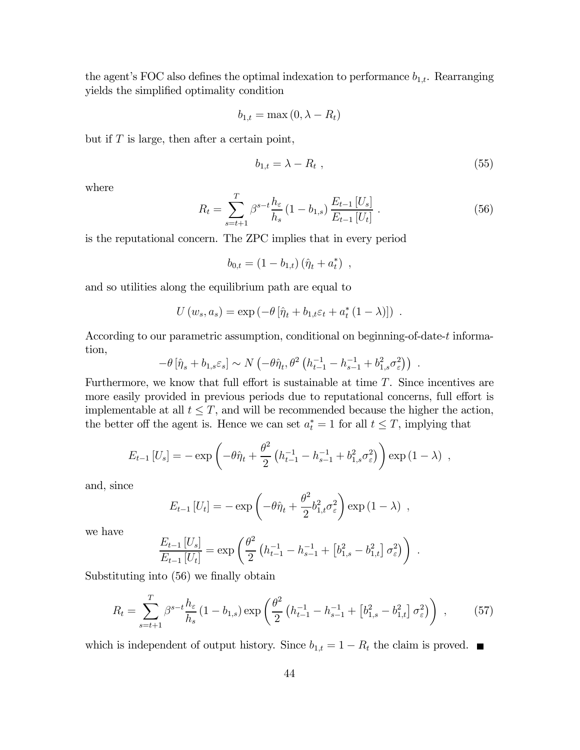the agent's FOC also defines the optimal indexation to performance $b_{1,t}$. Rearranging yields the simplified optimality condition

$$b_{1,t} = \max(0, \lambda - R_t)$$

but if $T$ is large, then after a certain point,

$$b_{1,t} = \lambda - R_t \ , \tag{55}$$

where

$$R_t = \sum_{s=t+1}^{T} \beta^{s-t} \frac{h_\varepsilon}{h_s} (1 - b_{1,s}) \frac{E_{t-1}[U_s]}{E_{t-1}[U_t]} \ . \tag{56}$$

is the reputational concern. The ZPC implies that in every period

$$b_{0,t} = (1 - b_{1,t})(\hat{\eta}_t + a_t^*) \ ,$$

and so utilities along the equilibrium path are equal to

$$U(w_s, a_s) = \exp(-\theta[\hat{\eta}_t + b_{1,t}\varepsilon_t + a_t^*(1 - \lambda)]) \ .$$

According to our parametric assumption, conditional on beginning-of-date-$t$ information,

$$-\theta[\hat{\eta}_s + b_{1,s}\varepsilon_s] \sim N\left(-\theta\hat{\eta}_t, \theta^2\left(h_{t-1}^{-1} - h_{s-1}^{-1} + b_{1,s}^2\sigma_\varepsilon^2\right)\right) \ .$$

Furthermore, we know that full effort is sustainable at time $T$. Since incentives are more easily provided in previous periods due to reputational concerns, full effort is implementable at all $t \leq T$, and will be recommended because the higher the action, the better off the agent is. Hence we can set $a_t^* = 1$ for all $t \leq T$, implying that

$$E_{t-1}[U_s] = -\exp\left(-\theta\hat{\eta}_t + \frac{\theta^2}{2}\left(h_{t-1}^{-1} - h_{s-1}^{-1} + b_{1,s}^2\sigma_\varepsilon^2\right)\right)\exp(1 - \lambda) \ ,$$

and, since

$$E_{t-1}[U_t] = -\exp\left(-\theta\hat{\eta}_t + \frac{\theta^2}{2}b_{1,t}^2\sigma_\varepsilon^2\right)\exp(1 - \lambda) \ ,$$

we have

$$\frac{E_{t-1}[U_s]}{E_{t-1}[U_t]} = \exp\left(\frac{\theta^2}{2}\left(h_{t-1}^{-1} - h_{s-1}^{-1} + \left[b_{1,s}^2 - b_{1,t}^2\right]\sigma_\varepsilon^2\right)\right) \ .$$

Substituting into (56) we finally obtain

$$R_t = \sum_{s=t+1}^{T} \beta^{s-t} \frac{h_\varepsilon}{h_s}(1 - b_{1,s})\exp\left(\frac{\theta^2}{2}\left(h_{t-1}^{-1} - h_{s-1}^{-1} + \left[b_{1,s}^2 - b_{1,t}^2\right]\sigma_\varepsilon^2\right)\right) \ , \tag{57}$$

which is independent of output history. Since $b_{1,t} = 1 - R_t$ the claim is proved. ■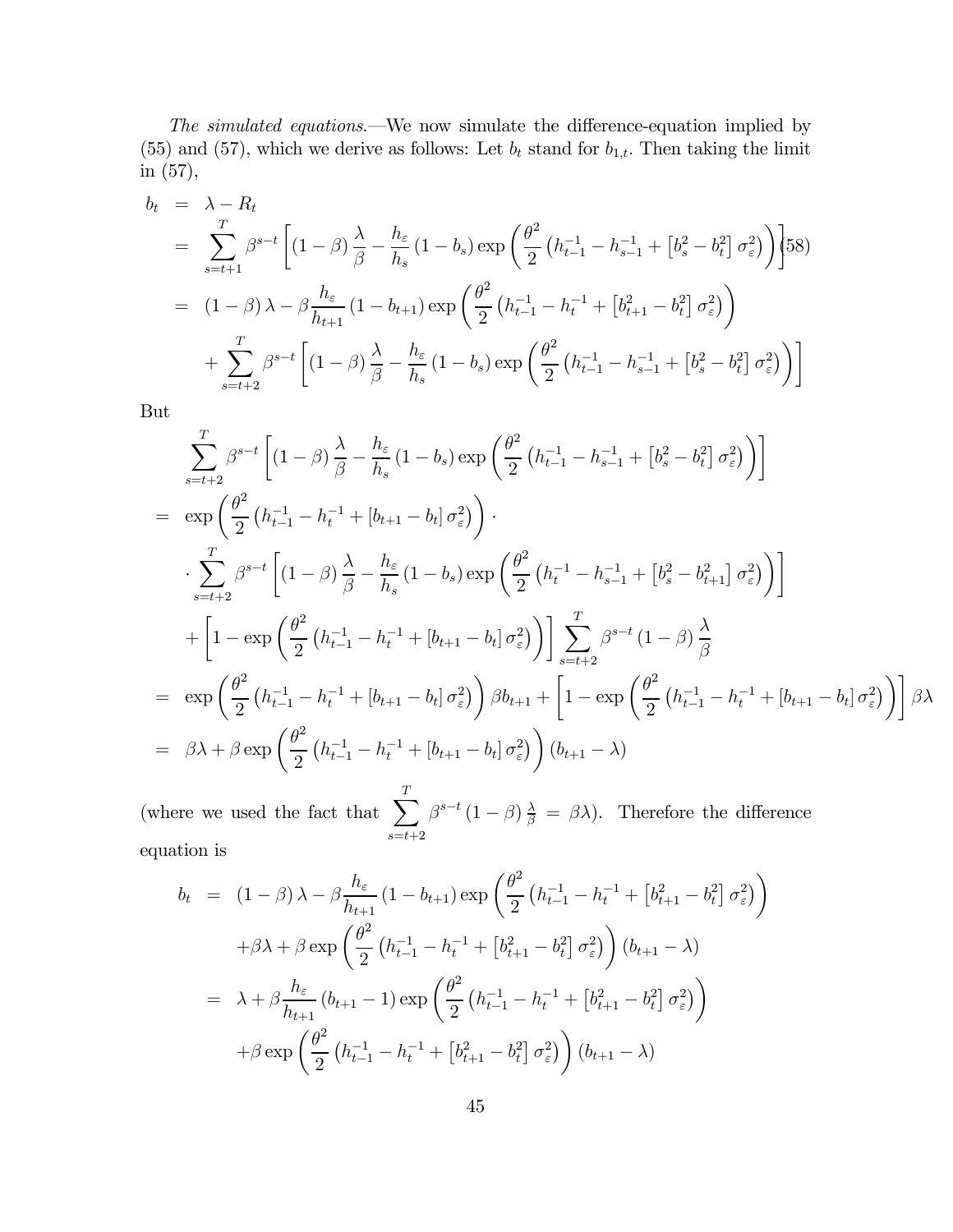*The simulated equations.*—We now simulate the difference-equation implied by (55) and (57), which we derive as follows: Let $b_t$ stand for $b_{1,t}$. Then taking the limit in (57),

$$
\begin{aligned}
b_t &= \lambda - R_t \\
&= \sum_{s=t+1}^{T} \beta^{s-t} \left[ (1-\beta) \frac{\lambda}{\beta} - \frac{h_\varepsilon}{h_s} (1 - b_s) \exp\left( \frac{\theta^2}{2} \left( h_{t-1}^{-1} - h_{s-1}^{-1} + \left[ b_s^2 - b_t^2 \right] \sigma_\varepsilon^2 \right) \right) \right] \quad (58) \\
&= (1-\beta)\lambda - \beta \frac{h_\varepsilon}{h_{t+1}} (1 - b_{t+1}) \exp\left( \frac{\theta^2}{2} \left( h_{t-1}^{-1} - h_t^{-1} + \left[ b_{t+1}^2 - b_t^2 \right] \sigma_\varepsilon^2 \right) \right) \\
&\quad + \sum_{s=t+2}^{T} \beta^{s-t} \left[ (1-\beta) \frac{\lambda}{\beta} - \frac{h_\varepsilon}{h_s} (1 - b_s) \exp\left( \frac{\theta^2}{2} \left( h_{t-1}^{-1} - h_{s-1}^{-1} + \left[ b_s^2 - b_t^2 \right] \sigma_\varepsilon^2 \right) \right) \right]
\end{aligned}
$$

But

$$
\begin{aligned}
& \sum_{s=t+2}^{T} \beta^{s-t} \left[ (1-\beta) \frac{\lambda}{\beta} - \frac{h_\varepsilon}{h_s} (1 - b_s) \exp\left( \frac{\theta^2}{2} \left( h_{t-1}^{-1} - h_{s-1}^{-1} + \left[ b_s^2 - b_t^2 \right] \sigma_\varepsilon^2 \right) \right) \right] \\
&= \exp\left( \frac{\theta^2}{2} \left( h_{t-1}^{-1} - h_t^{-1} + \left[ b_{t+1} - b_t \right] \sigma_\varepsilon^2 \right) \right) \cdot \\
&\quad \cdot \sum_{s=t+2}^{T} \beta^{s-t} \left[ (1-\beta) \frac{\lambda}{\beta} - \frac{h_\varepsilon}{h_s} (1 - b_s) \exp\left( \frac{\theta^2}{2} \left( h_t^{-1} - h_{s-1}^{-1} + \left[ b_s^2 - b_{t+1}^2 \right] \sigma_\varepsilon^2 \right) \right) \right] \\
&\quad + \left[ 1 - \exp\left( \frac{\theta^2}{2} \left( h_{t-1}^{-1} - h_t^{-1} + \left[ b_{t+1} - b_t \right] \sigma_\varepsilon^2 \right) \right) \right] \sum_{s=t+2}^{T} \beta^{s-t} (1-\beta) \frac{\lambda}{\beta} \\
&= \exp\left( \frac{\theta^2}{2} \left( h_{t-1}^{-1} - h_t^{-1} + \left[ b_{t+1} - b_t \right] \sigma_\varepsilon^2 \right) \right) \beta b_{t+1} + \left[ 1 - \exp\left( \frac{\theta^2}{2} \left( h_{t-1}^{-1} - h_t^{-1} + \left[ b_{t+1} - b_t \right] \sigma_\varepsilon^2 \right) \right) \right] \beta\lambda \\
&= \beta\lambda + \beta \exp\left( \frac{\theta^2}{2} \left( h_{t-1}^{-1} - h_t^{-1} + \left[ b_{t+1} - b_t \right] \sigma_\varepsilon^2 \right) \right) (b_{t+1} - \lambda)
\end{aligned}
$$

(where we used the fact that $\sum_{s=t+2}^{T} \beta^{s-t} (1-\beta) \frac{\lambda}{\beta} = \beta\lambda$). Therefore the difference equation is

$$
\begin{aligned}
b_t &= (1-\beta)\lambda - \beta \frac{h_\varepsilon}{h_{t+1}} (1 - b_{t+1}) \exp\left( \frac{\theta^2}{2} \left( h_{t-1}^{-1} - h_t^{-1} + \left[ b_{t+1}^2 - b_t^2 \right] \sigma_\varepsilon^2 \right) \right) \\
&\quad + \beta\lambda + \beta \exp\left( \frac{\theta^2}{2} \left( h_{t-1}^{-1} - h_t^{-1} + \left[ b_{t+1}^2 - b_t^2 \right] \sigma_\varepsilon^2 \right) \right) (b_{t+1} - \lambda) \\
&= \lambda + \beta \frac{h_\varepsilon}{h_{t+1}} (b_{t+1} - 1) \exp\left( \frac{\theta^2}{2} \left( h_{t-1}^{-1} - h_t^{-1} + \left[ b_{t+1}^2 - b_t^2 \right] \sigma_\varepsilon^2 \right) \right) \\
&\quad + \beta \exp\left( \frac{\theta^2}{2} \left( h_{t-1}^{-1} - h_t^{-1} + \left[ b_{t+1}^2 - b_t^2 \right] \sigma_\varepsilon^2 \right) \right) (b_{t+1} - \lambda)
\end{aligned}
$$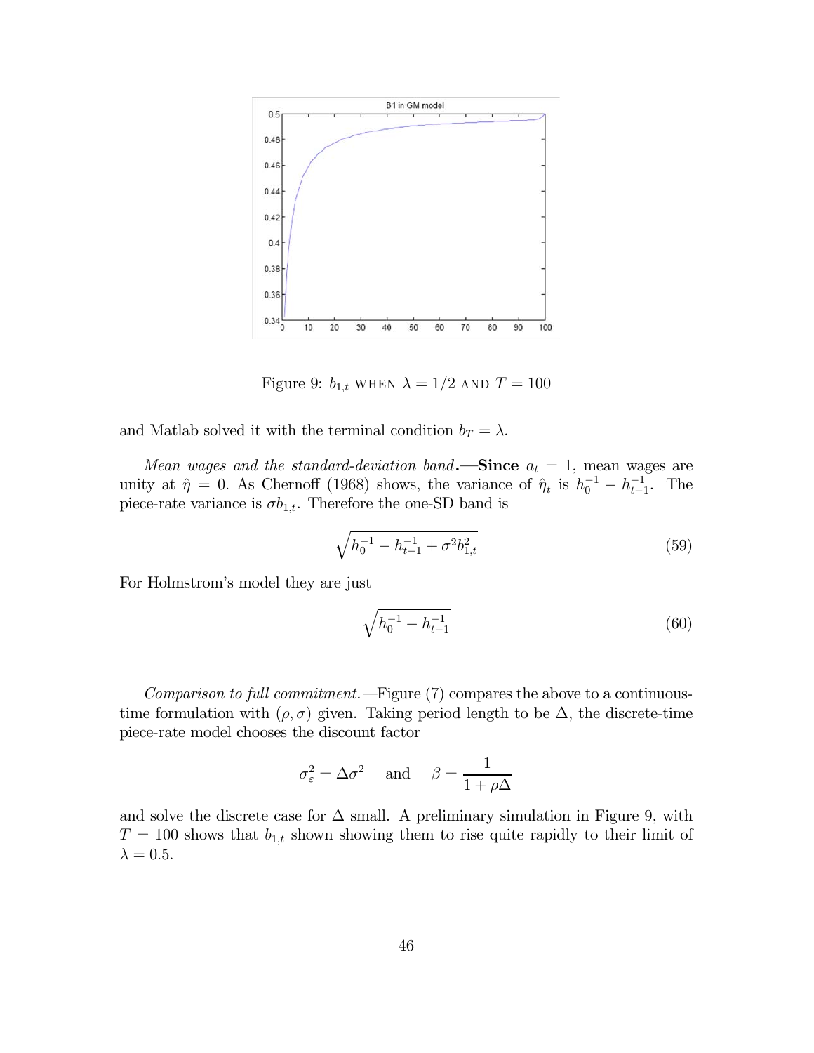B1 in GM model

0.5
0.48
0.46
0.44
0.42
0.4
0.38
0.36
0.34

0 10 20 30 40 50 60 70 80 90 100

Figure 9: $b_{1,t}$ WHEN $\lambda = 1/2$ AND $T = 100$

and Matlab solved it with the terminal condition $b_T = \lambda$.

*Mean wages and the standard-deviation band*.—**Since** $a_t = 1$, mean wages are unity at $\hat{\eta} = 0$. As Chernoff (1968) shows, the variance of $\hat{\eta}_t$ is $h_0^{-1} - h_{t-1}^{-1}$. The piece-rate variance is $\sigma b_{1,t}$. Therefore the one-SD band is

$$\sqrt{h_0^{-1} - h_{t-1}^{-1} + \sigma^2 b_{1,t}^2} \tag{59}$$

For Holmstrom's model they are just

$$\sqrt{h_0^{-1} - h_{t-1}^{-1}} \tag{60}$$

*Comparison to full commitment.*—Figure (7) compares the above to a continuous-time formulation with $(\rho, \sigma)$ given. Taking period length to be $\Delta$, the discrete-time piece-rate model chooses the discount factor

$$\sigma_\varepsilon^2 = \Delta\sigma^2 \quad \text{and} \quad \beta = \frac{1}{1 + \rho\Delta}$$

and solve the discrete case for $\Delta$ small. A preliminary simulation in Figure 9, with $T = 100$ shows that $b_{1,t}$ shown showing them to rise quite rapidly to their limit of $\lambda = 0.5$.